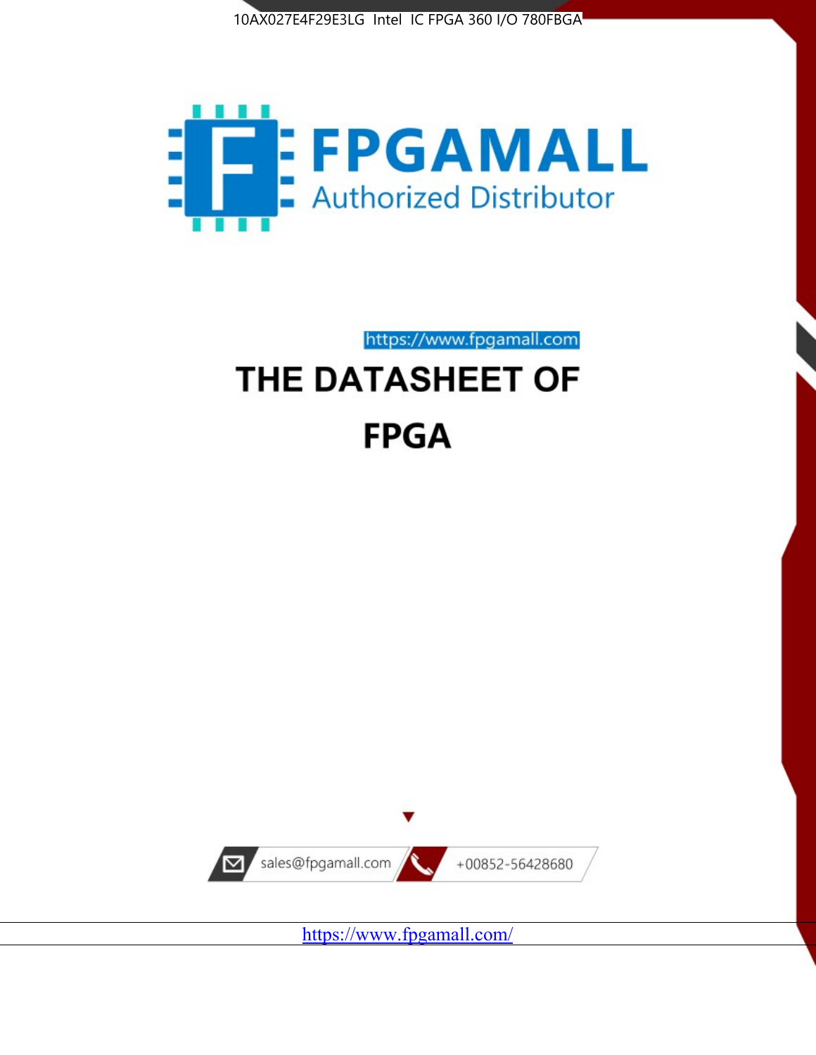10AX027E4F29E3LG Intel IC FPGA 360 I/O 780FBGA

FPGAMALL
Authorized Distributor

https://www.fpgamall.com

# THE DATASHEET OF

# FPGA

sales@fpgamall.com

+00852-56428680

https://www.fpgamall.com/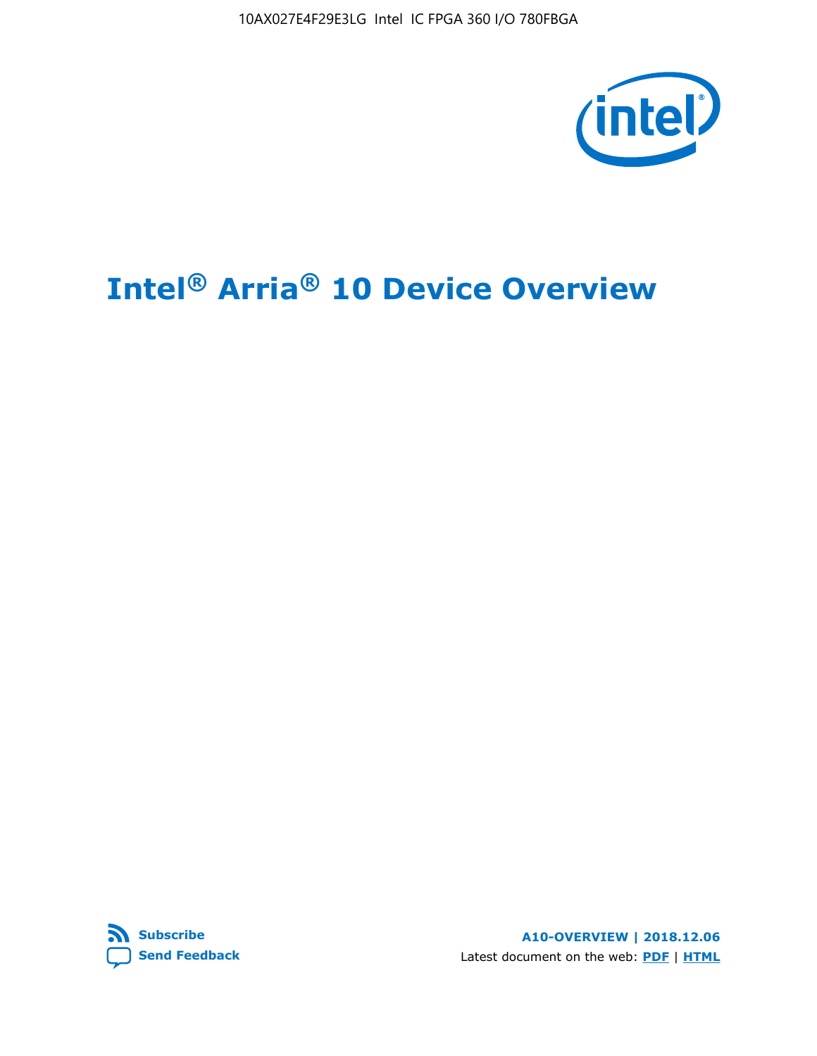# Intel® Arria® 10 Device Overview

Subscribe

Send Feedback

A10-OVERVIEW | 2018.12.06

Latest document on the web: PDF | HTML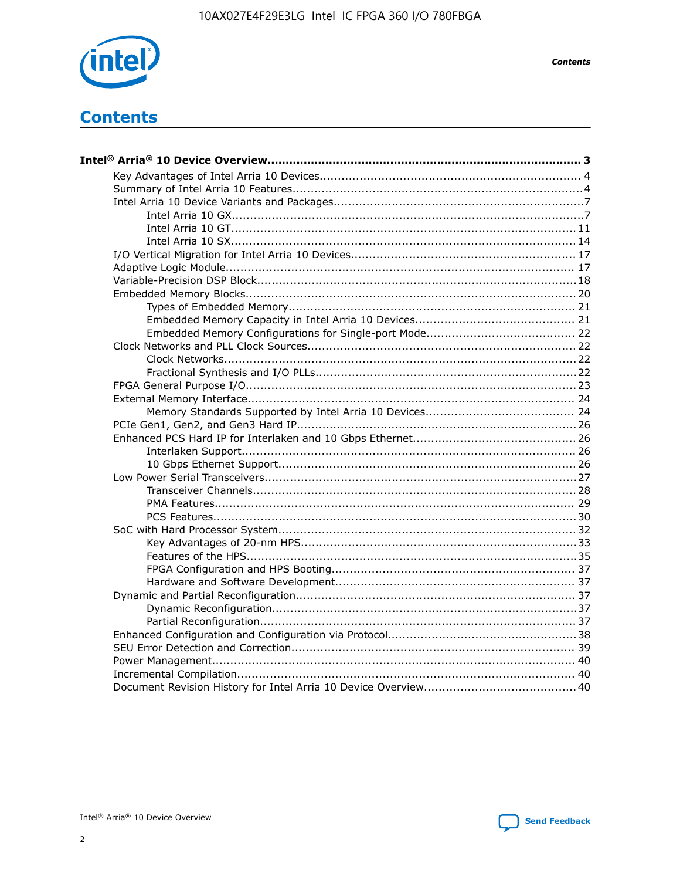# Contents

**Intel® Arria® 10 Device Overview** ....................................................................................... 3

- Key Advantages of Intel Arria 10 Devices ....................................................................... 4
- Summary of Intel Arria 10 Features ............................................................................... 4
- Intel Arria 10 Device Variants and Packages .................................................................... 7
  - Intel Arria 10 GX ................................................................................................. 7
  - Intel Arria 10 GT ................................................................................................ 11
  - Intel Arria 10 SX ................................................................................................ 14
- I/O Vertical Migration for Intel Arria 10 Devices ............................................................. 17
- Adaptive Logic Module ................................................................................................. 17
- Variable-Precision DSP Block ........................................................................................ 18
- Embedded Memory Blocks ............................................................................................ 20
  - Types of Embedded Memory ................................................................................ 21
  - Embedded Memory Capacity in Intel Arria 10 Devices ............................................. 21
  - Embedded Memory Configurations for Single-port Mode .......................................... 22
- Clock Networks and PLL Clock Sources ......................................................................... 22
  - Clock Networks .................................................................................................. 22
  - Fractional Synthesis and I/O PLLs ........................................................................ 22
- FPGA General Purpose I/O ........................................................................................... 23
- External Memory Interface ........................................................................................... 24
  - Memory Standards Supported by Intel Arria 10 Devices .......................................... 24
- PCIe Gen1, Gen2, and Gen3 Hard IP ............................................................................ 26
- Enhanced PCS Hard IP for Interlaken and 10 Gbps Ethernet ............................................ 26
  - Interlaken Support ............................................................................................. 26
  - 10 Gbps Ethernet Support ................................................................................... 26
- Low Power Serial Transceivers ..................................................................................... 27
  - Transceiver Channels .......................................................................................... 28
  - PMA Features .................................................................................................... 29
  - PCS Features ..................................................................................................... 30
- SoC with Hard Processor System .................................................................................. 32
  - Key Advantages of 20-nm HPS ............................................................................ 33
  - Features of the HPS ............................................................................................ 35
  - FPGA Configuration and HPS Booting .................................................................... 37
  - Hardware and Software Development ................................................................... 37
- Dynamic and Partial Reconfiguration ............................................................................. 37
  - Dynamic Reconfiguration ..................................................................................... 37
  - Partial Reconfiguration ........................................................................................ 37
- Enhanced Configuration and Configuration via Protocol .................................................... 38
- SEU Error Detection and Correction .............................................................................. 39
- Power Management ..................................................................................................... 40
- Incremental Compilation .............................................................................................. 40
- Document Revision History for Intel Arria 10 Device Overview .......................................... 40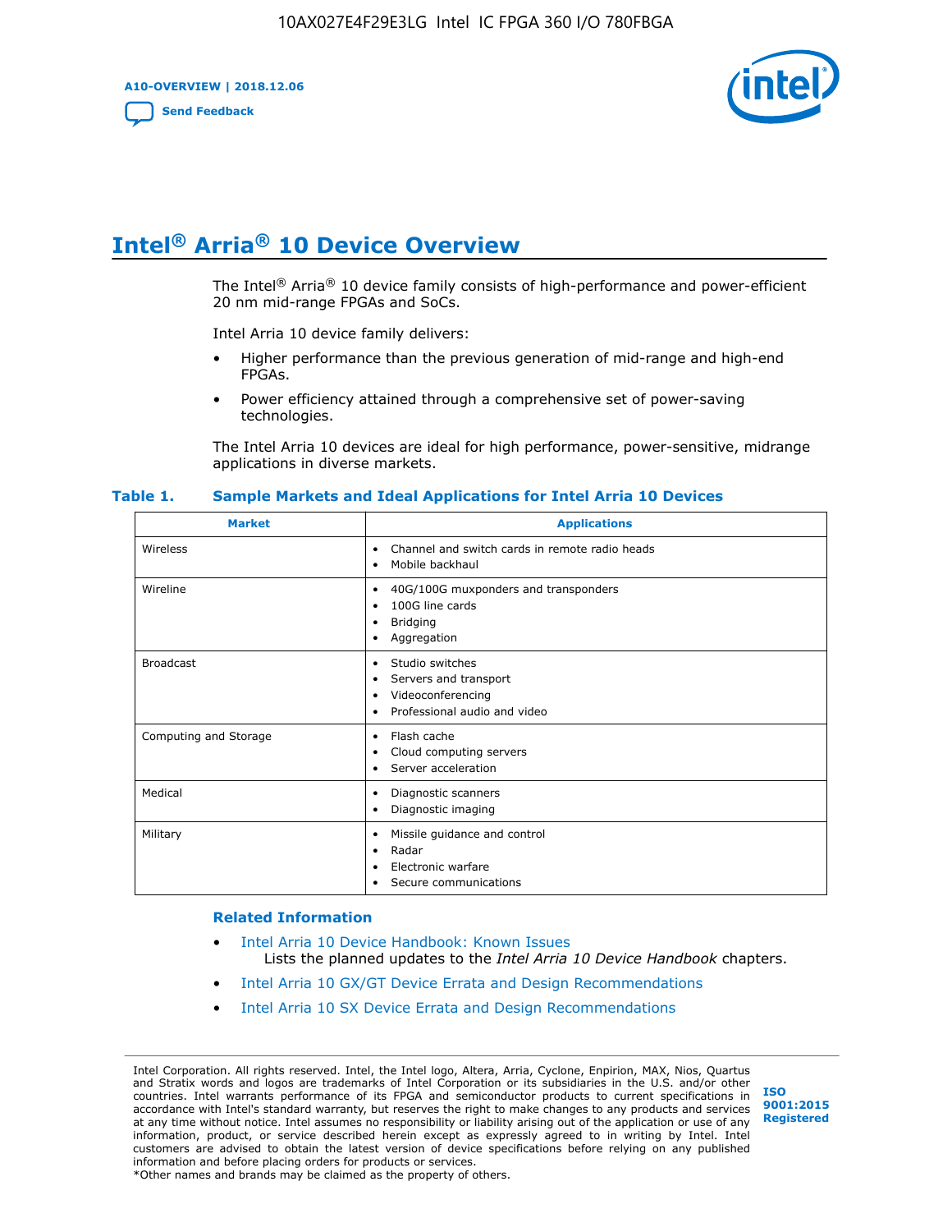# Intel® Arria® 10 Device Overview

The Intel® Arria® 10 device family consists of high-performance and power-efficient 20 nm mid-range FPGAs and SoCs.

Intel Arria 10 device family delivers:

- Higher performance than the previous generation of mid-range and high-end FPGAs.
- Power efficiency attained through a comprehensive set of power-saving technologies.

The Intel Arria 10 devices are ideal for high performance, power-sensitive, midrange applications in diverse markets.

**Table 1. Sample Markets and Ideal Applications for Intel Arria 10 Devices**

| Market | Applications |
|---|---|
| Wireless | • Channel and switch cards in remote radio heads<br>• Mobile backhaul |
| Wireline | • 40G/100G muxponders and transponders<br>• 100G line cards<br>• Bridging<br>• Aggregation |
| Broadcast | • Studio switches<br>• Servers and transport<br>• Videoconferencing<br>• Professional audio and video |
| Computing and Storage | • Flash cache<br>• Cloud computing servers<br>• Server acceleration |
| Medical | • Diagnostic scanners<br>• Diagnostic imaging |
| Military | • Missile guidance and control<br>• Radar<br>• Electronic warfare<br>• Secure communications |

### Related Information

- Intel Arria 10 Device Handbook: Known Issues
  Lists the planned updates to the *Intel Arria 10 Device Handbook* chapters.
- Intel Arria 10 GX/GT Device Errata and Design Recommendations
- Intel Arria 10 SX Device Errata and Design Recommendations

Intel Corporation. All rights reserved. Intel, the Intel logo, Altera, Arria, Cyclone, Enpirion, MAX, Nios, Quartus and Stratix words and logos are trademarks of Intel Corporation or its subsidiaries in the U.S. and/or other countries. Intel warrants performance of its FPGA and semiconductor products to current specifications in accordance with Intel's standard warranty, but reserves the right to make changes to any products and services at any time without notice. Intel assumes no responsibility or liability arising out of the application or use of any information, product, or service described herein except as expressly agreed to in writing by Intel. Intel customers are advised to obtain the latest version of device specifications before relying on any published information and before placing orders for products or services.
*Other names and brands may be claimed as the property of others.

ISO 9001:2015 Registered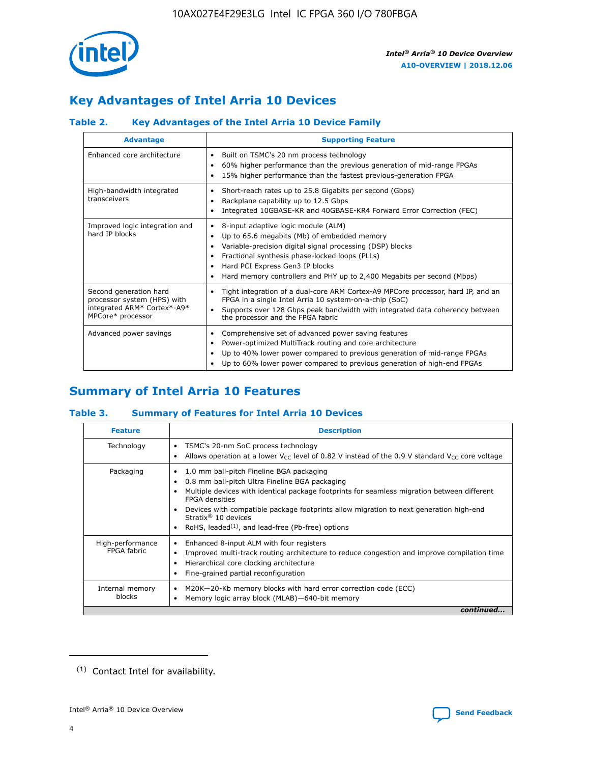## Key Advantages of Intel Arria 10 Devices

### Table 2. Key Advantages of the Intel Arria 10 Device Family

| Advantage | Supporting Feature |
| --- | --- |
| Enhanced core architecture | • Built on TSMC's 20 nm process technology<br>• 60% higher performance than the previous generation of mid-range FPGAs<br>• 15% higher performance than the fastest previous-generation FPGA |
| High-bandwidth integrated transceivers | • Short-reach rates up to 25.8 Gigabits per second (Gbps)<br>• Backplane capability up to 12.5 Gbps<br>• Integrated 10GBASE-KR and 40GBASE-KR4 Forward Error Correction (FEC) |
| Improved logic integration and hard IP blocks | • 8-input adaptive logic module (ALM)<br>• Up to 65.6 megabits (Mb) of embedded memory<br>• Variable-precision digital signal processing (DSP) blocks<br>• Fractional synthesis phase-locked loops (PLLs)<br>• Hard PCI Express Gen3 IP blocks<br>• Hard memory controllers and PHY up to 2,400 Megabits per second (Mbps) |
| Second generation hard processor system (HPS) with integrated ARM* Cortex*-A9* MPCore* processor | • Tight integration of a dual-core ARM Cortex-A9 MPCore processor, hard IP, and an FPGA in a single Intel Arria 10 system-on-a-chip (SoC)<br>• Supports over 128 Gbps peak bandwidth with integrated data coherency between the processor and the FPGA fabric |
| Advanced power savings | • Comprehensive set of advanced power saving features<br>• Power-optimized MultiTrack routing and core architecture<br>• Up to 40% lower power compared to previous generation of mid-range FPGAs<br>• Up to 60% lower power compared to previous generation of high-end FPGAs |

## Summary of Intel Arria 10 Features

### Table 3. Summary of Features for Intel Arria 10 Devices

| Feature | Description |
| --- | --- |
| Technology | • TSMC's 20-nm SoC process technology<br>• Allows operation at a lower $V_{CC}$ level of 0.82 V instead of the 0.9 V standard $V_{CC}$ core voltage |
| Packaging | • 1.0 mm ball-pitch Fineline BGA packaging<br>• 0.8 mm ball-pitch Ultra Fineline BGA packaging<br>• Multiple devices with identical package footprints for seamless migration between different FPGA densities<br>• Devices with compatible package footprints allow migration to next generation high-end Stratix® 10 devices<br>• RoHS, leaded[(1)], and lead-free (Pb-free) options |
| High-performance FPGA fabric | • Enhanced 8-input ALM with four registers<br>• Improved multi-track routing architecture to reduce congestion and improve compilation time<br>• Hierarchical core clocking architecture<br>• Fine-grained partial reconfiguration |
| Internal memory blocks | • M20K—20-Kb memory blocks with hard error correction code (ECC)<br>• Memory logic array block (MLAB)—640-bit memory |

*continued...*

(1) Contact Intel for availability.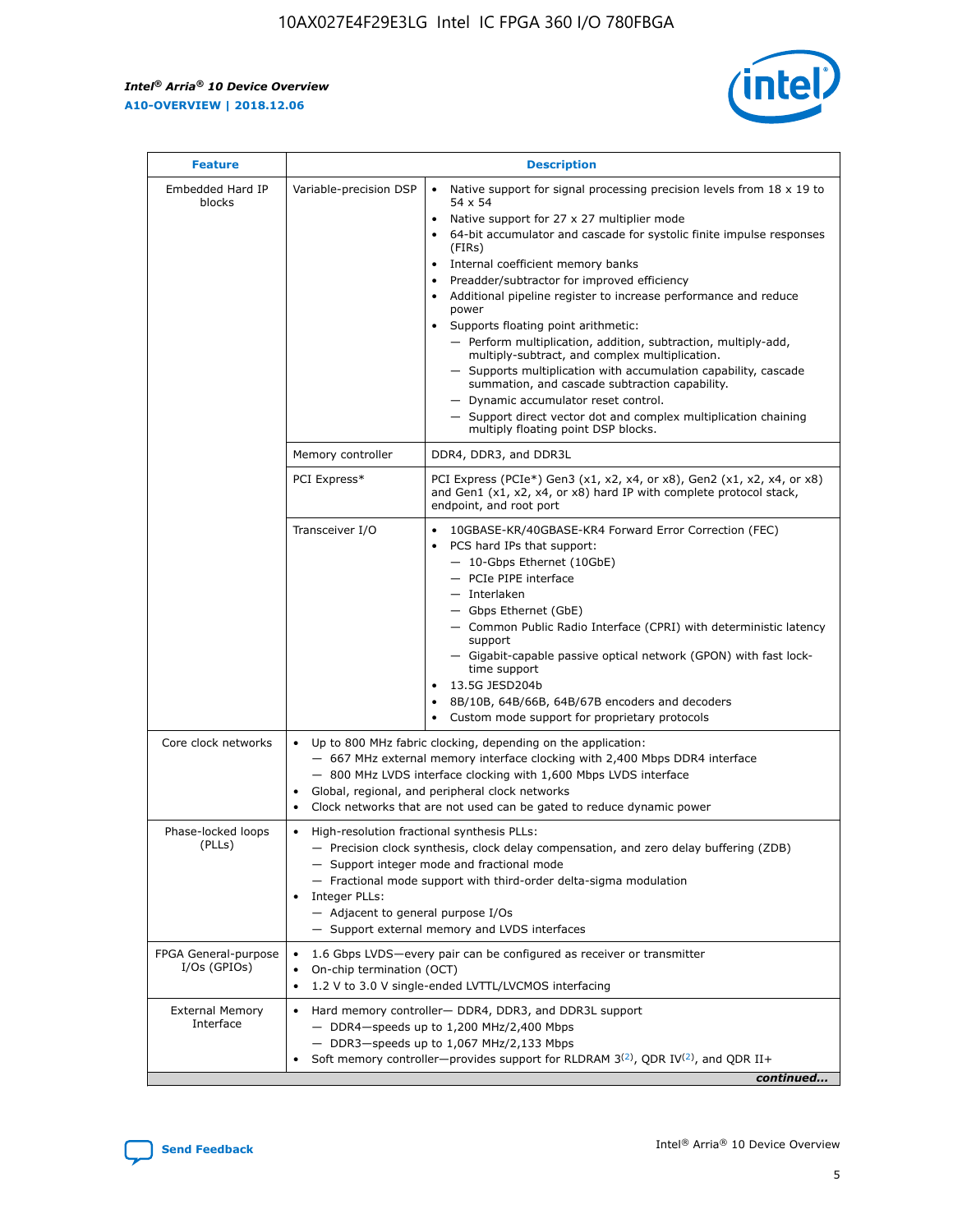| Feature | Description | |
|---|---|---|
| Embedded Hard IP blocks | Variable-precision DSP | • Native support for signal processing precision levels from 18 x 19 to 54 x 54<br>• Native support for 27 x 27 multiplier mode<br>• 64-bit accumulator and cascade for systolic finite impulse responses (FIRs)<br>• Internal coefficient memory banks<br>• Preadder/subtractor for improved efficiency<br>• Additional pipeline register to increase performance and reduce power<br>• Supports floating point arithmetic:<br>— Perform multiplication, addition, subtraction, multiply-add, multiply-subtract, and complex multiplication.<br>— Supports multiplication with accumulation capability, cascade summation, and cascade subtraction capability.<br>— Dynamic accumulator reset control.<br>— Support direct vector dot and complex multiplication chaining multiply floating point DSP blocks. |
| | Memory controller | DDR4, DDR3, and DDR3L |
| | PCI Express* | PCI Express (PCIe*) Gen3 (x1, x2, x4, or x8), Gen2 (x1, x2, x4, or x8) and Gen1 (x1, x2, x4, or x8) hard IP with complete protocol stack, endpoint, and root port |
| | Transceiver I/O | • 10GBASE-KR/40GBASE-KR4 Forward Error Correction (FEC)<br>• PCS hard IPs that support:<br>— 10-Gbps Ethernet (10GbE)<br>— PCIe PIPE interface<br>— Interlaken<br>— Gbps Ethernet (GbE)<br>— Common Public Radio Interface (CPRI) with deterministic latency support<br>— Gigabit-capable passive optical network (GPON) with fast lock-time support<br>• 13.5G JESD204b<br>• 8B/10B, 64B/66B, 64B/67B encoders and decoders<br>• Custom mode support for proprietary protocols |
| Core clock networks | • Up to 800 MHz fabric clocking, depending on the application:<br>— 667 MHz external memory interface clocking with 2,400 Mbps DDR4 interface<br>— 800 MHz LVDS interface clocking with 1,600 Mbps LVDS interface<br>• Global, regional, and peripheral clock networks<br>• Clock networks that are not used can be gated to reduce dynamic power | |
| Phase-locked loops (PLLs) | • High-resolution fractional synthesis PLLs:<br>— Precision clock synthesis, clock delay compensation, and zero delay buffering (ZDB)<br>— Support integer mode and fractional mode<br>— Fractional mode support with third-order delta-sigma modulation<br>• Integer PLLs:<br>— Adjacent to general purpose I/Os<br>— Support external memory and LVDS interfaces | |
| FPGA General-purpose I/Os (GPIOs) | • 1.6 Gbps LVDS—every pair can be configured as receiver or transmitter<br>• On-chip termination (OCT)<br>• 1.2 V to 3.0 V single-ended LVTTL/LVCMOS interfacing | |
| External Memory Interface | • Hard memory controller— DDR4, DDR3, and DDR3L support<br>— DDR4—speeds up to 1,200 MHz/2,400 Mbps<br>— DDR3—speeds up to 1,067 MHz/2,133 Mbps<br>• Soft memory controller—provides support for RLDRAM 3[(2)], QDR IV[(2)], and QDR II+ | |

*continued...*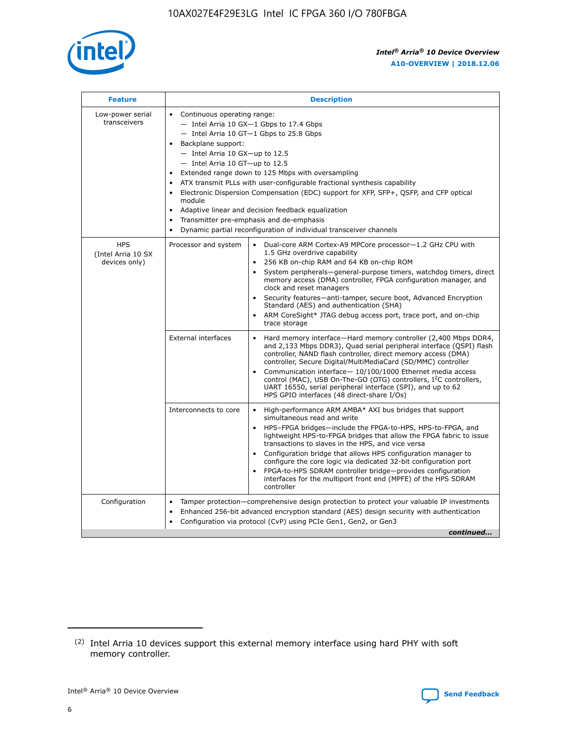| Feature | Description | |
|---|---|---|
| Low-power serial transceivers | • Continuous operating range:<br>— Intel Arria 10 GX—1 Gbps to 17.4 Gbps<br>— Intel Arria 10 GT—1 Gbps to 25.8 Gbps<br>• Backplane support:<br>— Intel Arria 10 GX—up to 12.5<br>— Intel Arria 10 GT—up to 12.5<br>• Extended range down to 125 Mbps with oversampling<br>• ATX transmit PLLs with user-configurable fractional synthesis capability<br>• Electronic Dispersion Compensation (EDC) support for XFP, SFP+, QSFP, and CFP optical module<br>• Adaptive linear and decision feedback equalization<br>• Transmitter pre-emphasis and de-emphasis<br>• Dynamic partial reconfiguration of individual transceiver channels | |
| HPS (Intel Arria 10 SX devices only) | Processor and system | • Dual-core ARM Cortex-A9 MPCore processor—1.2 GHz CPU with 1.5 GHz overdrive capability<br>• 256 KB on-chip RAM and 64 KB on-chip ROM<br>• System peripherals—general-purpose timers, watchdog timers, direct memory access (DMA) controller, FPGA configuration manager, and clock and reset managers<br>• Security features—anti-tamper, secure boot, Advanced Encryption Standard (AES) and authentication (SHA)<br>• ARM CoreSight* JTAG debug access port, trace port, and on-chip trace storage |
| | External interfaces | • Hard memory interface—Hard memory controller (2,400 Mbps DDR4, and 2,133 Mbps DDR3), Quad serial peripheral interface (QSPI) flash controller, NAND flash controller, direct memory access (DMA) controller, Secure Digital/MultiMediaCard (SD/MMC) controller<br>• Communication interface— 10/100/1000 Ethernet media access control (MAC), USB On-The-GO (OTG) controllers, I²C controllers, UART 16550, serial peripheral interface (SPI), and up to 62 HPS GPIO interfaces (48 direct-share I/Os) |
| | Interconnects to core | • High-performance ARM AMBA* AXI bus bridges that support simultaneous read and write<br>• HPS–FPGA bridges—include the FPGA-to-HPS, HPS-to-FPGA, and lightweight HPS-to-FPGA bridges that allow the FPGA fabric to issue transactions to slaves in the HPS, and vice versa<br>• Configuration bridge that allows HPS configuration manager to configure the core logic via dedicated 32-bit configuration port<br>• FPGA-to-HPS SDRAM controller bridge—provides configuration interfaces for the multiport front end (MPFE) of the HPS SDRAM controller |
| Configuration | • Tamper protection—comprehensive design protection to protect your valuable IP investments<br>• Enhanced 256-bit advanced encryption standard (AES) design security with authentication<br>• Configuration via protocol (CvP) using PCIe Gen1, Gen2, or Gen3 | |

*continued...*

(2) Intel Arria 10 devices support this external memory interface using hard PHY with soft memory controller.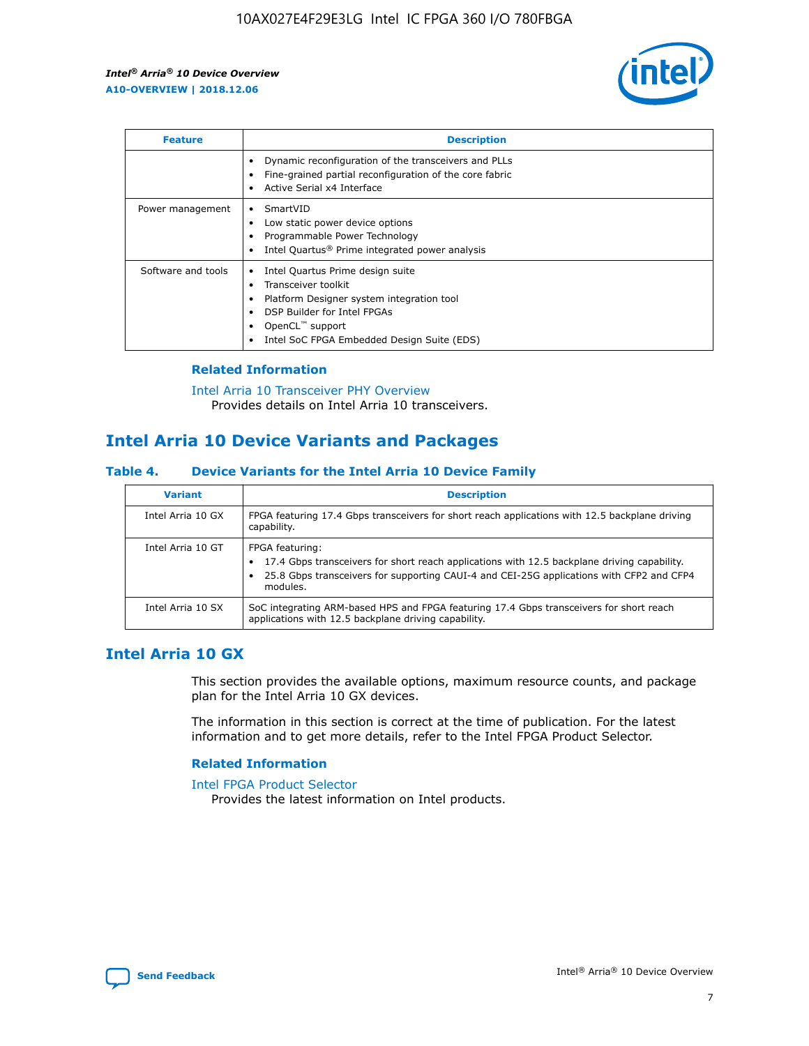| Feature | Description |
|---|---|
| | • Dynamic reconfiguration of the transceivers and PLLs<br>• Fine-grained partial reconfiguration of the core fabric<br>• Active Serial x4 Interface |
| Power management | • SmartVID<br>• Low static power device options<br>• Programmable Power Technology<br>• Intel Quartus® Prime integrated power analysis |
| Software and tools | • Intel Quartus Prime design suite<br>• Transceiver toolkit<br>• Platform Designer system integration tool<br>• DSP Builder for Intel FPGAs<br>• OpenCL™ support<br>• Intel SoC FPGA Embedded Design Suite (EDS) |

### Related Information

Intel Arria 10 Transceiver PHY Overview
Provides details on Intel Arria 10 transceivers.

## Intel Arria 10 Device Variants and Packages

### Table 4. Device Variants for the Intel Arria 10 Device Family

| Variant | Description |
|---|---|
| Intel Arria 10 GX | FPGA featuring 17.4 Gbps transceivers for short reach applications with 12.5 backplane driving capability. |
| Intel Arria 10 GT | FPGA featuring:<br>• 17.4 Gbps transceivers for short reach applications with 12.5 backplane driving capability.<br>• 25.8 Gbps transceivers for supporting CAUI-4 and CEI-25G applications with CFP2 and CFP4 modules. |
| Intel Arria 10 SX | SoC integrating ARM-based HPS and FPGA featuring 17.4 Gbps transceivers for short reach applications with 12.5 backplane driving capability. |

## Intel Arria 10 GX

This section provides the available options, maximum resource counts, and package plan for the Intel Arria 10 GX devices.

The information in this section is correct at the time of publication. For the latest information and to get more details, refer to the Intel FPGA Product Selector.

### Related Information

Intel FPGA Product Selector
Provides the latest information on Intel products.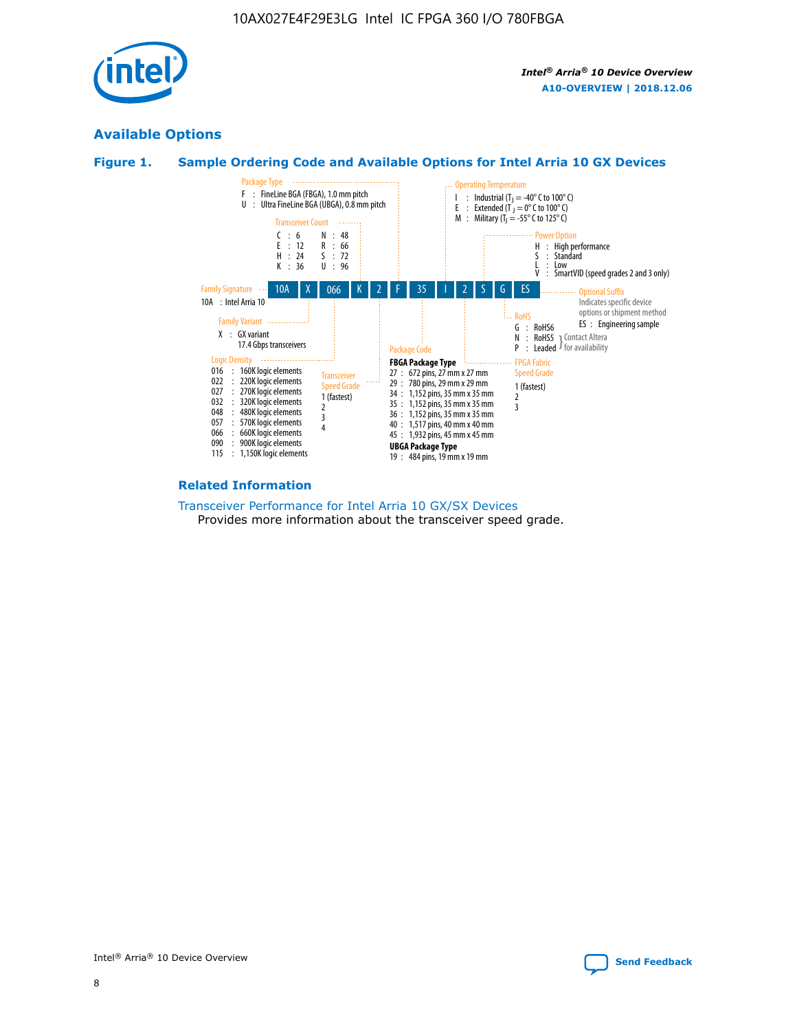## Available Options

### Figure 1. Sample Ordering Code and Available Options for Intel Arria 10 GX Devices

| 10A | X | 066 | K | 2 | F | 35 | I | 2 | S | G | ES |
|---|---|---|---|---|---|---|---|---|---|---|---|

**Family Signature**
- 10A : Intel Arria 10

**Family Variant**
- X : GX variant, 17.4 Gbps transceivers

**Logic Density**
- 016 : 160K logic elements
- 022 : 220K logic elements
- 027 : 270K logic elements
- 032 : 320K logic elements
- 048 : 480K logic elements
- 057 : 570K logic elements
- 066 : 660K logic elements
- 090 : 900K logic elements
- 115 : 1,150K logic elements

**Transceiver Count**
- C : 6
- E : 12
- H : 24
- K : 36
- N : 48
- R : 66
- S : 72
- U : 96

**Transceiver Speed Grade**
- 1 (fastest)
- 2
- 3
- 4

**Package Type**
- F : FineLine BGA (FBGA), 1.0 mm pitch
- U : Ultra FineLine BGA (UBGA), 0.8 mm pitch

**Package Code**

FBGA Package Type
- 27 : 672 pins, 27 mm x 27 mm
- 29 : 780 pins, 29 mm x 29 mm
- 34 : 1,152 pins, 35 mm x 35 mm
- 35 : 1,152 pins, 35 mm x 35 mm
- 36 : 1,152 pins, 35 mm x 35 mm
- 40 : 1,517 pins, 40 mm x 40 mm
- 45 : 1,932 pins, 45 mm x 45 mm

UBGA Package Type
- 19 : 484 pins, 19 mm x 19 mm

**Operating Temperature**
- I : Industrial ($T_J$ = -40° C to 100° C)
- E : Extended ($T_J$ = 0° C to 100° C)
- M : Military ($T_J$ = -55° C to 125° C)

**FPGA Fabric Speed Grade**
- 1 (fastest)
- 2
- 3

**Power Option**
- H : High performance
- S : Standard
- L : Low
- V : SmartVID (speed grades 2 and 3 only)

**RoHS**
- G : RoHS6
- N : RoHS5 (Contact Altera for availability)
- P : Leaded (Contact Altera for availability)

**Optional Suffix**

Indicates specific device options or shipment method
- ES : Engineering sample

### Related Information

Transceiver Performance for Intel Arria 10 GX/SX Devices

Provides more information about the transceiver speed grade.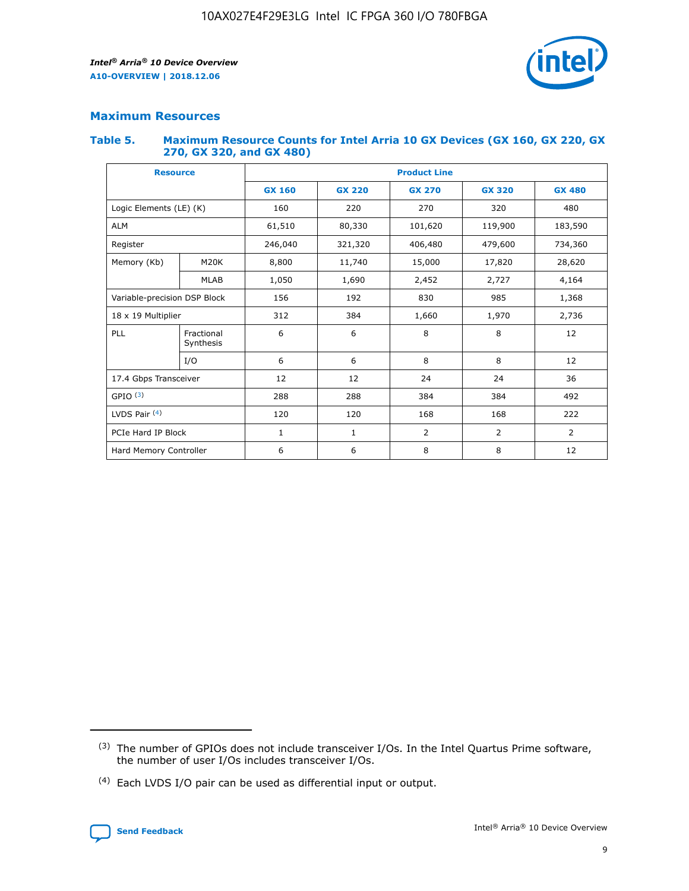## Maximum Resources

### Table 5. Maximum Resource Counts for Intel Arria 10 GX Devices (GX 160, GX 220, GX 270, GX 320, and GX 480)

| Resource | | Product Line | | | | |
|---|---|---|---|---|---|---|
| | | GX 160 | GX 220 | GX 270 | GX 320 | GX 480 |
| Logic Elements (LE) (K) | | 160 | 220 | 270 | 320 | 480 |
| ALM | | 61,510 | 80,330 | 101,620 | 119,900 | 183,590 |
| Register | | 246,040 | 321,320 | 406,480 | 479,600 | 734,360 |
| Memory (Kb) | M20K | 8,800 | 11,740 | 15,000 | 17,820 | 28,620 |
| | MLAB | 1,050 | 1,690 | 2,452 | 2,727 | 4,164 |
| Variable-precision DSP Block | | 156 | 192 | 830 | 985 | 1,368 |
| 18 x 19 Multiplier | | 312 | 384 | 1,660 | 1,970 | 2,736 |
| PLL | Fractional Synthesis | 6 | 6 | 8 | 8 | 12 |
| | I/O | 6 | 6 | 8 | 8 | 12 |
| 17.4 Gbps Transceiver | | 12 | 12 | 24 | 24 | 36 |
| GPIO (3) | | 288 | 288 | 384 | 384 | 492 |
| LVDS Pair (4) | | 120 | 120 | 168 | 168 | 222 |
| PCIe Hard IP Block | | 1 | 1 | 2 | 2 | 2 |
| Hard Memory Controller | | 6 | 6 | 8 | 8 | 12 |

(3) The number of GPIOs does not include transceiver I/Os. In the Intel Quartus Prime software, the number of user I/Os includes transceiver I/Os.

(4) Each LVDS I/O pair can be used as differential input or output.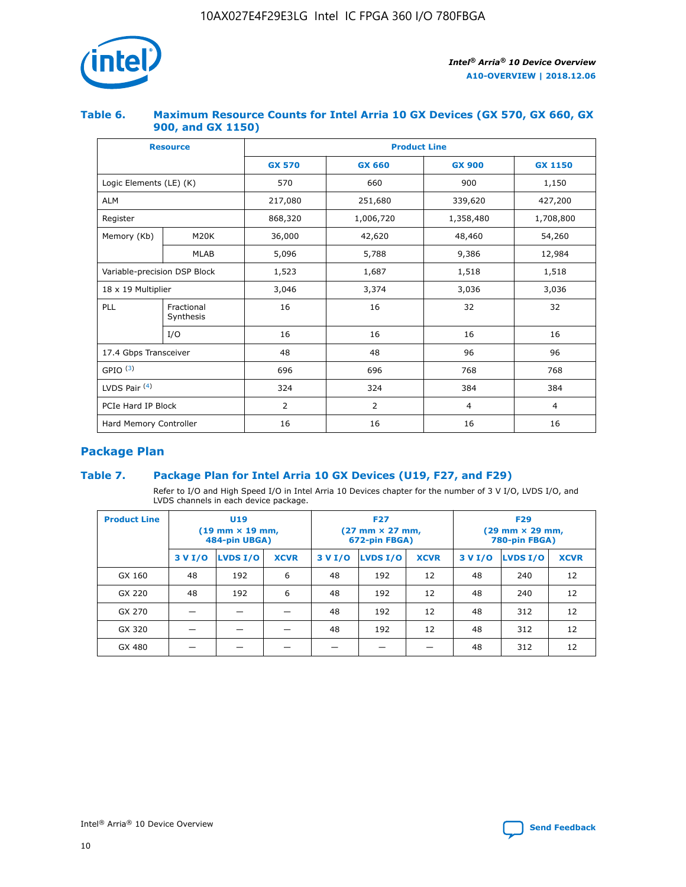### Table 6. Maximum Resource Counts for Intel Arria 10 GX Devices (GX 570, GX 660, GX 900, and GX 1150)

| Resource | | Product Line | | | |
|---|---|---|---|---|---|
| | | GX 570 | GX 660 | GX 900 | GX 1150 |
| Logic Elements (LE) (K) | | 570 | 660 | 900 | 1,150 |
| ALM | | 217,080 | 251,680 | 339,620 | 427,200 |
| Register | | 868,320 | 1,006,720 | 1,358,480 | 1,708,800 |
| Memory (Kb) | M20K | 36,000 | 42,620 | 48,460 | 54,260 |
| | MLAB | 5,096 | 5,788 | 9,386 | 12,984 |
| Variable-precision DSP Block | | 1,523 | 1,687 | 1,518 | 1,518 |
| 18 x 19 Multiplier | | 3,046 | 3,374 | 3,036 | 3,036 |
| PLL | Fractional Synthesis | 16 | 16 | 32 | 32 |
| | I/O | 16 | 16 | 16 | 16 |
| 17.4 Gbps Transceiver | | 48 | 48 | 96 | 96 |
| GPIO [(3)] | | 696 | 696 | 768 | 768 |
| LVDS Pair [(4)] | | 324 | 324 | 384 | 384 |
| PCIe Hard IP Block | | 2 | 2 | 4 | 4 |
| Hard Memory Controller | | 16 | 16 | 16 | 16 |

## Package Plan

### Table 7. Package Plan for Intel Arria 10 GX Devices (U19, F27, and F29)

Refer to I/O and High Speed I/O in Intel Arria 10 Devices chapter for the number of 3 V I/O, LVDS I/O, and LVDS channels in each device package.

| Product Line | U19 (19 mm × 19 mm, 484-pin UBGA) | | | F27 (27 mm × 27 mm, 672-pin FBGA) | | | F29 (29 mm × 29 mm, 780-pin FBGA) | | |
|---|---|---|---|---|---|---|---|---|---|
| | 3 V I/O | LVDS I/O | XCVR | 3 V I/O | LVDS I/O | XCVR | 3 V I/O | LVDS I/O | XCVR |
| GX 160 | 48 | 192 | 6 | 48 | 192 | 12 | 48 | 240 | 12 |
| GX 220 | 48 | 192 | 6 | 48 | 192 | 12 | 48 | 240 | 12 |
| GX 270 | — | — | — | 48 | 192 | 12 | 48 | 312 | 12 |
| GX 320 | — | — | — | 48 | 192 | 12 | 48 | 312 | 12 |
| GX 480 | — | — | — | — | — | — | 48 | 312 | 12 |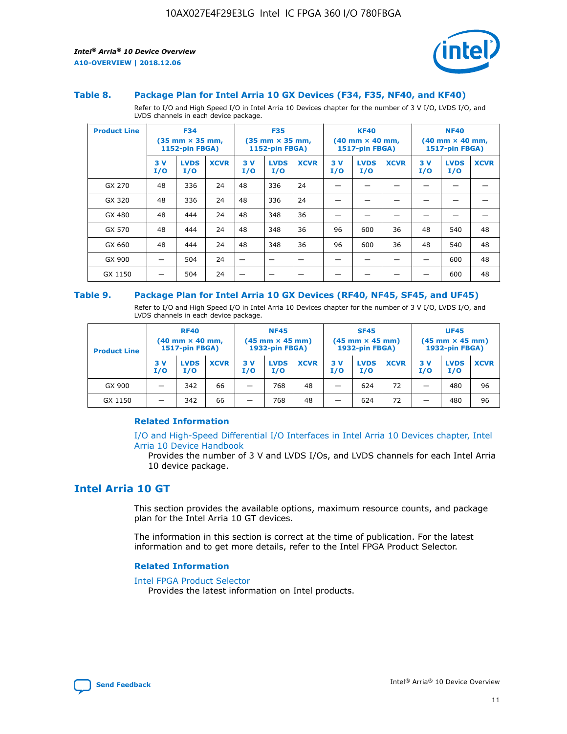### Table 8. Package Plan for Intel Arria 10 GX Devices (F34, F35, NF40, and KF40)

Refer to I/O and High Speed I/O in Intel Arria 10 Devices chapter for the number of 3 V I/O, LVDS I/O, and LVDS channels in each device package.

| Product Line | F34 (35 mm × 35 mm, 1152-pin FBGA) | | | F35 (35 mm × 35 mm, 1152-pin FBGA) | | | KF40 (40 mm × 40 mm, 1517-pin FBGA) | | | NF40 (40 mm × 40 mm, 1517-pin FBGA) | | |
|---|---|---|---|---|---|---|---|---|---|---|---|---|
| | 3 V I/O | LVDS I/O | XCVR | 3 V I/O | LVDS I/O | XCVR | 3 V I/O | LVDS I/O | XCVR | 3 V I/O | LVDS I/O | XCVR |
| GX 270 | 48 | 336 | 24 | 48 | 336 | 24 | — | — | — | — | — | — |
| GX 320 | 48 | 336 | 24 | 48 | 336 | 24 | — | — | — | — | — | — |
| GX 480 | 48 | 444 | 24 | 48 | 348 | 36 | — | — | — | — | — | — |
| GX 570 | 48 | 444 | 24 | 48 | 348 | 36 | 96 | 600 | 36 | 48 | 540 | 48 |
| GX 660 | 48 | 444 | 24 | 48 | 348 | 36 | 96 | 600 | 36 | 48 | 540 | 48 |
| GX 900 | — | 504 | 24 | — | — | — | — | — | — | — | 600 | 48 |
| GX 1150 | — | 504 | 24 | — | — | — | — | — | — | — | 600 | 48 |

### Table 9. Package Plan for Intel Arria 10 GX Devices (RF40, NF45, SF45, and UF45)

Refer to I/O and High Speed I/O in Intel Arria 10 Devices chapter for the number of 3 V I/O, LVDS I/O, and LVDS channels in each device package.

| Product Line | RF40 (40 mm × 40 mm, 1517-pin FBGA) | | | NF45 (45 mm × 45 mm) 1932-pin FBGA) | | | SF45 (45 mm × 45 mm) 1932-pin FBGA) | | | UF45 (45 mm × 45 mm) 1932-pin FBGA) | | |
|---|---|---|---|---|---|---|---|---|---|---|---|---|
| | 3 V I/O | LVDS I/O | XCVR | 3 V I/O | LVDS I/O | XCVR | 3 V I/O | LVDS I/O | XCVR | 3 V I/O | LVDS I/O | XCVR |
| GX 900 | — | 342 | 66 | — | 768 | 48 | — | 624 | 72 | — | 480 | 96 |
| GX 1150 | — | 342 | 66 | — | 768 | 48 | — | 624 | 72 | — | 480 | 96 |

#### Related Information

I/O and High-Speed Differential I/O Interfaces in Intel Arria 10 Devices chapter, Intel Arria 10 Device Handbook

Provides the number of 3 V and LVDS I/Os, and LVDS channels for each Intel Arria 10 device package.

## Intel Arria 10 GT

This section provides the available options, maximum resource counts, and package plan for the Intel Arria 10 GT devices.

The information in this section is correct at the time of publication. For the latest information and to get more details, refer to the Intel FPGA Product Selector.

#### Related Information

Intel FPGA Product Selector

Provides the latest information on Intel products.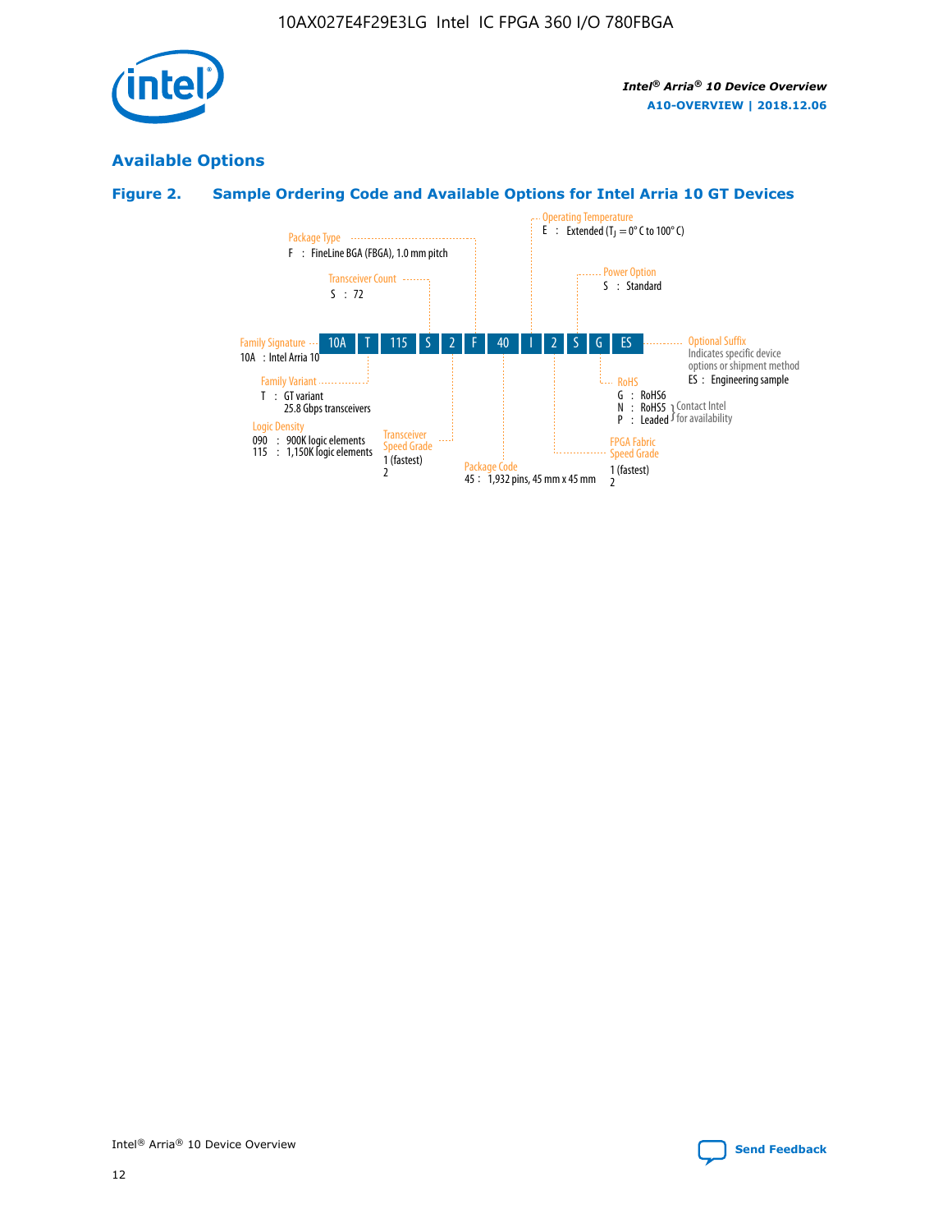## Available Options

### Figure 2. Sample Ordering Code and Available Options for Intel Arria 10 GT Devices

| 10A | T | 115 | S | 2 | F | 40 | I | 2 | S | G | ES |
|---|---|---|---|---|---|---|---|---|---|---|---|

- **Family Signature**
  - 10A : Intel Arria 10
- **Family Variant**
  - T : GT variant, 25.8 Gbps transceivers
- **Logic Density**
  - 090 : 900K logic elements
  - 115 : 1,150K logic elements
- **Transceiver Count**
  - S : 72
- **Transceiver Speed Grade**
  - 1 (fastest)
  - 2
- **Package Type**
  - F : FineLine BGA (FBGA), 1.0 mm pitch
- **Package Code**
  - 45 : 1,932 pins, 45 mm x 45 mm
- **Operating Temperature**
  - E : Extended ($T_J$ = 0° C to 100° C)
- **FPGA Fabric Speed Grade**
  - 1 (fastest)
  - 2
- **Power Option**
  - S : Standard
- **RoHS**
  - G : RoHS6
  - N : RoHS5 (Contact Intel for availability)
  - P : Leaded (Contact Intel for availability)
- **Optional Suffix**
  - Indicates specific device options or shipment method
  - ES : Engineering sample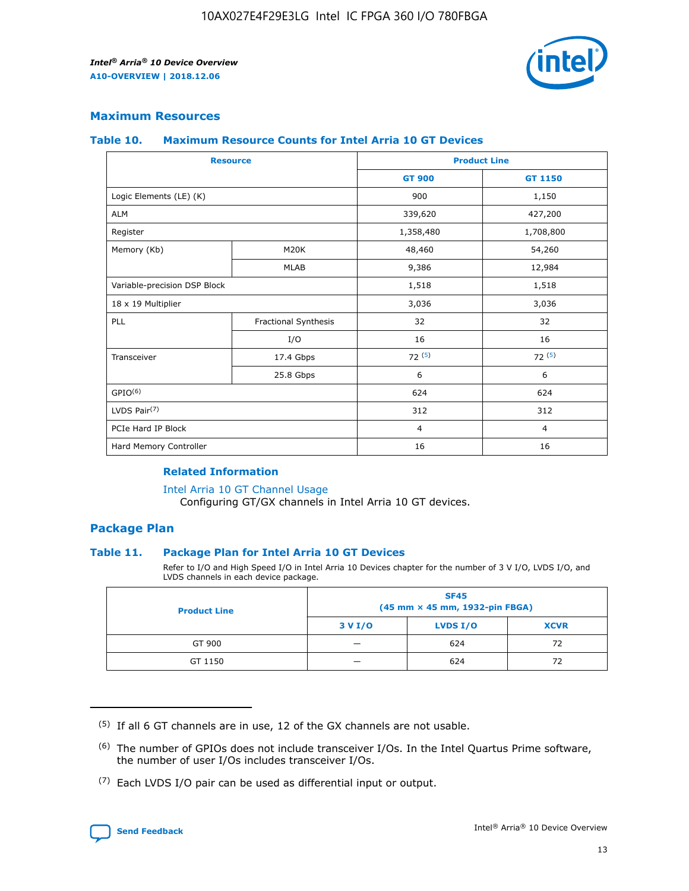## Maximum Resources

### Table 10. Maximum Resource Counts for Intel Arria 10 GT Devices

| Resource | | Product Line | |
|---|---|---|---|
| | | GT 900 | GT 1150 |
| Logic Elements (LE) (K) | | 900 | 1,150 |
| ALM | | 339,620 | 427,200 |
| Register | | 1,358,480 | 1,708,800 |
| Memory (Kb) | M20K | 48,460 | 54,260 |
| | MLAB | 9,386 | 12,984 |
| Variable-precision DSP Block | | 1,518 | 1,518 |
| 18 x 19 Multiplier | | 3,036 | 3,036 |
| PLL | Fractional Synthesis | 32 | 32 |
| | I/O | 16 | 16 |
| Transceiver | 17.4 Gbps | 72 (5) | 72 (5) |
| | 25.8 Gbps | 6 | 6 |
| GPIO(6) | | 624 | 624 |
| LVDS Pair(7) | | 312 | 312 |
| PCIe Hard IP Block | | 4 | 4 |
| Hard Memory Controller | | 16 | 16 |

#### Related Information

Intel Arria 10 GT Channel Usage
Configuring GT/GX channels in Intel Arria 10 GT devices.

## Package Plan

### Table 11. Package Plan for Intel Arria 10 GT Devices

Refer to I/O and High Speed I/O in Intel Arria 10 Devices chapter for the number of 3 V I/O, LVDS I/O, and LVDS channels in each device package.

| Product Line | SF45 (45 mm × 45 mm, 1932-pin FBGA) | | |
|---|---|---|---|
| | 3 V I/O | LVDS I/O | XCVR |
| GT 900 | — | 624 | 72 |
| GT 1150 | — | 624 | 72 |

(5) If all 6 GT channels are in use, 12 of the GX channels are not usable.

(6) The number of GPIOs does not include transceiver I/Os. In the Intel Quartus Prime software, the number of user I/Os includes transceiver I/Os.

(7) Each LVDS I/O pair can be used as differential input or output.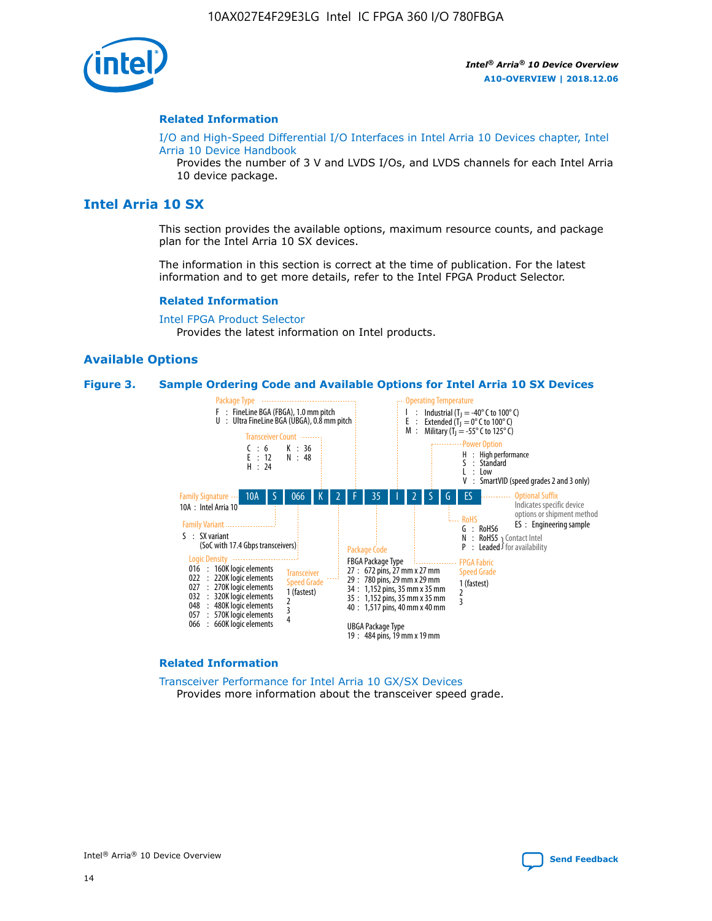### Related Information

I/O and High-Speed Differential I/O Interfaces in Intel Arria 10 Devices chapter, Intel Arria 10 Device Handbook

Provides the number of 3 V and LVDS I/Os, and LVDS channels for each Intel Arria 10 device package.

## Intel Arria 10 SX

This section provides the available options, maximum resource counts, and package plan for the Intel Arria 10 SX devices.

The information in this section is correct at the time of publication. For the latest information and to get more details, refer to the Intel FPGA Product Selector.

### Related Information

Intel FPGA Product Selector

Provides the latest information on Intel products.

### Available Options

**Figure 3. Sample Ordering Code and Available Options for Intel Arria 10 SX Devices**

Sample ordering code: 10A S 066 K 2 F 35 I 2 S G ES

**Family Signature**
- 10A : Intel Arria 10

**Family Variant**
- S : SX variant (SoC with 17.4 Gbps transceivers)

**Logic Density**
- 016 : 160K logic elements
- 022 : 220K logic elements
- 027 : 270K logic elements
- 032 : 320K logic elements
- 048 : 480K logic elements
- 057 : 570K logic elements
- 066 : 660K logic elements

**Transceiver Count**
- C : 6
- E : 12
- H : 24
- K : 36
- N : 48

**Transceiver Speed Grade**
- 1 (fastest)
- 2
- 3
- 4

**Package Type**
- F : FineLine BGA (FBGA), 1.0 mm pitch
- U : Ultra FineLine BGA (UBGA), 0.8 mm pitch

**Package Code**

FBGA Package Type
- 27 : 672 pins, 27 mm x 27 mm
- 29 : 780 pins, 29 mm x 29 mm
- 34 : 1,152 pins, 35 mm x 35 mm
- 35 : 1,152 pins, 35 mm x 35 mm
- 40 : 1,517 pins, 40 mm x 40 mm

UBGA Package Type
- 19 : 484 pins, 19 mm x 19 mm

**Operating Temperature**
- I : Industrial ($T_J$ = -40° C to 100° C)
- E : Extended ($T_J$ = 0° C to 100° C)
- M : Military ($T_J$ = -55° C to 125° C)

**FPGA Fabric Speed Grade**
- 1 (fastest)
- 2
- 3

**Power Option**
- H : High performance
- S : Standard
- L : Low
- V : SmartVID (speed grades 2 and 3 only)

**RoHS**
- G : RoHS6
- N : RoHS5 (Contact Intel for availability)
- P : Leaded (Contact Intel for availability)

**Optional Suffix**

Indicates specific device options or shipment method
- ES : Engineering sample

### Related Information

Transceiver Performance for Intel Arria 10 GX/SX Devices

Provides more information about the transceiver speed grade.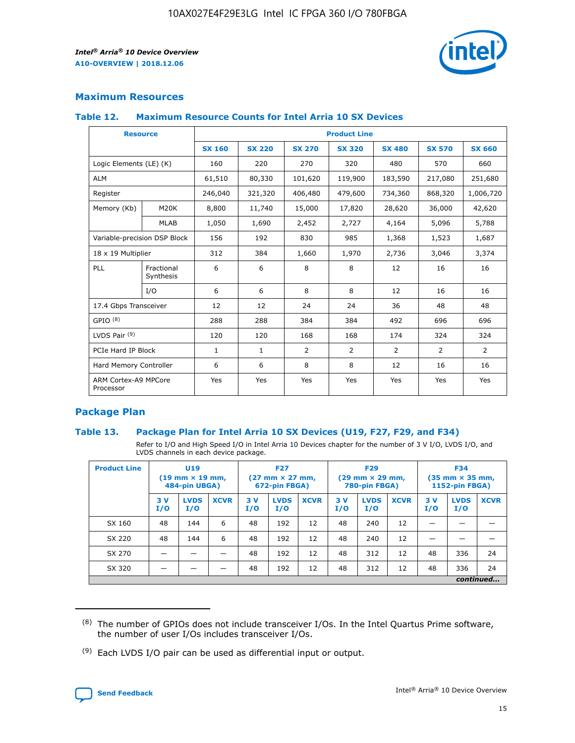## Maximum Resources

### Table 12. Maximum Resource Counts for Intel Arria 10 SX Devices

| Resource | | Product Line | | | | | | |
|---|---|---|---|---|---|---|---|---|
| | | SX 160 | SX 220 | SX 270 | SX 320 | SX 480 | SX 570 | SX 660 |
| Logic Elements (LE) (K) | | 160 | 220 | 270 | 320 | 480 | 570 | 660 |
| ALM | | 61,510 | 80,330 | 101,620 | 119,900 | 183,590 | 217,080 | 251,680 |
| Register | | 246,040 | 321,320 | 406,480 | 479,600 | 734,360 | 868,320 | 1,006,720 |
| Memory (Kb) | M20K | 8,800 | 11,740 | 15,000 | 17,820 | 28,620 | 36,000 | 42,620 |
| | MLAB | 1,050 | 1,690 | 2,452 | 2,727 | 4,164 | 5,096 | 5,788 |
| Variable-precision DSP Block | | 156 | 192 | 830 | 985 | 1,368 | 1,523 | 1,687 |
| 18 x 19 Multiplier | | 312 | 384 | 1,660 | 1,970 | 2,736 | 3,046 | 3,374 |
| PLL | Fractional Synthesis | 6 | 6 | 8 | 8 | 12 | 16 | 16 |
| | I/O | 6 | 6 | 8 | 8 | 12 | 16 | 16 |
| 17.4 Gbps Transceiver | | 12 | 12 | 24 | 24 | 36 | 48 | 48 |
| GPIO [(8)] | | 288 | 288 | 384 | 384 | 492 | 696 | 696 |
| LVDS Pair [(9)] | | 120 | 120 | 168 | 168 | 174 | 324 | 324 |
| PCIe Hard IP Block | | 1 | 1 | 2 | 2 | 2 | 2 | 2 |
| Hard Memory Controller | | 6 | 6 | 8 | 8 | 12 | 16 | 16 |
| ARM Cortex-A9 MPCore Processor | | Yes | Yes | Yes | Yes | Yes | Yes | Yes |

## Package Plan

### Table 13. Package Plan for Intel Arria 10 SX Devices (U19, F27, F29, and F34)

Refer to I/O and High Speed I/O in Intel Arria 10 Devices chapter for the number of 3 V I/O, LVDS I/O, and LVDS channels in each device package.

| Product Line | U19 (19 mm × 19 mm, 484-pin UBGA) | | | F27 (27 mm × 27 mm, 672-pin FBGA) | | | F29 (29 mm × 29 mm, 780-pin FBGA) | | | F34 (35 mm × 35 mm, 1152-pin FBGA) | | |
|---|---|---|---|---|---|---|---|---|---|---|---|---|
| | 3 V I/O | LVDS I/O | XCVR | 3 V I/O | LVDS I/O | XCVR | 3 V I/O | LVDS I/O | XCVR | 3 V I/O | LVDS I/O | XCVR |
| SX 160 | 48 | 144 | 6 | 48 | 192 | 12 | 48 | 240 | 12 | — | — | — |
| SX 220 | 48 | 144 | 6 | 48 | 192 | 12 | 48 | 240 | 12 | — | — | — |
| SX 270 | — | — | — | 48 | 192 | 12 | 48 | 312 | 12 | 48 | 336 | 24 |
| SX 320 | — | — | — | 48 | 192 | 12 | 48 | 312 | 12 | 48 | 336 | 24 |

*continued...*

(8) The number of GPIOs does not include transceiver I/Os. In the Intel Quartus Prime software, the number of user I/Os includes transceiver I/Os.

(9) Each LVDS I/O pair can be used as differential input or output.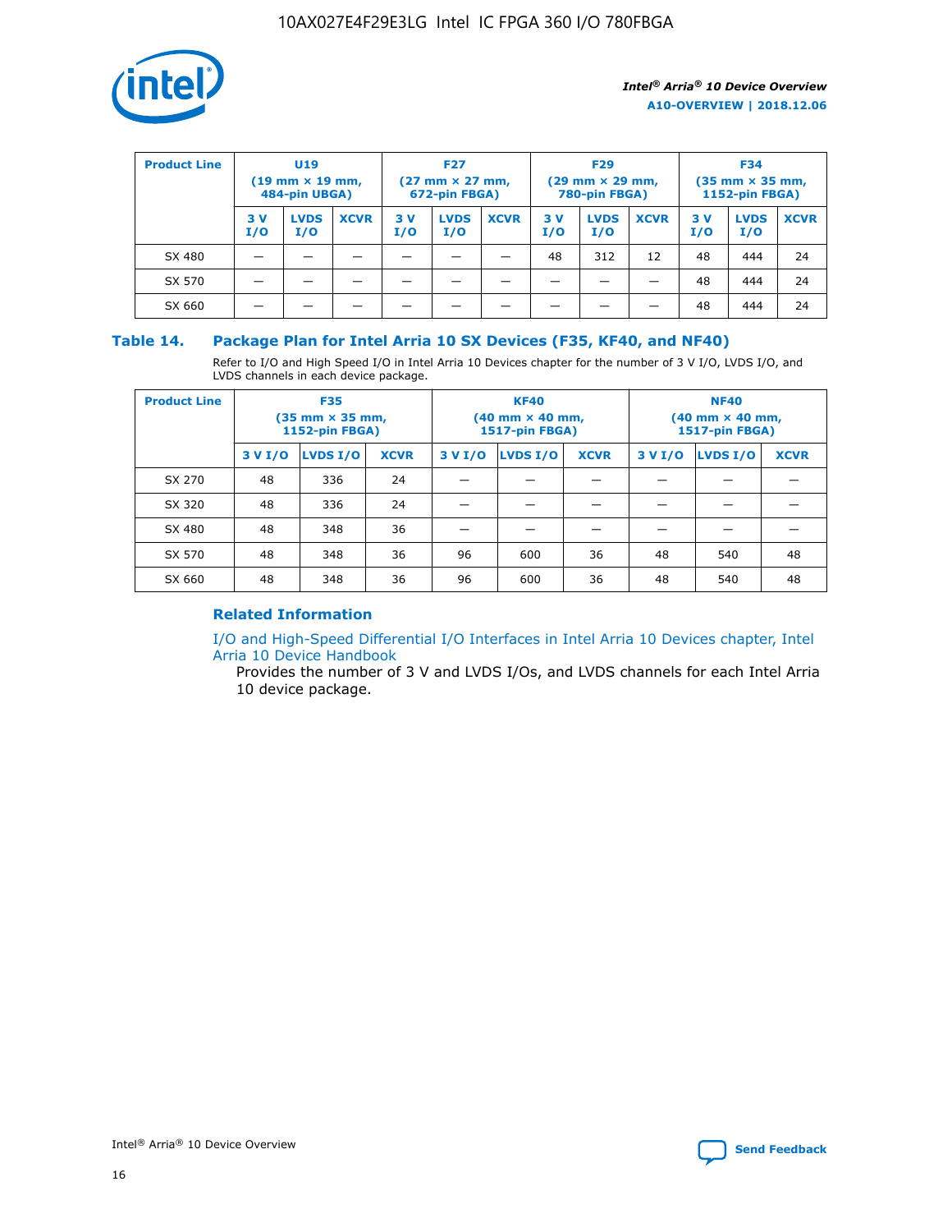| Product Line | U19 (19 mm × 19 mm, 484-pin UBGA) | | | F27 (27 mm × 27 mm, 672-pin FBGA) | | | F29 (29 mm × 29 mm, 780-pin FBGA) | | | F34 (35 mm × 35 mm, 1152-pin FBGA) | | |
|---|---|---|---|---|---|---|---|---|---|---|---|---|
| | 3 V I/O | LVDS I/O | XCVR | 3 V I/O | LVDS I/O | XCVR | 3 V I/O | LVDS I/O | XCVR | 3 V I/O | LVDS I/O | XCVR |
| SX 480 | — | — | — | — | — | — | 48 | 312 | 12 | 48 | 444 | 24 |
| SX 570 | — | — | — | — | — | — | — | — | — | 48 | 444 | 24 |
| SX 660 | — | — | — | — | — | — | — | — | — | 48 | 444 | 24 |

## Table 14. Package Plan for Intel Arria 10 SX Devices (F35, KF40, and NF40)

Refer to I/O and High Speed I/O in Intel Arria 10 Devices chapter for the number of 3 V I/O, LVDS I/O, and LVDS channels in each device package.

| Product Line | F35 (35 mm × 35 mm, 1152-pin FBGA) | | | KF40 (40 mm × 40 mm, 1517-pin FBGA) | | | NF40 (40 mm × 40 mm, 1517-pin FBGA) | | |
|---|---|---|---|---|---|---|---|---|---|
| | 3 V I/O | LVDS I/O | XCVR | 3 V I/O | LVDS I/O | XCVR | 3 V I/O | LVDS I/O | XCVR |
| SX 270 | 48 | 336 | 24 | — | — | — | — | — | — |
| SX 320 | 48 | 336 | 24 | — | — | — | — | — | — |
| SX 480 | 48 | 348 | 36 | — | — | — | — | — | — |
| SX 570 | 48 | 348 | 36 | 96 | 600 | 36 | 48 | 540 | 48 |
| SX 660 | 48 | 348 | 36 | 96 | 600 | 36 | 48 | 540 | 48 |

### Related Information

I/O and High-Speed Differential I/O Interfaces in Intel Arria 10 Devices chapter, Intel Arria 10 Device Handbook

Provides the number of 3 V and LVDS I/Os, and LVDS channels for each Intel Arria 10 device package.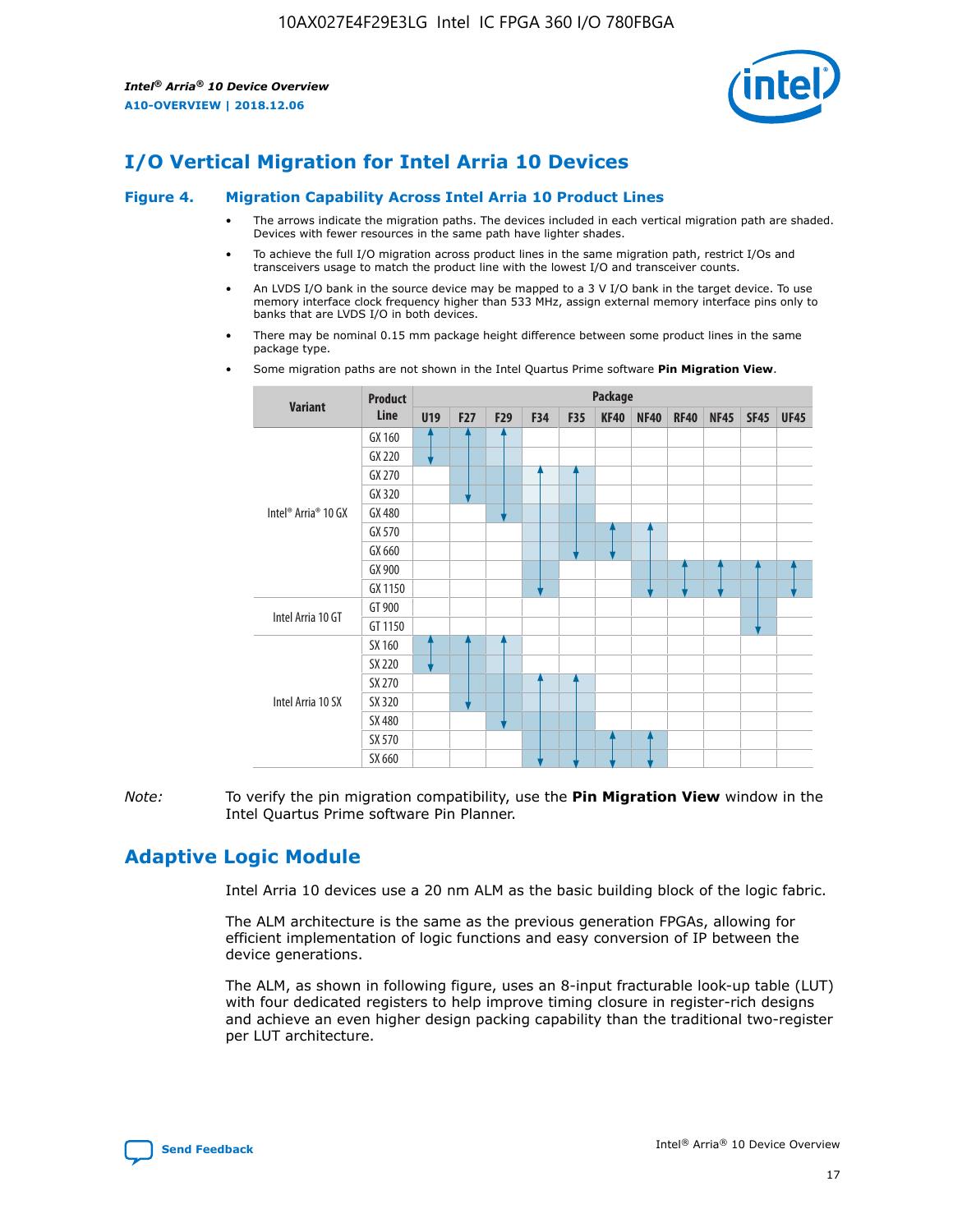# I/O Vertical Migration for Intel Arria 10 Devices

**Figure 4. Migration Capability Across Intel Arria 10 Product Lines**

- The arrows indicate the migration paths. The devices included in each vertical migration path are shaded. Devices with fewer resources in the same path have lighter shades.
- To achieve the full I/O migration across product lines in the same migration path, restrict I/Os and transceivers usage to match the product line with the lowest I/O and transceiver counts.
- An LVDS I/O bank in the source device may be mapped to a 3 V I/O bank in the target device. To use memory interface clock frequency higher than 533 MHz, assign external memory interface pins only to banks that are LVDS I/O in both devices.
- There may be nominal 0.15 mm package height difference between some product lines in the same package type.
- Some migration paths are not shown in the Intel Quartus Prime software **Pin Migration View**.

| Variant | Product Line | Package | | | | | | | | | | |
|---|---|---|---|---|---|---|---|---|---|---|---|---|
| | | U19 | F27 | F29 | F34 | F35 | KF40 | NF40 | RF40 | NF45 | SF45 | UF45 |
| Intel® Arria® 10 GX | GX 160 | | | | | | | | | | | |
| | GX 220 | | | | | | | | | | | |
| | GX 270 | | | | | | | | | | | |
| | GX 320 | | | | | | | | | | | |
| | GX 480 | | | | | | | | | | | |
| | GX 570 | | | | | | | | | | | |
| | GX 660 | | | | | | | | | | | |
| | GX 900 | | | | | | | | | | | |
| | GX 1150 | | | | | | | | | | | |
| Intel Arria 10 GT | GT 900 | | | | | | | | | | | |
| | GT 1150 | | | | | | | | | | | |
| Intel Arria 10 SX | SX 160 | | | | | | | | | | | |
| | SX 220 | | | | | | | | | | | |
| | SX 270 | | | | | | | | | | | |
| | SX 320 | | | | | | | | | | | |
| | SX 480 | | | | | | | | | | | |
| | SX 570 | | | | | | | | | | | |
| | SX 660 | | | | | | | | | | | |

*Note:* To verify the pin migration compatibility, use the **Pin Migration View** window in the Intel Quartus Prime software Pin Planner.

# Adaptive Logic Module

Intel Arria 10 devices use a 20 nm ALM as the basic building block of the logic fabric.

The ALM architecture is the same as the previous generation FPGAs, allowing for efficient implementation of logic functions and easy conversion of IP between the device generations.

The ALM, as shown in following figure, uses an 8-input fracturable look-up table (LUT) with four dedicated registers to help improve timing closure in register-rich designs and achieve an even higher design packing capability than the traditional two-register per LUT architecture.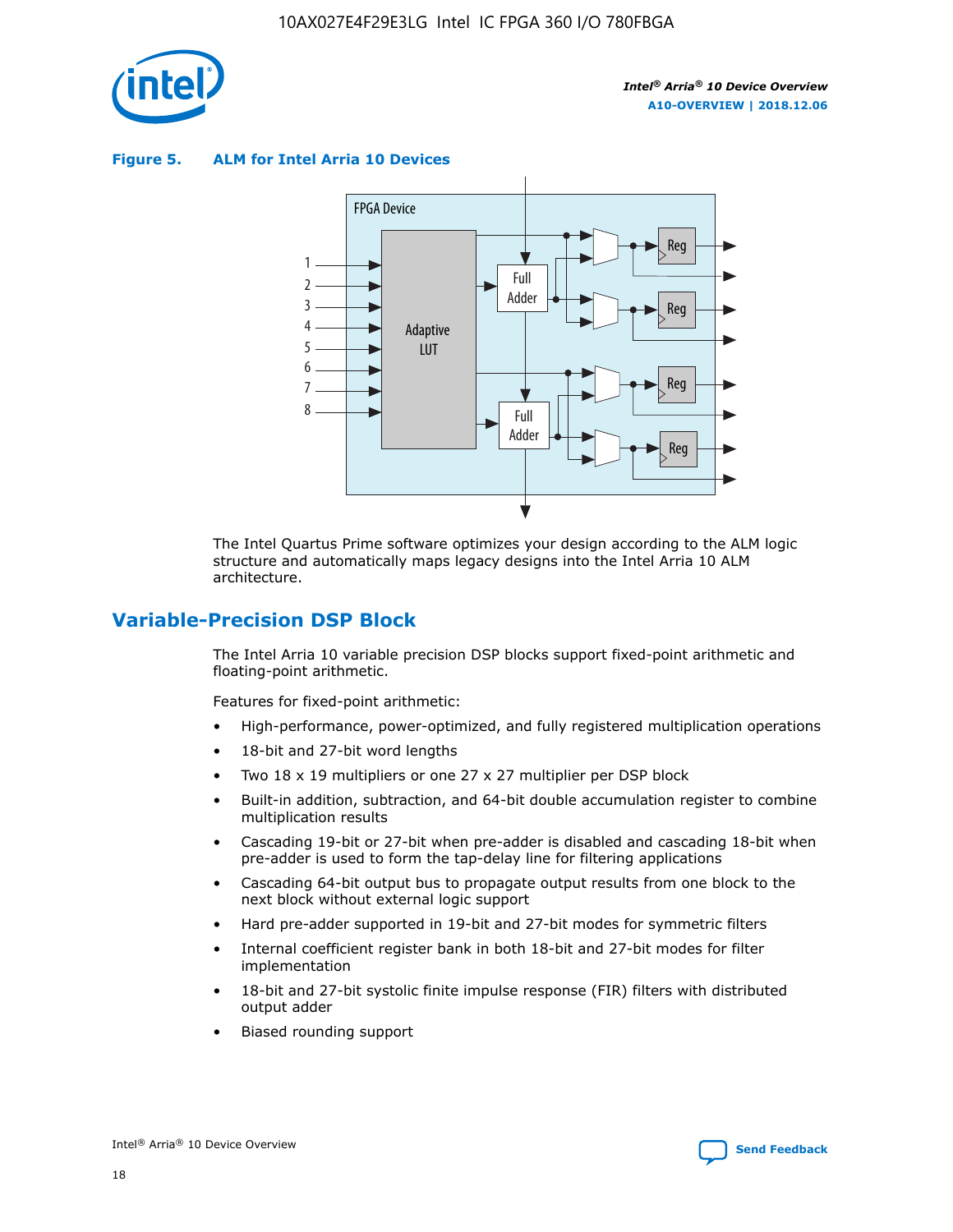**Figure 5. ALM for Intel Arria 10 Devices**

The Intel Quartus Prime software optimizes your design according to the ALM logic structure and automatically maps legacy designs into the Intel Arria 10 ALM architecture.

## Variable-Precision DSP Block

The Intel Arria 10 variable precision DSP blocks support fixed-point arithmetic and floating-point arithmetic.

Features for fixed-point arithmetic:

- High-performance, power-optimized, and fully registered multiplication operations
- 18-bit and 27-bit word lengths
- Two 18 x 19 multipliers or one 27 x 27 multiplier per DSP block
- Built-in addition, subtraction, and 64-bit double accumulation register to combine multiplication results
- Cascading 19-bit or 27-bit when pre-adder is disabled and cascading 18-bit when pre-adder is used to form the tap-delay line for filtering applications
- Cascading 64-bit output bus to propagate output results from one block to the next block without external logic support
- Hard pre-adder supported in 19-bit and 27-bit modes for symmetric filters
- Internal coefficient register bank in both 18-bit and 27-bit modes for filter implementation
- 18-bit and 27-bit systolic finite impulse response (FIR) filters with distributed output adder
- Biased rounding support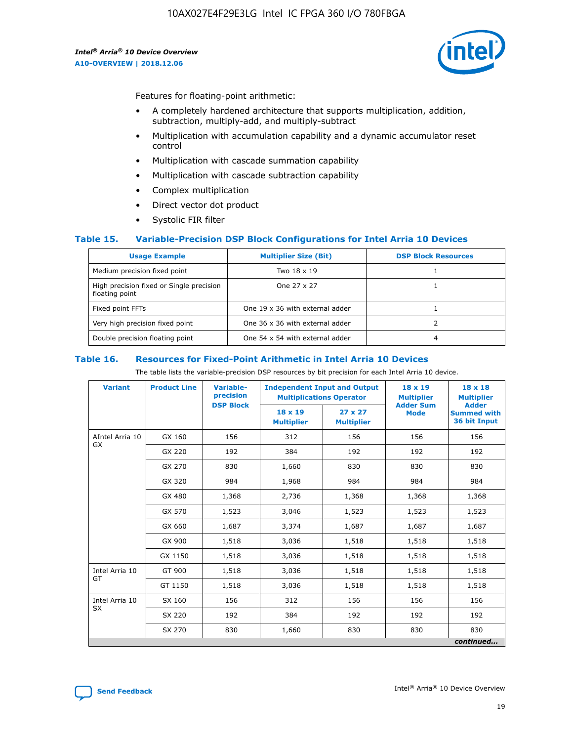Features for floating-point arithmetic:

- A completely hardened architecture that supports multiplication, addition, subtraction, multiply-add, and multiply-subtract
- Multiplication with accumulation capability and a dynamic accumulator reset control
- Multiplication with cascade summation capability
- Multiplication with cascade subtraction capability
- Complex multiplication
- Direct vector dot product
- Systolic FIR filter

### Table 15. Variable-Precision DSP Block Configurations for Intel Arria 10 Devices

| Usage Example | Multiplier Size (Bit) | DSP Block Resources |
|---|---|---|
| Medium precision fixed point | Two 18 x 19 | 1 |
| High precision fixed or Single precision floating point | One 27 x 27 | 1 |
| Fixed point FFTs | One 19 x 36 with external adder | 1 |
| Very high precision fixed point | One 36 x 36 with external adder | 2 |
| Double precision floating point | One 54 x 54 with external adder | 4 |

### Table 16. Resources for Fixed-Point Arithmetic in Intel Arria 10 Devices

The table lists the variable-precision DSP resources by bit precision for each Intel Arria 10 device.

| Variant | Product Line | Variable-precision DSP Block | Independent Input and Output Multiplications Operator | | 18 x 19 Multiplier Adder Sum Mode | 18 x 18 Multiplier Adder Summed with 36 bit Input |
|---|---|---|---|---|---|---|
| | | | 18 x 19 Multiplier | 27 x 27 Multiplier | | |
| AIntel Arria 10 GX | GX 160 | 156 | 312 | 156 | 156 | 156 |
| | GX 220 | 192 | 384 | 192 | 192 | 192 |
| | GX 270 | 830 | 1,660 | 830 | 830 | 830 |
| | GX 320 | 984 | 1,968 | 984 | 984 | 984 |
| | GX 480 | 1,368 | 2,736 | 1,368 | 1,368 | 1,368 |
| | GX 570 | 1,523 | 3,046 | 1,523 | 1,523 | 1,523 |
| | GX 660 | 1,687 | 3,374 | 1,687 | 1,687 | 1,687 |
| | GX 900 | 1,518 | 3,036 | 1,518 | 1,518 | 1,518 |
| | GX 1150 | 1,518 | 3,036 | 1,518 | 1,518 | 1,518 |
| Intel Arria 10 GT | GT 900 | 1,518 | 3,036 | 1,518 | 1,518 | 1,518 |
| | GT 1150 | 1,518 | 3,036 | 1,518 | 1,518 | 1,518 |
| Intel Arria 10 SX | SX 160 | 156 | 312 | 156 | 156 | 156 |
| | SX 220 | 192 | 384 | 192 | 192 | 192 |
| | SX 270 | 830 | 1,660 | 830 | 830 | 830 |

*continued...*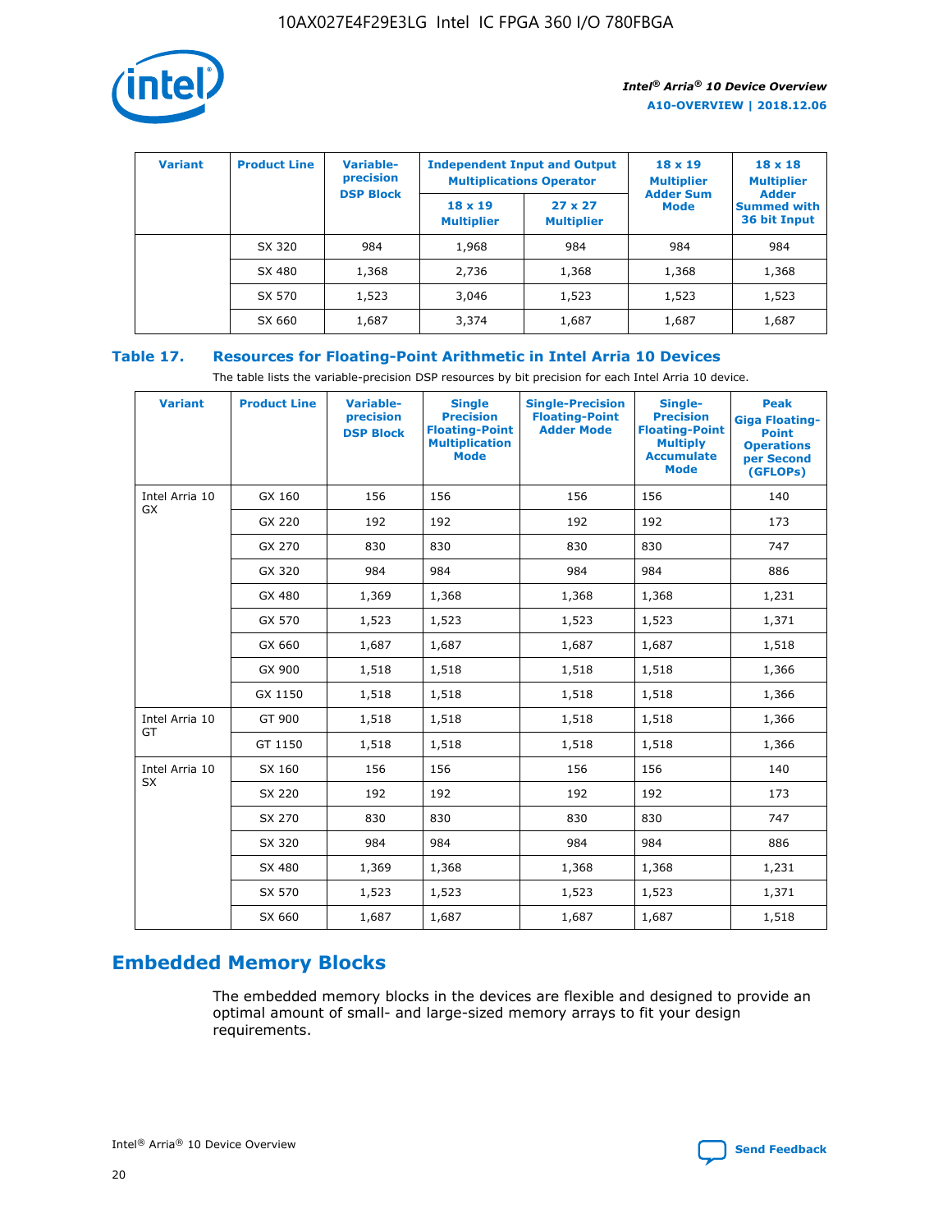| Variant | Product Line | Variable-precision DSP Block | Independent Input and Output Multiplications Operator | | 18 x 19 Multiplier Adder Sum Mode | 18 x 18 Multiplier Adder Summed with 36 bit Input |
|---|---|---|---|---|---|---|
| | | | 18 x 19 Multiplier | 27 x 27 Multiplier | | |
| | SX 320 | 984 | 1,968 | 984 | 984 | 984 |
| | SX 480 | 1,368 | 2,736 | 1,368 | 1,368 | 1,368 |
| | SX 570 | 1,523 | 3,046 | 1,523 | 1,523 | 1,523 |
| | SX 660 | 1,687 | 3,374 | 1,687 | 1,687 | 1,687 |

### Table 17. Resources for Floating-Point Arithmetic in Intel Arria 10 Devices

The table lists the variable-precision DSP resources by bit precision for each Intel Arria 10 device.

| Variant | Product Line | Variable-precision DSP Block | Single Precision Floating-Point Multiplication Mode | Single-Precision Floating-Point Adder Mode | Single-Precision Floating-Point Multiply Accumulate Mode | Peak Giga Floating-Point Operations per Second (GFLOPs) |
|---|---|---|---|---|---|---|
| Intel Arria 10 GX | GX 160 | 156 | 156 | 156 | 156 | 140 |
| | GX 220 | 192 | 192 | 192 | 192 | 173 |
| | GX 270 | 830 | 830 | 830 | 830 | 747 |
| | GX 320 | 984 | 984 | 984 | 984 | 886 |
| | GX 480 | 1,369 | 1,368 | 1,368 | 1,368 | 1,231 |
| | GX 570 | 1,523 | 1,523 | 1,523 | 1,523 | 1,371 |
| | GX 660 | 1,687 | 1,687 | 1,687 | 1,687 | 1,518 |
| | GX 900 | 1,518 | 1,518 | 1,518 | 1,518 | 1,366 |
| | GX 1150 | 1,518 | 1,518 | 1,518 | 1,518 | 1,366 |
| Intel Arria 10 GT | GT 900 | 1,518 | 1,518 | 1,518 | 1,518 | 1,366 |
| | GT 1150 | 1,518 | 1,518 | 1,518 | 1,518 | 1,366 |
| Intel Arria 10 SX | SX 160 | 156 | 156 | 156 | 156 | 140 |
| | SX 220 | 192 | 192 | 192 | 192 | 173 |
| | SX 270 | 830 | 830 | 830 | 830 | 747 |
| | SX 320 | 984 | 984 | 984 | 984 | 886 |
| | SX 480 | 1,369 | 1,368 | 1,368 | 1,368 | 1,231 |
| | SX 570 | 1,523 | 1,523 | 1,523 | 1,523 | 1,371 |
| | SX 660 | 1,687 | 1,687 | 1,687 | 1,687 | 1,518 |

## Embedded Memory Blocks

The embedded memory blocks in the devices are flexible and designed to provide an optimal amount of small- and large-sized memory arrays to fit your design requirements.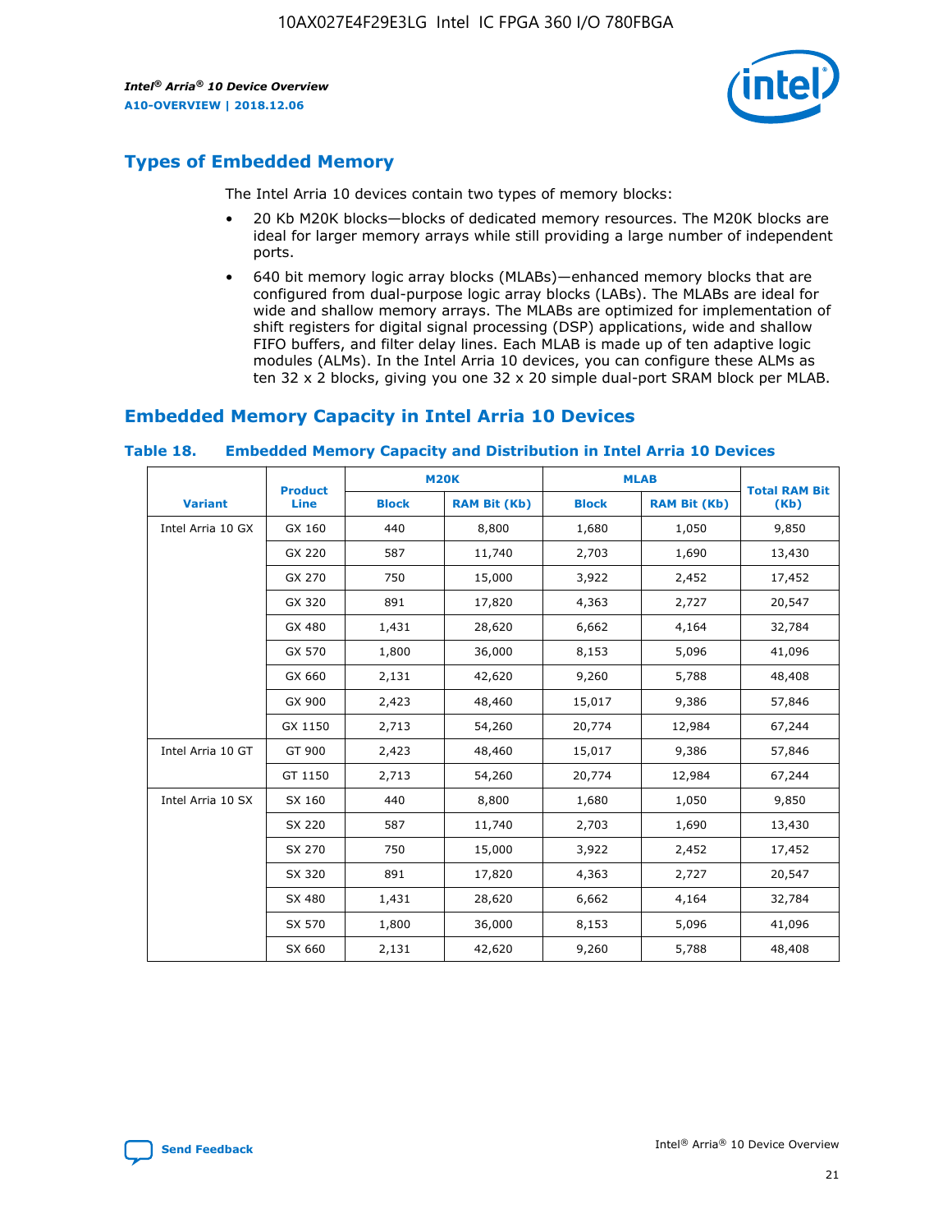## Types of Embedded Memory

The Intel Arria 10 devices contain two types of memory blocks:

- 20 Kb M20K blocks—blocks of dedicated memory resources. The M20K blocks are ideal for larger memory arrays while still providing a large number of independent ports.
- 640 bit memory logic array blocks (MLABs)—enhanced memory blocks that are configured from dual-purpose logic array blocks (LABs). The MLABs are ideal for wide and shallow memory arrays. The MLABs are optimized for implementation of shift registers for digital signal processing (DSP) applications, wide and shallow FIFO buffers, and filter delay lines. Each MLAB is made up of ten adaptive logic modules (ALMs). In the Intel Arria 10 devices, you can configure these ALMs as ten 32 x 2 blocks, giving you one 32 x 20 simple dual-port SRAM block per MLAB.

## Embedded Memory Capacity in Intel Arria 10 Devices

### Table 18. Embedded Memory Capacity and Distribution in Intel Arria 10 Devices

| Variant | Product Line | M20K | | MLAB | | Total RAM Bit (Kb) |
|---|---|---|---|---|---|---|
| | | Block | RAM Bit (Kb) | Block | RAM Bit (Kb) | |
| Intel Arria 10 GX | GX 160 | 440 | 8,800 | 1,680 | 1,050 | 9,850 |
| | GX 220 | 587 | 11,740 | 2,703 | 1,690 | 13,430 |
| | GX 270 | 750 | 15,000 | 3,922 | 2,452 | 17,452 |
| | GX 320 | 891 | 17,820 | 4,363 | 2,727 | 20,547 |
| | GX 480 | 1,431 | 28,620 | 6,662 | 4,164 | 32,784 |
| | GX 570 | 1,800 | 36,000 | 8,153 | 5,096 | 41,096 |
| | GX 660 | 2,131 | 42,620 | 9,260 | 5,788 | 48,408 |
| | GX 900 | 2,423 | 48,460 | 15,017 | 9,386 | 57,846 |
| | GX 1150 | 2,713 | 54,260 | 20,774 | 12,984 | 67,244 |
| Intel Arria 10 GT | GT 900 | 2,423 | 48,460 | 15,017 | 9,386 | 57,846 |
| | GT 1150 | 2,713 | 54,260 | 20,774 | 12,984 | 67,244 |
| Intel Arria 10 SX | SX 160 | 440 | 8,800 | 1,680 | 1,050 | 9,850 |
| | SX 220 | 587 | 11,740 | 2,703 | 1,690 | 13,430 |
| | SX 270 | 750 | 15,000 | 3,922 | 2,452 | 17,452 |
| | SX 320 | 891 | 17,820 | 4,363 | 2,727 | 20,547 |
| | SX 480 | 1,431 | 28,620 | 6,662 | 4,164 | 32,784 |
| | SX 570 | 1,800 | 36,000 | 8,153 | 5,096 | 41,096 |
| | SX 660 | 2,131 | 42,620 | 9,260 | 5,788 | 48,408 |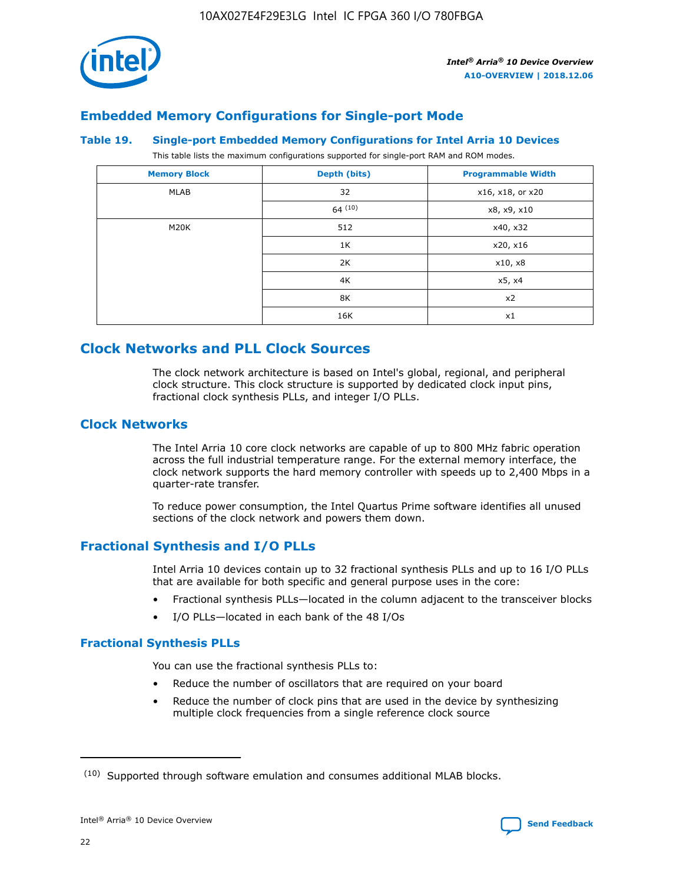## Embedded Memory Configurations for Single-port Mode

**Table 19. Single-port Embedded Memory Configurations for Intel Arria 10 Devices**

This table lists the maximum configurations supported for single-port RAM and ROM modes.

| Memory Block | Depth (bits) | Programmable Width |
|---|---|---|
| MLAB | 32 | x16, x18, or x20 |
| | 64 [10] | x8, x9, x10 |
| M20K | 512 | x40, x32 |
| | 1K | x20, x16 |
| | 2K | x10, x8 |
| | 4K | x5, x4 |
| | 8K | x2 |
| | 16K | x1 |

# Clock Networks and PLL Clock Sources

The clock network architecture is based on Intel's global, regional, and peripheral clock structure. This clock structure is supported by dedicated clock input pins, fractional clock synthesis PLLs, and integer I/O PLLs.

## Clock Networks

The Intel Arria 10 core clock networks are capable of up to 800 MHz fabric operation across the full industrial temperature range. For the external memory interface, the clock network supports the hard memory controller with speeds up to 2,400 Mbps in a quarter-rate transfer.

To reduce power consumption, the Intel Quartus Prime software identifies all unused sections of the clock network and powers them down.

## Fractional Synthesis and I/O PLLs

Intel Arria 10 devices contain up to 32 fractional synthesis PLLs and up to 16 I/O PLLs that are available for both specific and general purpose uses in the core:

- Fractional synthesis PLLs—located in the column adjacent to the transceiver blocks
- I/O PLLs—located in each bank of the 48 I/Os

### Fractional Synthesis PLLs

You can use the fractional synthesis PLLs to:

- Reduce the number of oscillators that are required on your board
- Reduce the number of clock pins that are used in the device by synthesizing multiple clock frequencies from a single reference clock source

[10] Supported through software emulation and consumes additional MLAB blocks.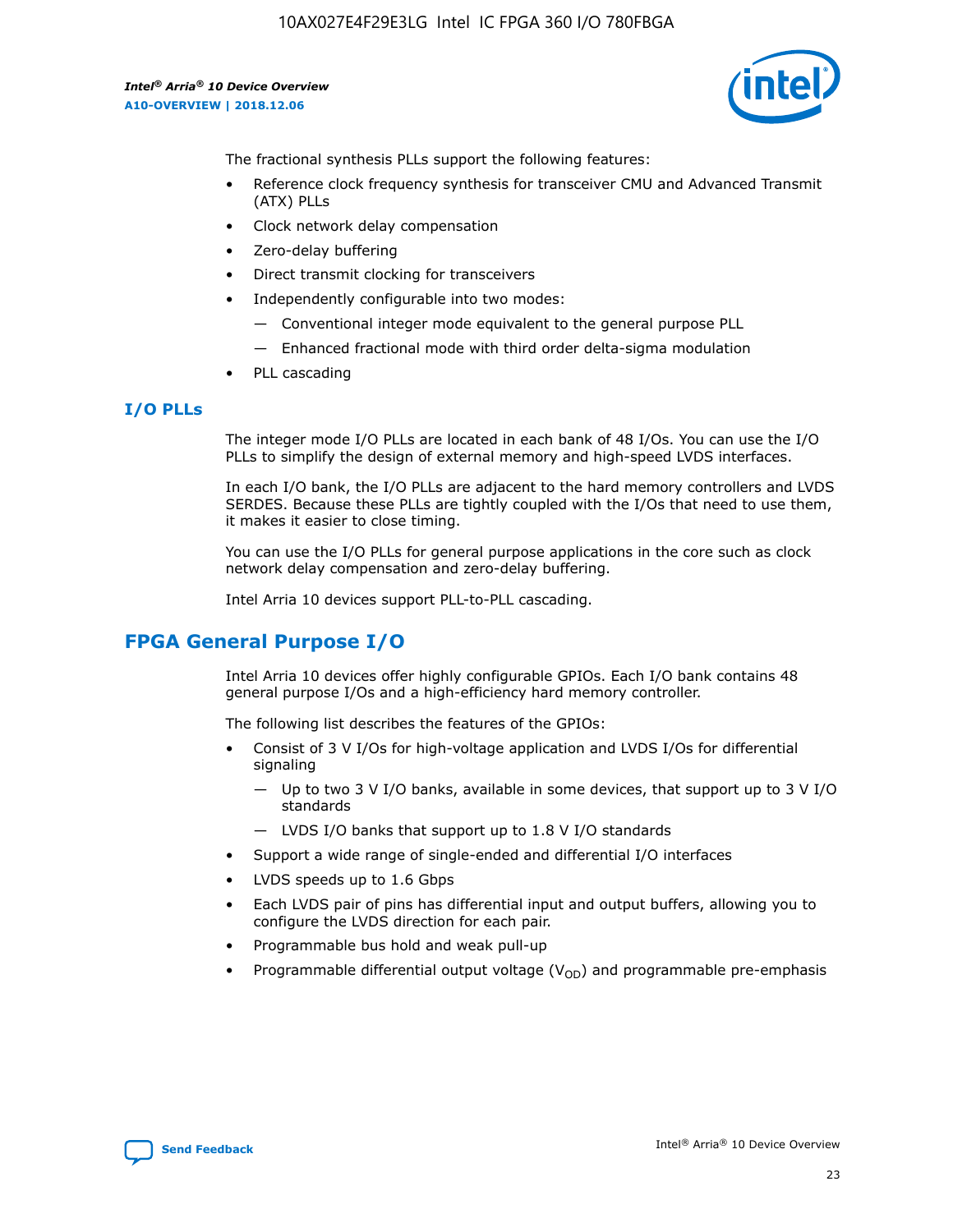The fractional synthesis PLLs support the following features:

- Reference clock frequency synthesis for transceiver CMU and Advanced Transmit (ATX) PLLs
- Clock network delay compensation
- Zero-delay buffering
- Direct transmit clocking for transceivers
- Independently configurable into two modes:
  - — Conventional integer mode equivalent to the general purpose PLL
  - — Enhanced fractional mode with third order delta-sigma modulation
- PLL cascading

### I/O PLLs

The integer mode I/O PLLs are located in each bank of 48 I/Os. You can use the I/O PLLs to simplify the design of external memory and high-speed LVDS interfaces.

In each I/O bank, the I/O PLLs are adjacent to the hard memory controllers and LVDS SERDES. Because these PLLs are tightly coupled with the I/Os that need to use them, it makes it easier to close timing.

You can use the I/O PLLs for general purpose applications in the core such as clock network delay compensation and zero-delay buffering.

Intel Arria 10 devices support PLL-to-PLL cascading.

## FPGA General Purpose I/O

Intel Arria 10 devices offer highly configurable GPIOs. Each I/O bank contains 48 general purpose I/Os and a high-efficiency hard memory controller.

The following list describes the features of the GPIOs:

- Consist of 3 V I/Os for high-voltage application and LVDS I/Os for differential signaling
  - — Up to two 3 V I/O banks, available in some devices, that support up to 3 V I/O standards
  - — LVDS I/O banks that support up to 1.8 V I/O standards
- Support a wide range of single-ended and differential I/O interfaces
- LVDS speeds up to 1.6 Gbps
- Each LVDS pair of pins has differential input and output buffers, allowing you to configure the LVDS direction for each pair.
- Programmable bus hold and weak pull-up
- Programmable differential output voltage ($V_{OD}$) and programmable pre-emphasis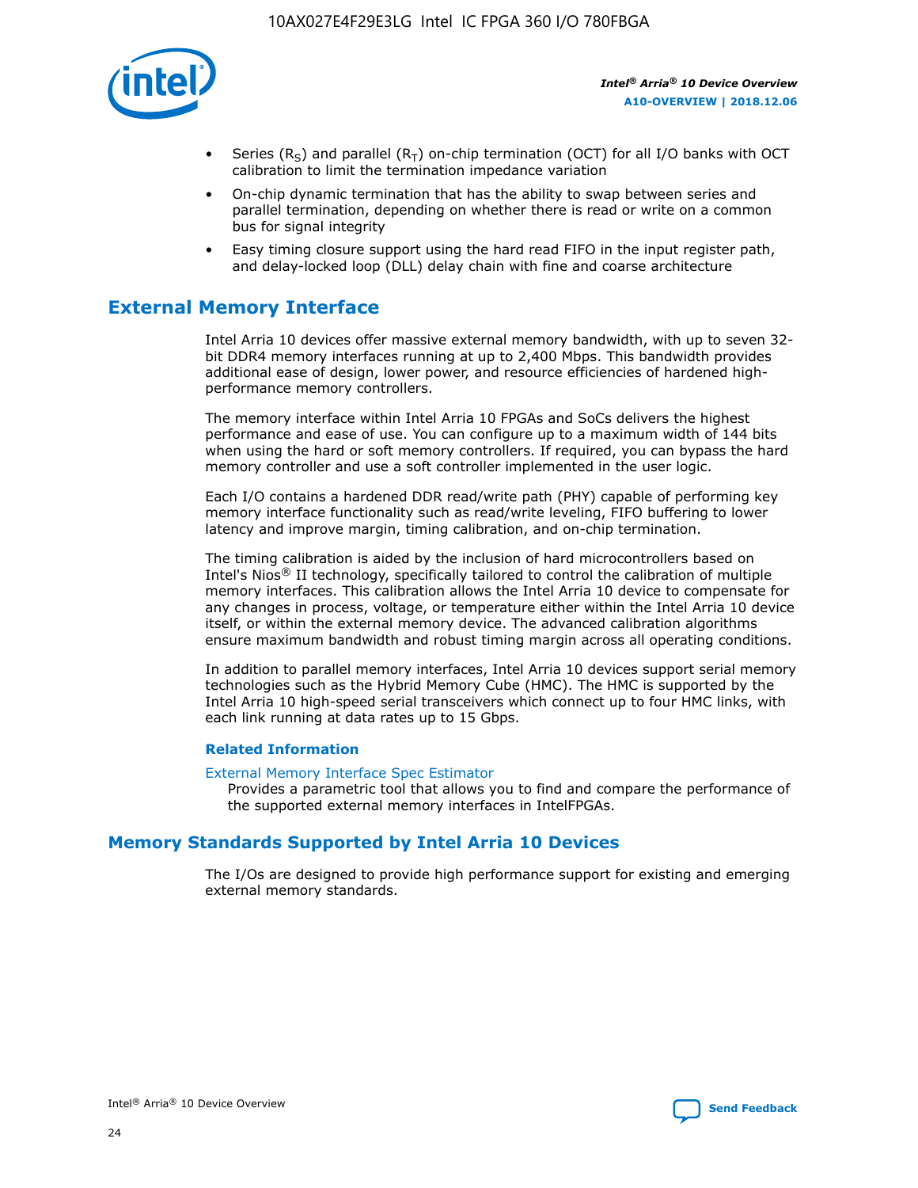- Series ($R_S$) and parallel ($R_T$) on-chip termination (OCT) for all I/O banks with OCT calibration to limit the termination impedance variation
- On-chip dynamic termination that has the ability to swap between series and parallel termination, depending on whether there is read or write on a common bus for signal integrity
- Easy timing closure support using the hard read FIFO in the input register path, and delay-locked loop (DLL) delay chain with fine and coarse architecture

## External Memory Interface

Intel Arria 10 devices offer massive external memory bandwidth, with up to seven 32-bit DDR4 memory interfaces running at up to 2,400 Mbps. This bandwidth provides additional ease of design, lower power, and resource efficiencies of hardened high-performance memory controllers.

The memory interface within Intel Arria 10 FPGAs and SoCs delivers the highest performance and ease of use. You can configure up to a maximum width of 144 bits when using the hard or soft memory controllers. If required, you can bypass the hard memory controller and use a soft controller implemented in the user logic.

Each I/O contains a hardened DDR read/write path (PHY) capable of performing key memory interface functionality such as read/write leveling, FIFO buffering to lower latency and improve margin, timing calibration, and on-chip termination.

The timing calibration is aided by the inclusion of hard microcontrollers based on Intel's Nios® II technology, specifically tailored to control the calibration of multiple memory interfaces. This calibration allows the Intel Arria 10 device to compensate for any changes in process, voltage, or temperature either within the Intel Arria 10 device itself, or within the external memory device. The advanced calibration algorithms ensure maximum bandwidth and robust timing margin across all operating conditions.

In addition to parallel memory interfaces, Intel Arria 10 devices support serial memory technologies such as the Hybrid Memory Cube (HMC). The HMC is supported by the Intel Arria 10 high-speed serial transceivers which connect up to four HMC links, with each link running at data rates up to 15 Gbps.

### Related Information

External Memory Interface Spec Estimator
Provides a parametric tool that allows you to find and compare the performance of the supported external memory interfaces in IntelFPGAs.

## Memory Standards Supported by Intel Arria 10 Devices

The I/Os are designed to provide high performance support for existing and emerging external memory standards.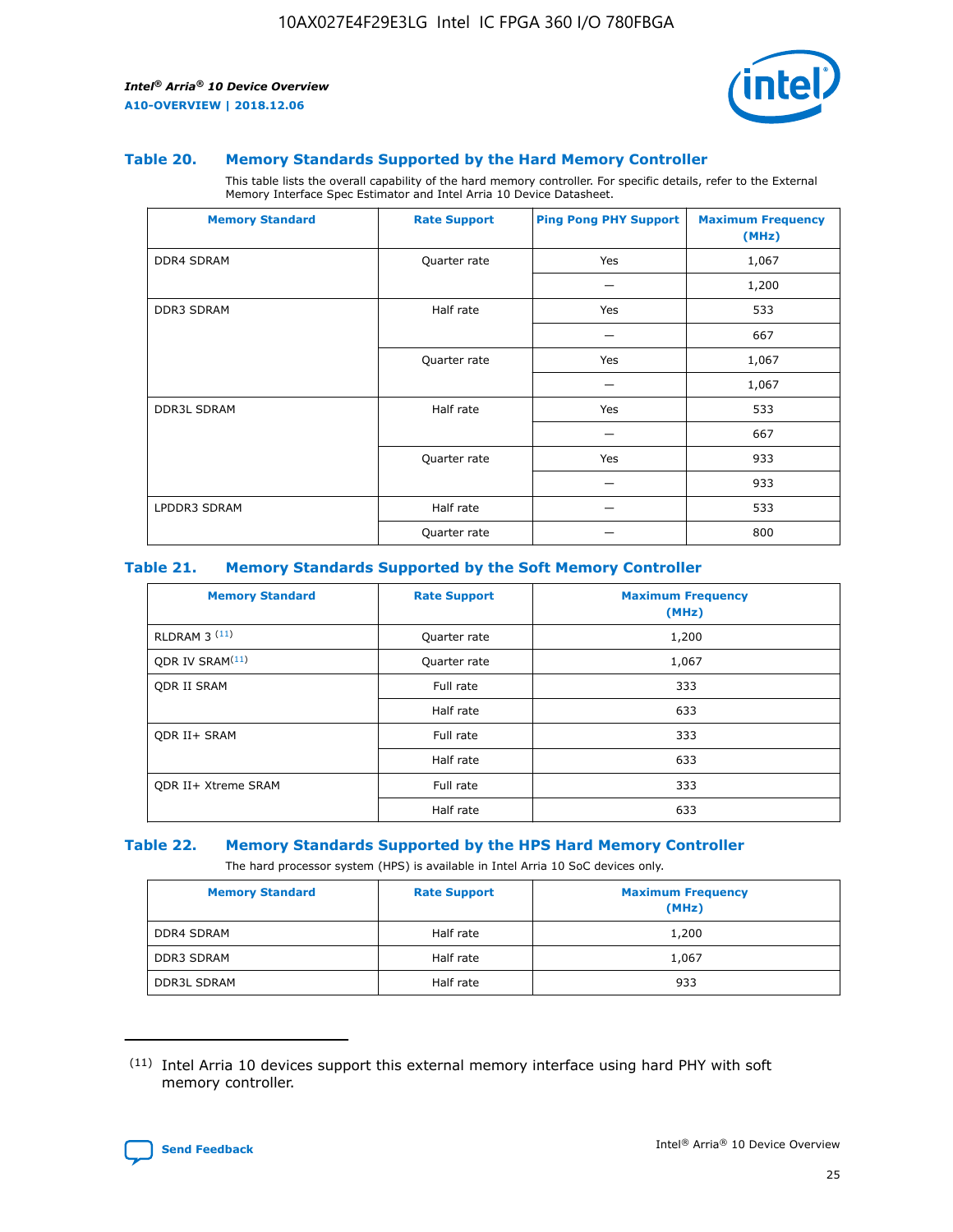### Table 20. Memory Standards Supported by the Hard Memory Controller

This table lists the overall capability of the hard memory controller. For specific details, refer to the External Memory Interface Spec Estimator and Intel Arria 10 Device Datasheet.

| Memory Standard | Rate Support | Ping Pong PHY Support | Maximum Frequency (MHz) |
|---|---|---|---|
| DDR4 SDRAM | Quarter rate | Yes | 1,067 |
| | | — | 1,200 |
| DDR3 SDRAM | Half rate | Yes | 533 |
| | | — | 667 |
| | Quarter rate | Yes | 1,067 |
| | | — | 1,067 |
| DDR3L SDRAM | Half rate | Yes | 533 |
| | | — | 667 |
| | Quarter rate | Yes | 933 |
| | | — | 933 |
| LPDDR3 SDRAM | Half rate | — | 533 |
| | Quarter rate | — | 800 |

### Table 21. Memory Standards Supported by the Soft Memory Controller

| Memory Standard | Rate Support | Maximum Frequency (MHz) |
|---|---|---|
| RLDRAM 3 [(11)] | Quarter rate | 1,200 |
| QDR IV SRAM[(11)] | Quarter rate | 1,067 |
| QDR II SRAM | Full rate | 333 |
| | Half rate | 633 |
| QDR II+ SRAM | Full rate | 333 |
| | Half rate | 633 |
| QDR II+ Xtreme SRAM | Full rate | 333 |
| | Half rate | 633 |

### Table 22. Memory Standards Supported by the HPS Hard Memory Controller

The hard processor system (HPS) is available in Intel Arria 10 SoC devices only.

| Memory Standard | Rate Support | Maximum Frequency (MHz) |
|---|---|---|
| DDR4 SDRAM | Half rate | 1,200 |
| DDR3 SDRAM | Half rate | 1,067 |
| DDR3L SDRAM | Half rate | 933 |

(11) Intel Arria 10 devices support this external memory interface using hard PHY with soft memory controller.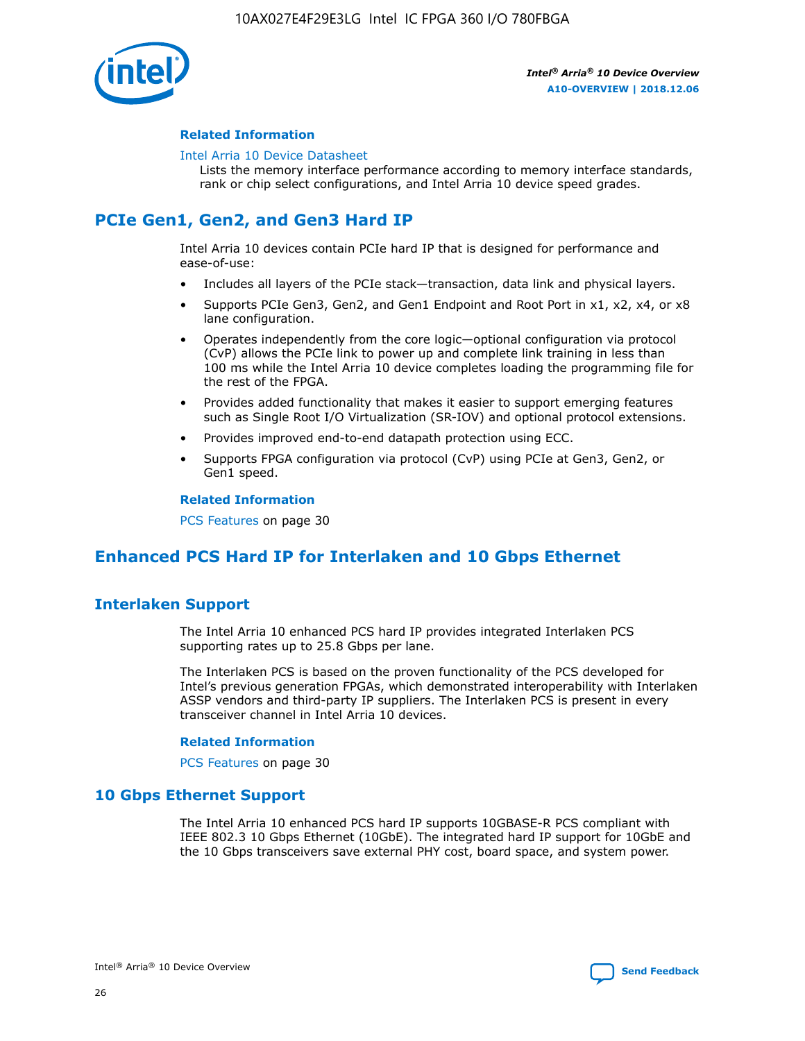### Related Information

Intel Arria 10 Device Datasheet

Lists the memory interface performance according to memory interface standards, rank or chip select configurations, and Intel Arria 10 device speed grades.

## PCIe Gen1, Gen2, and Gen3 Hard IP

Intel Arria 10 devices contain PCIe hard IP that is designed for performance and ease-of-use:

- Includes all layers of the PCIe stack—transaction, data link and physical layers.
- Supports PCIe Gen3, Gen2, and Gen1 Endpoint and Root Port in x1, x2, x4, or x8 lane configuration.
- Operates independently from the core logic—optional configuration via protocol (CvP) allows the PCIe link to power up and complete link training in less than 100 ms while the Intel Arria 10 device completes loading the programming file for the rest of the FPGA.
- Provides added functionality that makes it easier to support emerging features such as Single Root I/O Virtualization (SR-IOV) and optional protocol extensions.
- Provides improved end-to-end datapath protection using ECC.
- Supports FPGA configuration via protocol (CvP) using PCIe at Gen3, Gen2, or Gen1 speed.

### Related Information

PCS Features on page 30

## Enhanced PCS Hard IP for Interlaken and 10 Gbps Ethernet

## Interlaken Support

The Intel Arria 10 enhanced PCS hard IP provides integrated Interlaken PCS supporting rates up to 25.8 Gbps per lane.

The Interlaken PCS is based on the proven functionality of the PCS developed for Intel's previous generation FPGAs, which demonstrated interoperability with Interlaken ASSP vendors and third-party IP suppliers. The Interlaken PCS is present in every transceiver channel in Intel Arria 10 devices.

### Related Information

PCS Features on page 30

## 10 Gbps Ethernet Support

The Intel Arria 10 enhanced PCS hard IP supports 10GBASE-R PCS compliant with IEEE 802.3 10 Gbps Ethernet (10GbE). The integrated hard IP support for 10GbE and the 10 Gbps transceivers save external PHY cost, board space, and system power.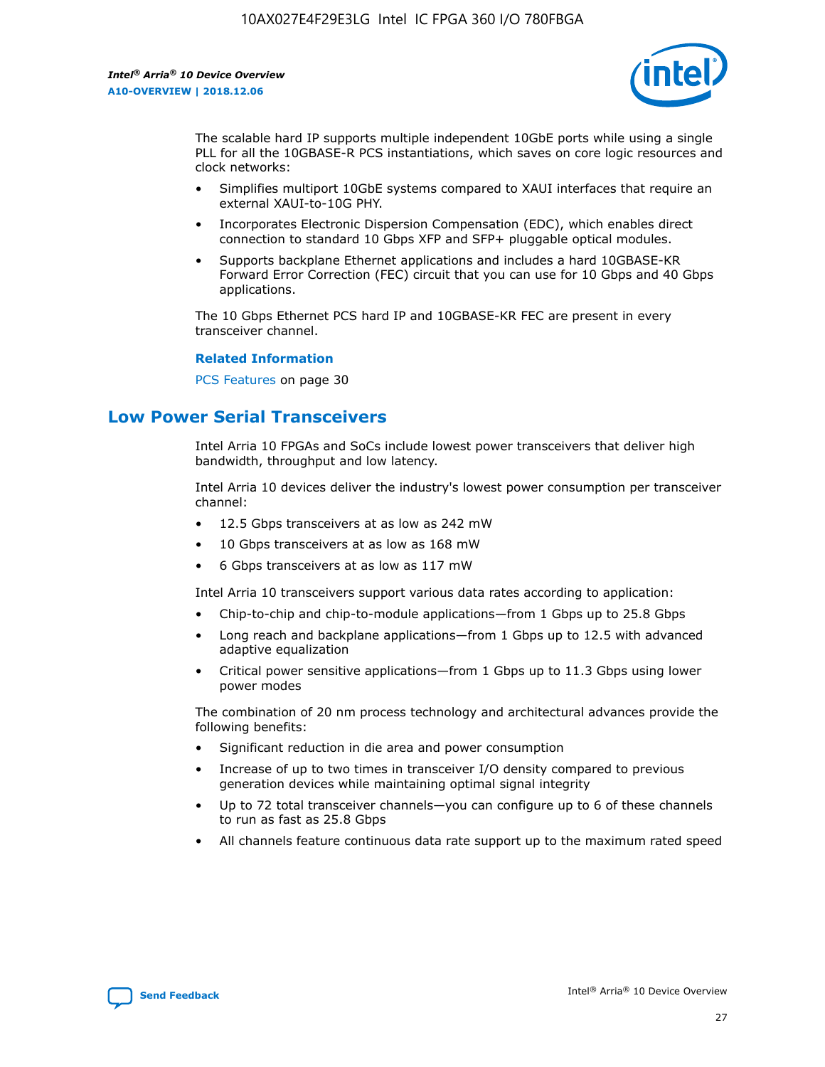The scalable hard IP supports multiple independent 10GbE ports while using a single PLL for all the 10GBASE-R PCS instantiations, which saves on core logic resources and clock networks:

- Simplifies multiport 10GbE systems compared to XAUI interfaces that require an external XAUI-to-10G PHY.
- Incorporates Electronic Dispersion Compensation (EDC), which enables direct connection to standard 10 Gbps XFP and SFP+ pluggable optical modules.
- Supports backplane Ethernet applications and includes a hard 10GBASE-KR Forward Error Correction (FEC) circuit that you can use for 10 Gbps and 40 Gbps applications.

The 10 Gbps Ethernet PCS hard IP and 10GBASE-KR FEC are present in every transceiver channel.

**Related Information**

PCS Features on page 30

## Low Power Serial Transceivers

Intel Arria 10 FPGAs and SoCs include lowest power transceivers that deliver high bandwidth, throughput and low latency.

Intel Arria 10 devices deliver the industry's lowest power consumption per transceiver channel:

- 12.5 Gbps transceivers at as low as 242 mW
- 10 Gbps transceivers at as low as 168 mW
- 6 Gbps transceivers at as low as 117 mW

Intel Arria 10 transceivers support various data rates according to application:

- Chip-to-chip and chip-to-module applications—from 1 Gbps up to 25.8 Gbps
- Long reach and backplane applications—from 1 Gbps up to 12.5 with advanced adaptive equalization
- Critical power sensitive applications—from 1 Gbps up to 11.3 Gbps using lower power modes

The combination of 20 nm process technology and architectural advances provide the following benefits:

- Significant reduction in die area and power consumption
- Increase of up to two times in transceiver I/O density compared to previous generation devices while maintaining optimal signal integrity
- Up to 72 total transceiver channels—you can configure up to 6 of these channels to run as fast as 25.8 Gbps
- All channels feature continuous data rate support up to the maximum rated speed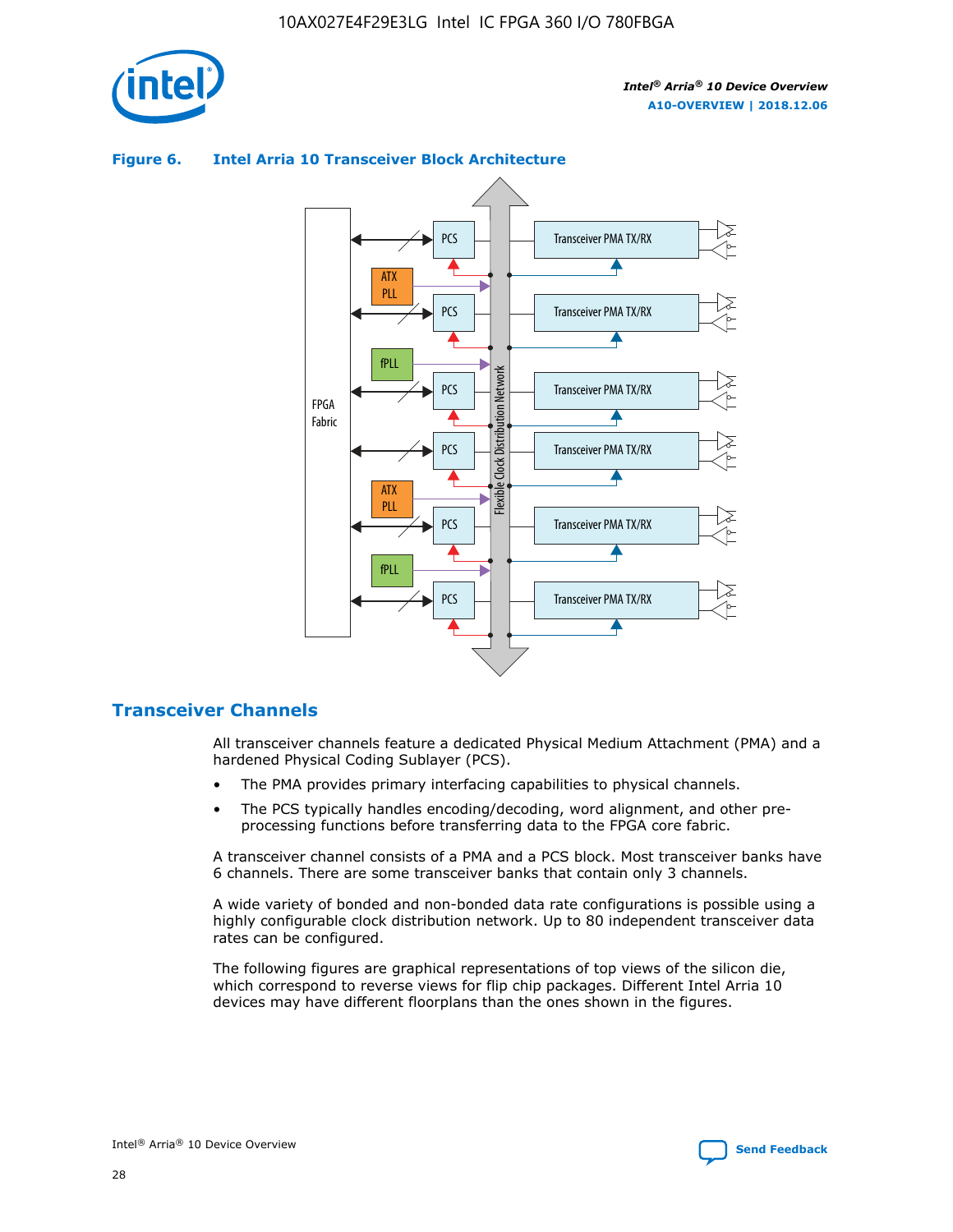**Figure 6. Intel Arria 10 Transceiver Block Architecture**

## Transceiver Channels

All transceiver channels feature a dedicated Physical Medium Attachment (PMA) and a hardened Physical Coding Sublayer (PCS).

- The PMA provides primary interfacing capabilities to physical channels.
- The PCS typically handles encoding/decoding, word alignment, and other pre-processing functions before transferring data to the FPGA core fabric.

A transceiver channel consists of a PMA and a PCS block. Most transceiver banks have 6 channels. There are some transceiver banks that contain only 3 channels.

A wide variety of bonded and non-bonded data rate configurations is possible using a highly configurable clock distribution network. Up to 80 independent transceiver data rates can be configured.

The following figures are graphical representations of top views of the silicon die, which correspond to reverse views for flip chip packages. Different Intel Arria 10 devices may have different floorplans than the ones shown in the figures.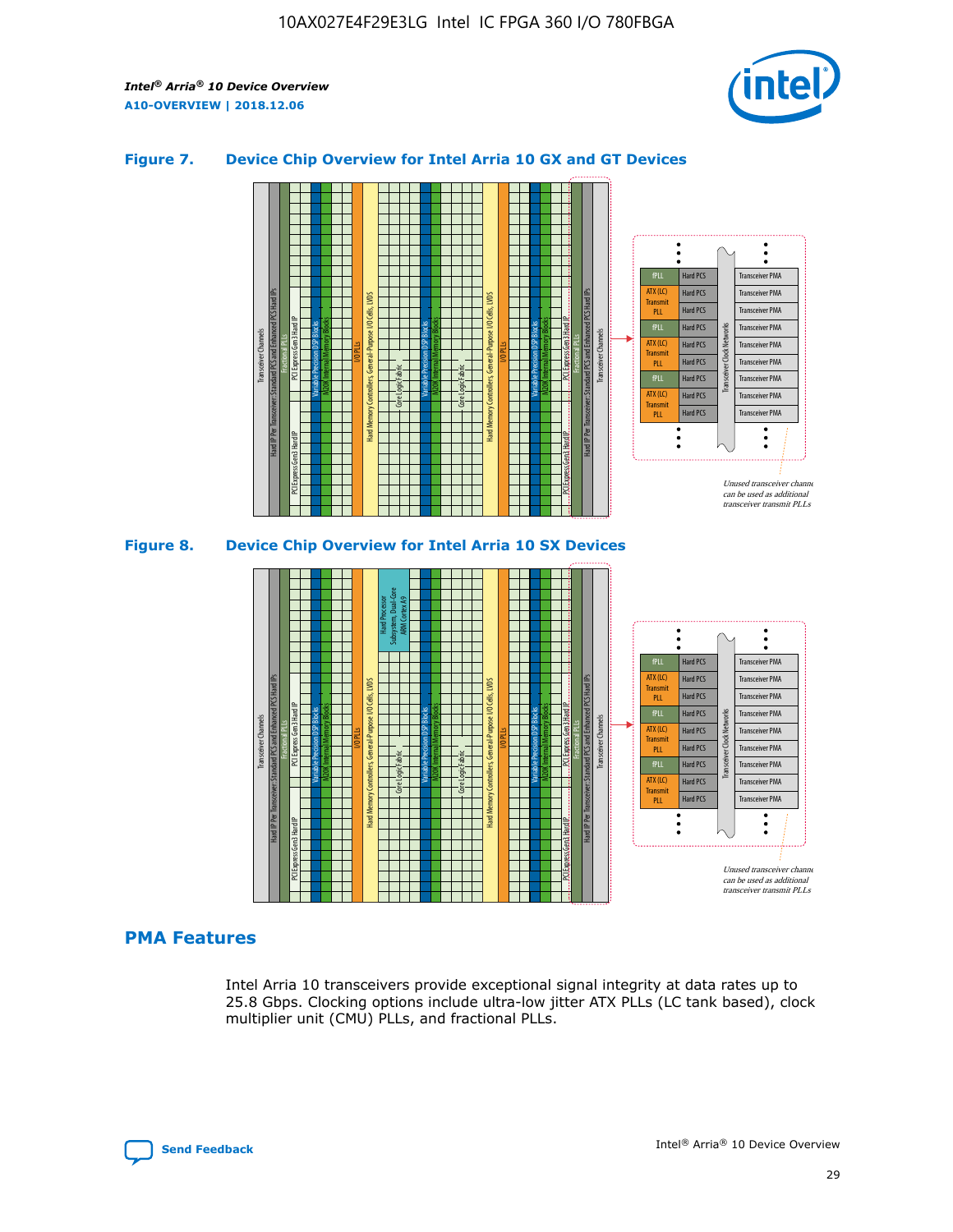### Figure 7. Device Chip Overview for Intel Arria 10 GX and GT Devices

### Figure 8. Device Chip Overview for Intel Arria 10 SX Devices

## PMA Features

Intel Arria 10 transceivers provide exceptional signal integrity at data rates up to 25.8 Gbps. Clocking options include ultra-low jitter ATX PLLs (LC tank based), clock multiplier unit (CMU) PLLs, and fractional PLLs.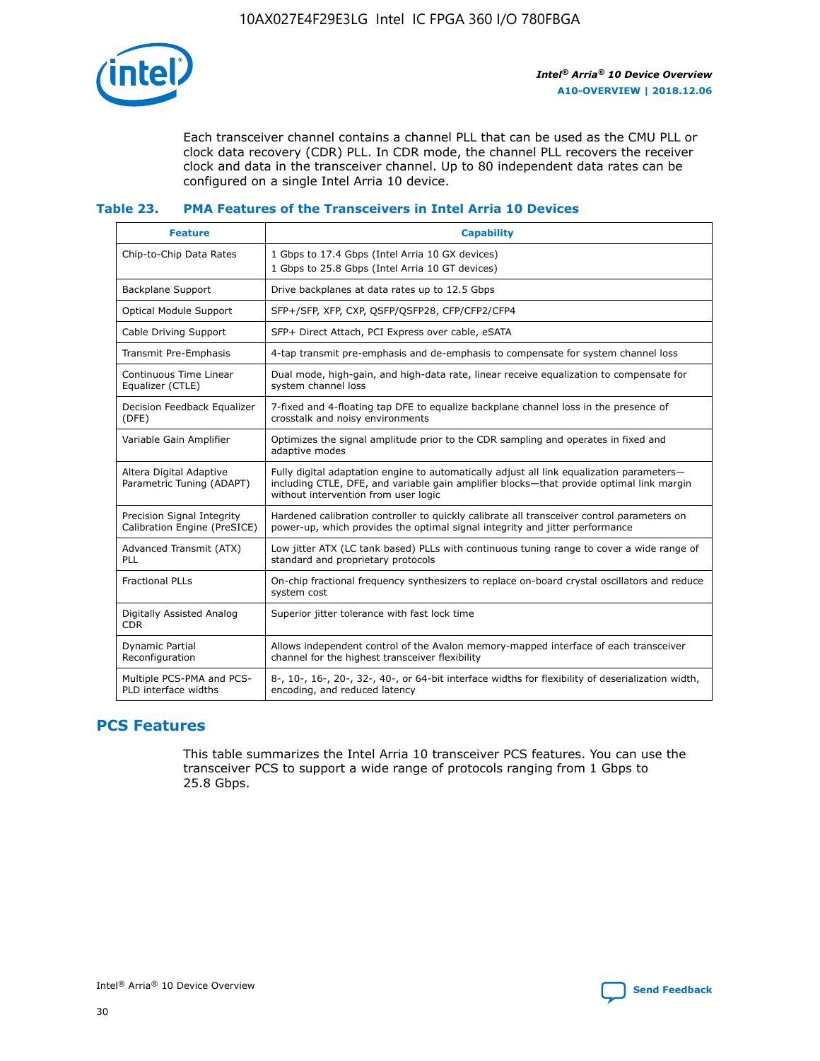Each transceiver channel contains a channel PLL that can be used as the CMU PLL or clock data recovery (CDR) PLL. In CDR mode, the channel PLL recovers the receiver clock and data in the transceiver channel. Up to 80 independent data rates can be configured on a single Intel Arria 10 device.

### Table 23. PMA Features of the Transceivers in Intel Arria 10 Devices

| Feature | Capability |
| --- | --- |
| Chip-to-Chip Data Rates | 1 Gbps to 17.4 Gbps (Intel Arria 10 GX devices)<br>1 Gbps to 25.8 Gbps (Intel Arria 10 GT devices) |
| Backplane Support | Drive backplanes at data rates up to 12.5 Gbps |
| Optical Module Support | SFP+/SFP, XFP, CXP, QSFP/QSFP28, CFP/CFP2/CFP4 |
| Cable Driving Support | SFP+ Direct Attach, PCI Express over cable, eSATA |
| Transmit Pre-Emphasis | 4-tap transmit pre-emphasis and de-emphasis to compensate for system channel loss |
| Continuous Time Linear Equalizer (CTLE) | Dual mode, high-gain, and high-data rate, linear receive equalization to compensate for system channel loss |
| Decision Feedback Equalizer (DFE) | 7-fixed and 4-floating tap DFE to equalize backplane channel loss in the presence of crosstalk and noisy environments |
| Variable Gain Amplifier | Optimizes the signal amplitude prior to the CDR sampling and operates in fixed and adaptive modes |
| Altera Digital Adaptive Parametric Tuning (ADAPT) | Fully digital adaptation engine to automatically adjust all link equalization parameters—including CTLE, DFE, and variable gain amplifier blocks—that provide optimal link margin without intervention from user logic |
| Precision Signal Integrity Calibration Engine (PreSICE) | Hardened calibration controller to quickly calibrate all transceiver control parameters on power-up, which provides the optimal signal integrity and jitter performance |
| Advanced Transmit (ATX) PLL | Low jitter ATX (LC tank based) PLLs with continuous tuning range to cover a wide range of standard and proprietary protocols |
| Fractional PLLs | On-chip fractional frequency synthesizers to replace on-board crystal oscillators and reduce system cost |
| Digitally Assisted Analog CDR | Superior jitter tolerance with fast lock time |
| Dynamic Partial Reconfiguration | Allows independent control of the Avalon memory-mapped interface of each transceiver channel for the highest transceiver flexibility |
| Multiple PCS-PMA and PCS-PLD interface widths | 8-, 10-, 16-, 20-, 32-, 40-, or 64-bit interface widths for flexibility of deserialization width, encoding, and reduced latency |

## PCS Features

This table summarizes the Intel Arria 10 transceiver PCS features. You can use the transceiver PCS to support a wide range of protocols ranging from 1 Gbps to 25.8 Gbps.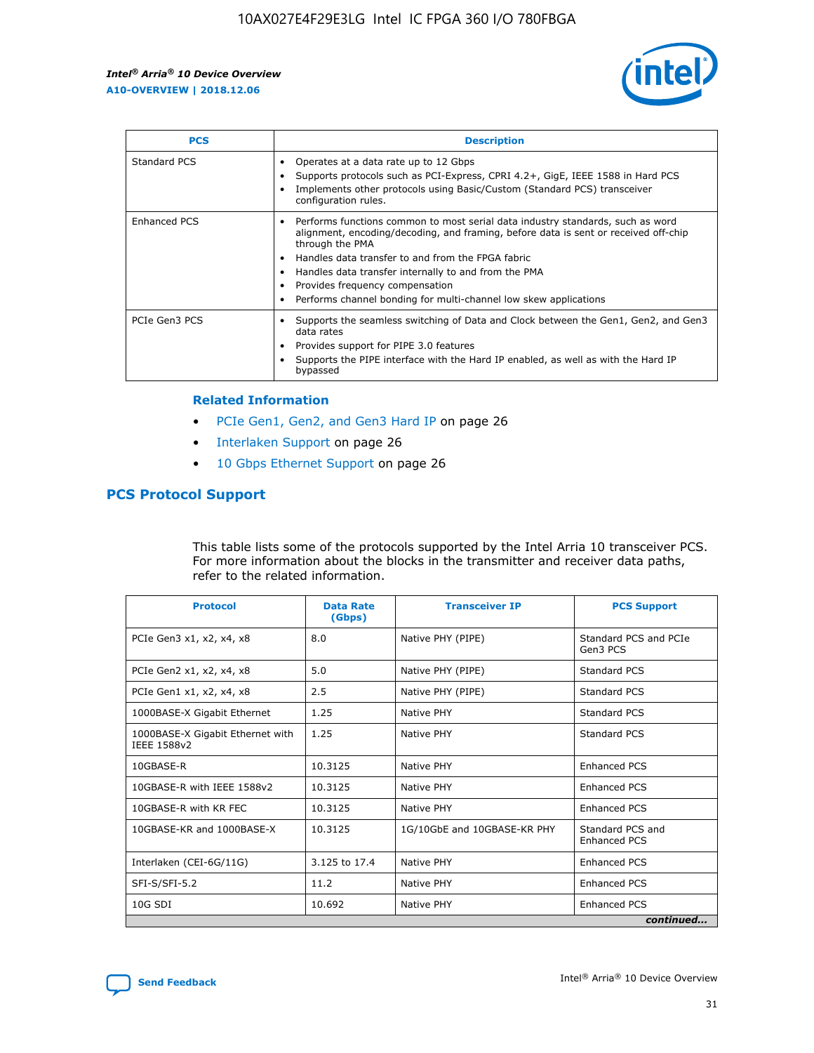| PCS | Description |
| --- | --- |
| Standard PCS | • Operates at a data rate up to 12 Gbps<br>• Supports protocols such as PCI-Express, CPRI 4.2+, GigE, IEEE 1588 in Hard PCS<br>• Implements other protocols using Basic/Custom (Standard PCS) transceiver configuration rules. |
| Enhanced PCS | • Performs functions common to most serial data industry standards, such as word alignment, encoding/decoding, and framing, before data is sent or received off-chip through the PMA<br>• Handles data transfer to and from the FPGA fabric<br>• Handles data transfer internally to and from the PMA<br>• Provides frequency compensation<br>• Performs channel bonding for multi-channel low skew applications |
| PCIe Gen3 PCS | • Supports the seamless switching of Data and Clock between the Gen1, Gen2, and Gen3 data rates<br>• Provides support for PIPE 3.0 features<br>• Supports the PIPE interface with the Hard IP enabled, as well as with the Hard IP bypassed |

**Related Information**

- PCIe Gen1, Gen2, and Gen3 Hard IP on page 26
- Interlaken Support on page 26
- 10 Gbps Ethernet Support on page 26

## PCS Protocol Support

This table lists some of the protocols supported by the Intel Arria 10 transceiver PCS. For more information about the blocks in the transmitter and receiver data paths, refer to the related information.

| Protocol | Data Rate (Gbps) | Transceiver IP | PCS Support |
| --- | --- | --- | --- |
| PCIe Gen3 x1, x2, x4, x8 | 8.0 | Native PHY (PIPE) | Standard PCS and PCIe Gen3 PCS |
| PCIe Gen2 x1, x2, x4, x8 | 5.0 | Native PHY (PIPE) | Standard PCS |
| PCIe Gen1 x1, x2, x4, x8 | 2.5 | Native PHY (PIPE) | Standard PCS |
| 1000BASE-X Gigabit Ethernet | 1.25 | Native PHY | Standard PCS |
| 1000BASE-X Gigabit Ethernet with IEEE 1588v2 | 1.25 | Native PHY | Standard PCS |
| 10GBASE-R | 10.3125 | Native PHY | Enhanced PCS |
| 10GBASE-R with IEEE 1588v2 | 10.3125 | Native PHY | Enhanced PCS |
| 10GBASE-R with KR FEC | 10.3125 | Native PHY | Enhanced PCS |
| 10GBASE-KR and 1000BASE-X | 10.3125 | 1G/10GbE and 10GBASE-KR PHY | Standard PCS and Enhanced PCS |
| Interlaken (CEI-6G/11G) | 3.125 to 17.4 | Native PHY | Enhanced PCS |
| SFI-S/SFI-5.2 | 11.2 | Native PHY | Enhanced PCS |
| 10G SDI | 10.692 | Native PHY | Enhanced PCS |

*continued...*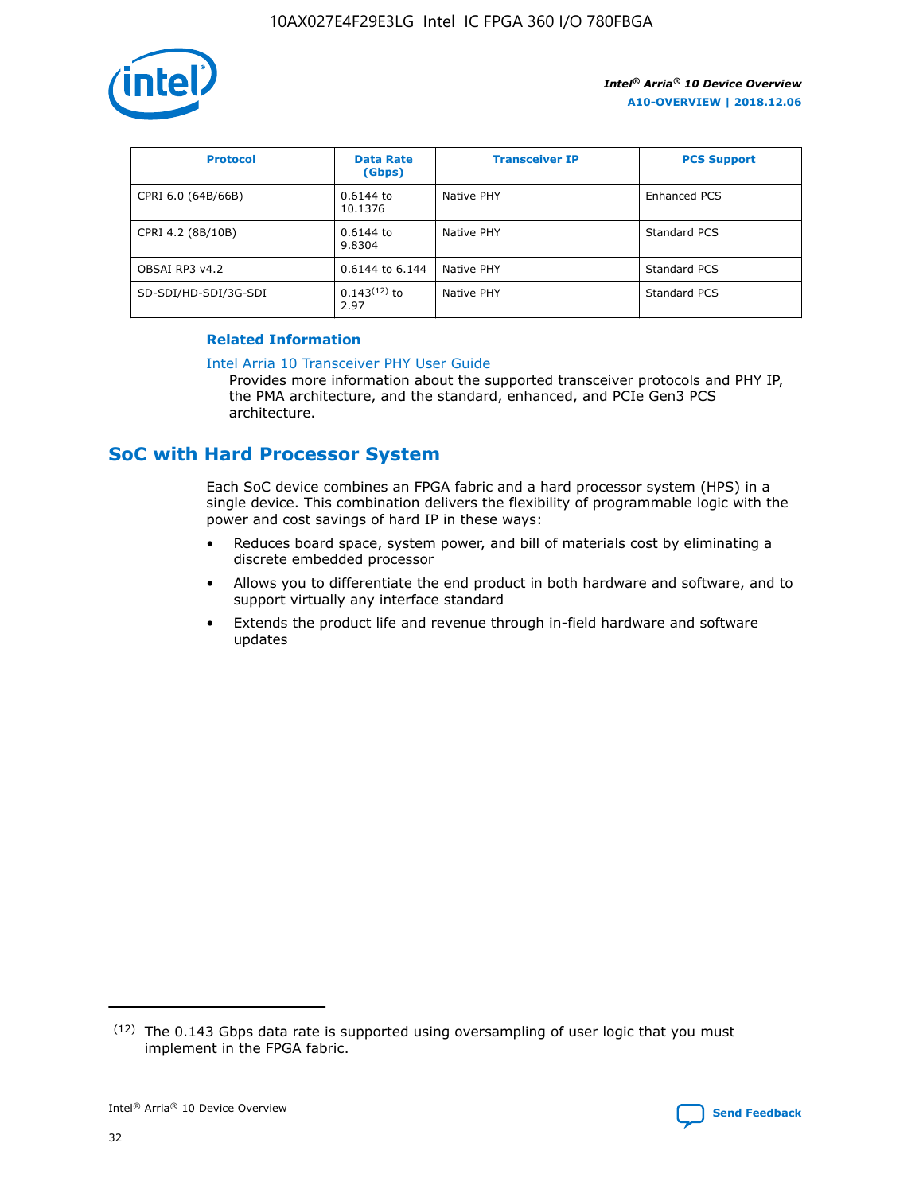| Protocol | Data Rate (Gbps) | Transceiver IP | PCS Support |
| --- | --- | --- | --- |
| CPRI 6.0 (64B/66B) | 0.6144 to 10.1376 | Native PHY | Enhanced PCS |
| CPRI 4.2 (8B/10B) | 0.6144 to 9.8304 | Native PHY | Standard PCS |
| OBSAI RP3 v4.2 | 0.6144 to 6.144 | Native PHY | Standard PCS |
| SD-SDI/HD-SDI/3G-SDI | 0.143[12] to 2.97 | Native PHY | Standard PCS |

### Related Information

Intel Arria 10 Transceiver PHY User Guide
Provides more information about the supported transceiver protocols and PHY IP, the PMA architecture, and the standard, enhanced, and PCIe Gen3 PCS architecture.

## SoC with Hard Processor System

Each SoC device combines an FPGA fabric and a hard processor system (HPS) in a single device. This combination delivers the flexibility of programmable logic with the power and cost savings of hard IP in these ways:

- Reduces board space, system power, and bill of materials cost by eliminating a discrete embedded processor
- Allows you to differentiate the end product in both hardware and software, and to support virtually any interface standard
- Extends the product life and revenue through in-field hardware and software updates

[12] The 0.143 Gbps data rate is supported using oversampling of user logic that you must implement in the FPGA fabric.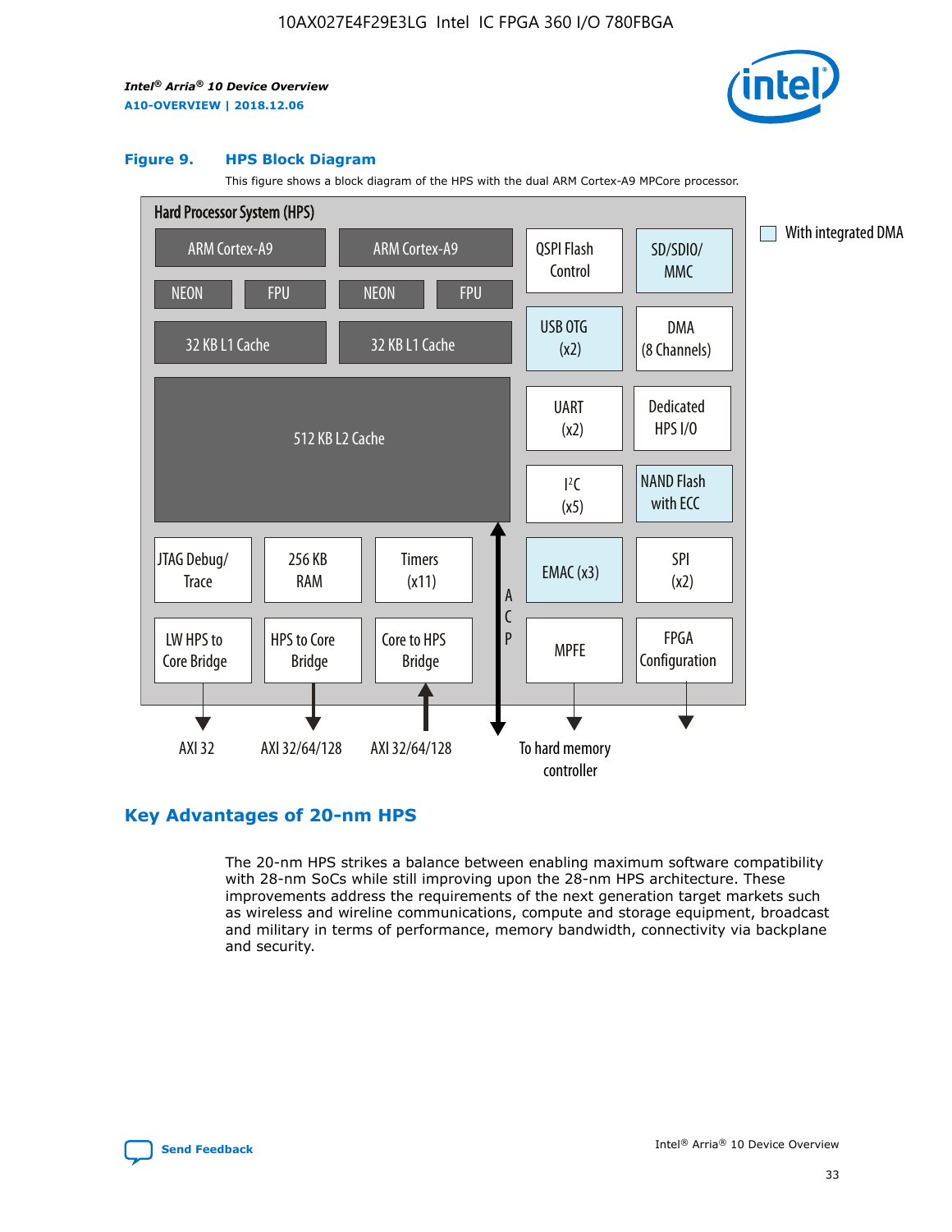Figure 9. HPS Block Diagram

This figure shows a block diagram of the HPS with the dual ARM Cortex-A9 MPCore processor.

Hard Processor System (HPS)

ARM Cortex-A9 | ARM Cortex-A9 | QSPI Flash Control | SD/SDIO/ MMC

NEON | FPU | NEON | FPU

32 KB L1 Cache | 32 KB L1 Cache | USB OTG (x2) | DMA (8 Channels)

512 KB L2 Cache | UART (x2) | Dedicated HPS I/O | I²C (x5) | NAND Flash with ECC

JTAG Debug/ Trace | 256 KB RAM | Timers (x11) | ACP | EMAC (x3) | SPI (x2)

LW HPS to Core Bridge | HPS to Core Bridge | Core to HPS Bridge | MPFE | FPGA Configuration

AXI 32 | AXI 32/64/128 | AXI 32/64/128 | To hard memory controller

With integrated DMA

## Key Advantages of 20-nm HPS

The 20-nm HPS strikes a balance between enabling maximum software compatibility with 28-nm SoCs while still improving upon the 28-nm HPS architecture. These improvements address the requirements of the next generation target markets such as wireless and wireline communications, compute and storage equipment, broadcast and military in terms of performance, memory bandwidth, connectivity via backplane and security.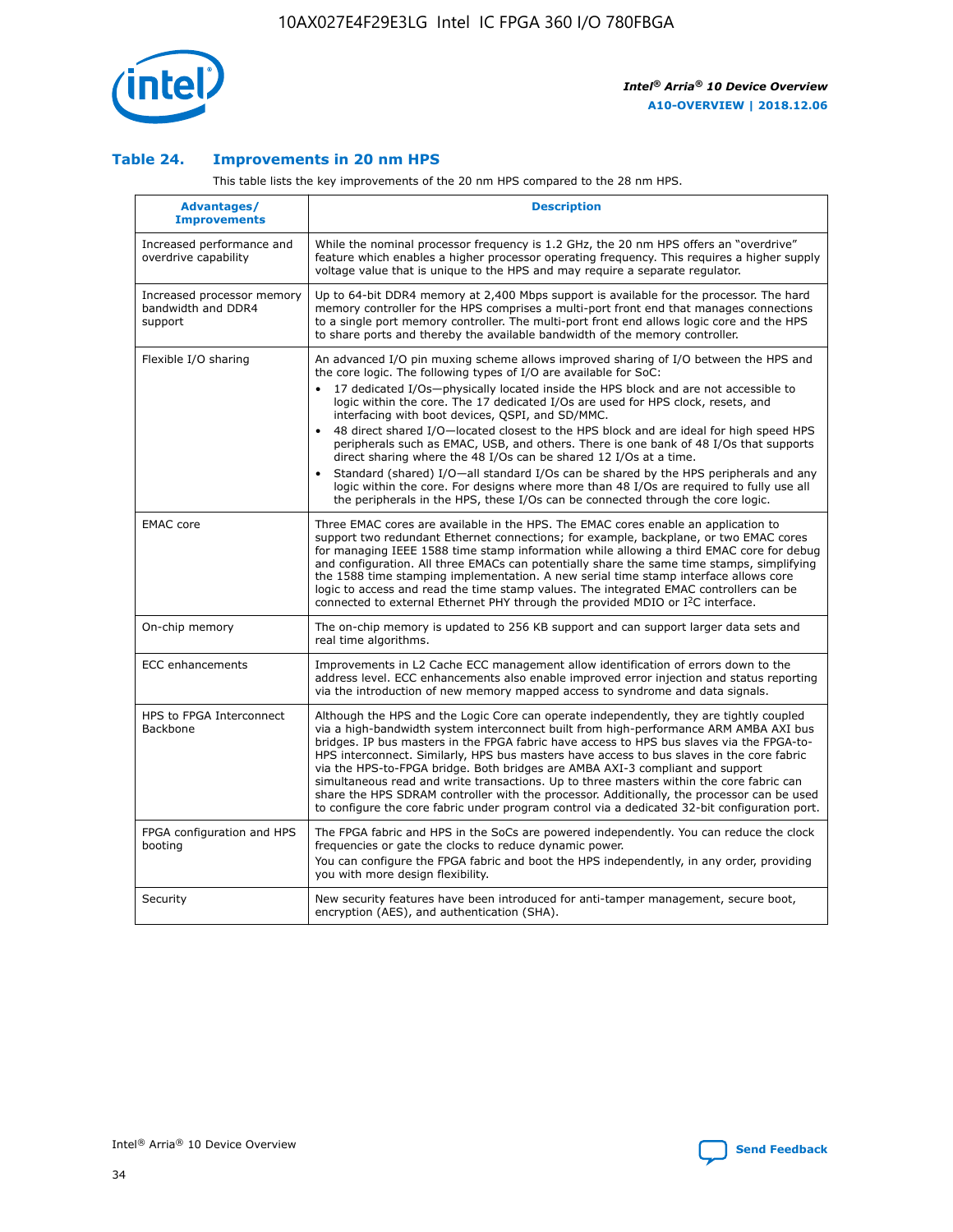### Table 24. Improvements in 20 nm HPS

This table lists the key improvements of the 20 nm HPS compared to the 28 nm HPS.

| Advantages/ Improvements | Description |
| --- | --- |
| Increased performance and overdrive capability | While the nominal processor frequency is 1.2 GHz, the 20 nm HPS offers an "overdrive" feature which enables a higher processor operating frequency. This requires a higher supply voltage value that is unique to the HPS and may require a separate regulator. |
| Increased processor memory bandwidth and DDR4 support | Up to 64-bit DDR4 memory at 2,400 Mbps support is available for the processor. The hard memory controller for the HPS comprises a multi-port front end that manages connections to a single port memory controller. The multi-port front end allows logic core and the HPS to share ports and thereby the available bandwidth of the memory controller. |
| Flexible I/O sharing | An advanced I/O pin muxing scheme allows improved sharing of I/O between the HPS and the core logic. The following types of I/O are available for SoC:<br>• 17 dedicated I/Os—physically located inside the HPS block and are not accessible to logic within the core. The 17 dedicated I/Os are used for HPS clock, resets, and interfacing with boot devices, QSPI, and SD/MMC.<br>• 48 direct shared I/O—located closest to the HPS block and are ideal for high speed HPS peripherals such as EMAC, USB, and others. There is one bank of 48 I/Os that supports direct sharing where the 48 I/Os can be shared 12 I/Os at a time.<br>• Standard (shared) I/O—all standard I/Os can be shared by the HPS peripherals and any logic within the core. For designs where more than 48 I/Os are required to fully use all the peripherals in the HPS, these I/Os can be connected through the core logic. |
| EMAC core | Three EMAC cores are available in the HPS. The EMAC cores enable an application to support two redundant Ethernet connections; for example, backplane, or two EMAC cores for managing IEEE 1588 time stamp information while allowing a third EMAC core for debug and configuration. All three EMACs can potentially share the same time stamps, simplifying the 1588 time stamping implementation. A new serial time stamp interface allows core logic to access and read the time stamp values. The integrated EMAC controllers can be connected to external Ethernet PHY through the provided MDIO or I²C interface. |
| On-chip memory | The on-chip memory is updated to 256 KB support and can support larger data sets and real time algorithms. |
| ECC enhancements | Improvements in L2 Cache ECC management allow identification of errors down to the address level. ECC enhancements also enable improved error injection and status reporting via the introduction of new memory mapped access to syndrome and data signals. |
| HPS to FPGA Interconnect Backbone | Although the HPS and the Logic Core can operate independently, they are tightly coupled via a high-bandwidth system interconnect built from high-performance ARM AMBA AXI bus bridges. IP bus masters in the FPGA fabric have access to HPS bus slaves via the FPGA-to-HPS interconnect. Similarly, HPS bus masters have access to bus slaves in the core fabric via the HPS-to-FPGA bridge. Both bridges are AMBA AXI-3 compliant and support simultaneous read and write transactions. Up to three masters within the core fabric can share the HPS SDRAM controller with the processor. Additionally, the processor can be used to configure the core fabric under program control via a dedicated 32-bit configuration port. |
| FPGA configuration and HPS booting | The FPGA fabric and HPS in the SoCs are powered independently. You can reduce the clock frequencies or gate the clocks to reduce dynamic power.<br>You can configure the FPGA fabric and boot the HPS independently, in any order, providing you with more design flexibility. |
| Security | New security features have been introduced for anti-tamper management, secure boot, encryption (AES), and authentication (SHA). |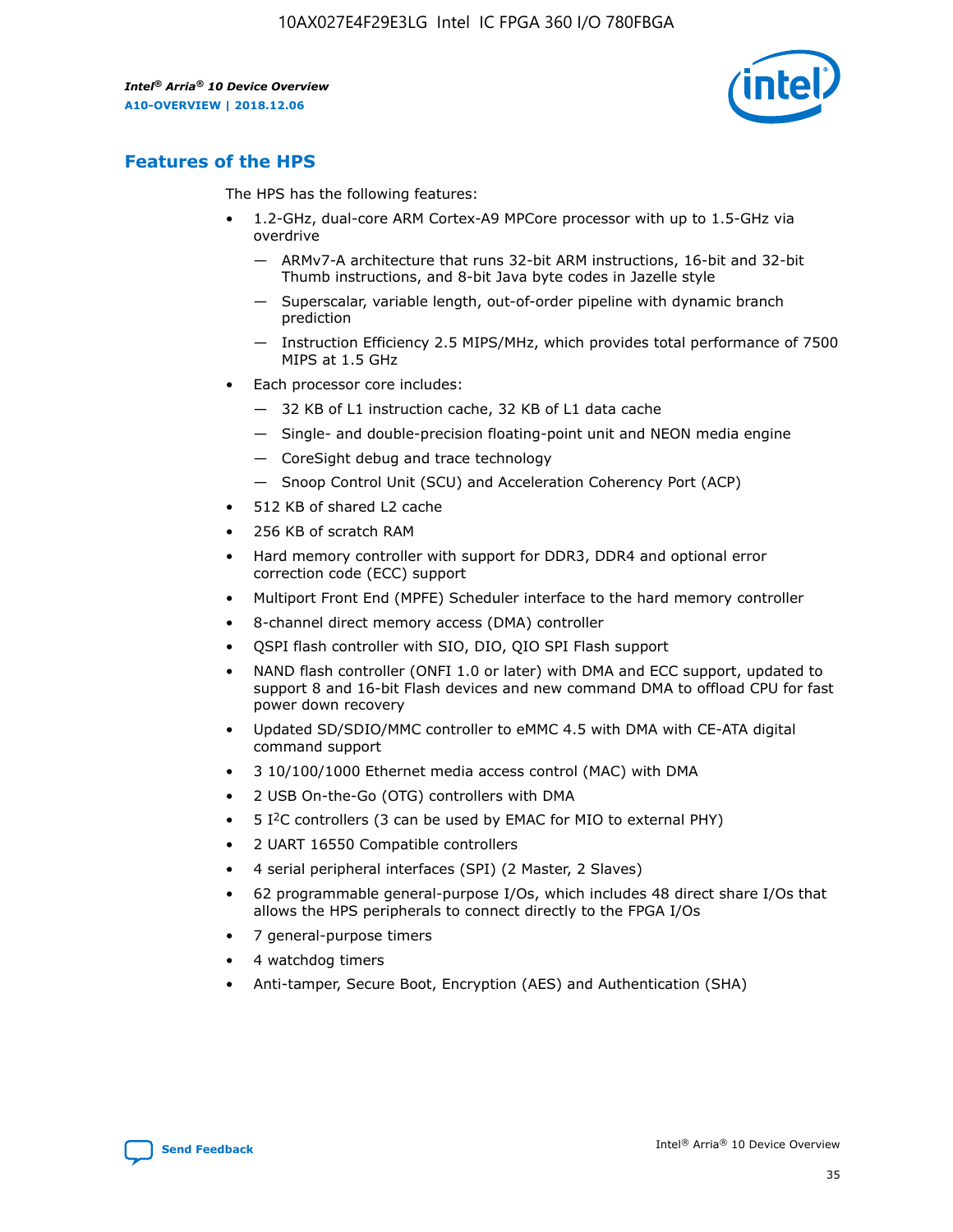## Features of the HPS

The HPS has the following features:

- 1.2-GHz, dual-core ARM Cortex-A9 MPCore processor with up to 1.5-GHz via overdrive
  - — ARMv7-A architecture that runs 32-bit ARM instructions, 16-bit and 32-bit Thumb instructions, and 8-bit Java byte codes in Jazelle style
  - — Superscalar, variable length, out-of-order pipeline with dynamic branch prediction
  - — Instruction Efficiency 2.5 MIPS/MHz, which provides total performance of 7500 MIPS at 1.5 GHz
- Each processor core includes:
  - — 32 KB of L1 instruction cache, 32 KB of L1 data cache
  - — Single- and double-precision floating-point unit and NEON media engine
  - — CoreSight debug and trace technology
  - — Snoop Control Unit (SCU) and Acceleration Coherency Port (ACP)
- 512 KB of shared L2 cache
- 256 KB of scratch RAM
- Hard memory controller with support for DDR3, DDR4 and optional error correction code (ECC) support
- Multiport Front End (MPFE) Scheduler interface to the hard memory controller
- 8-channel direct memory access (DMA) controller
- QSPI flash controller with SIO, DIO, QIO SPI Flash support
- NAND flash controller (ONFI 1.0 or later) with DMA and ECC support, updated to support 8 and 16-bit Flash devices and new command DMA to offload CPU for fast power down recovery
- Updated SD/SDIO/MMC controller to eMMC 4.5 with DMA with CE-ATA digital command support
- 3 10/100/1000 Ethernet media access control (MAC) with DMA
- 2 USB On-the-Go (OTG) controllers with DMA
- 5 I²C controllers (3 can be used by EMAC for MIO to external PHY)
- 2 UART 16550 Compatible controllers
- 4 serial peripheral interfaces (SPI) (2 Master, 2 Slaves)
- 62 programmable general-purpose I/Os, which includes 48 direct share I/Os that allows the HPS peripherals to connect directly to the FPGA I/Os
- 7 general-purpose timers
- 4 watchdog timers
- Anti-tamper, Secure Boot, Encryption (AES) and Authentication (SHA)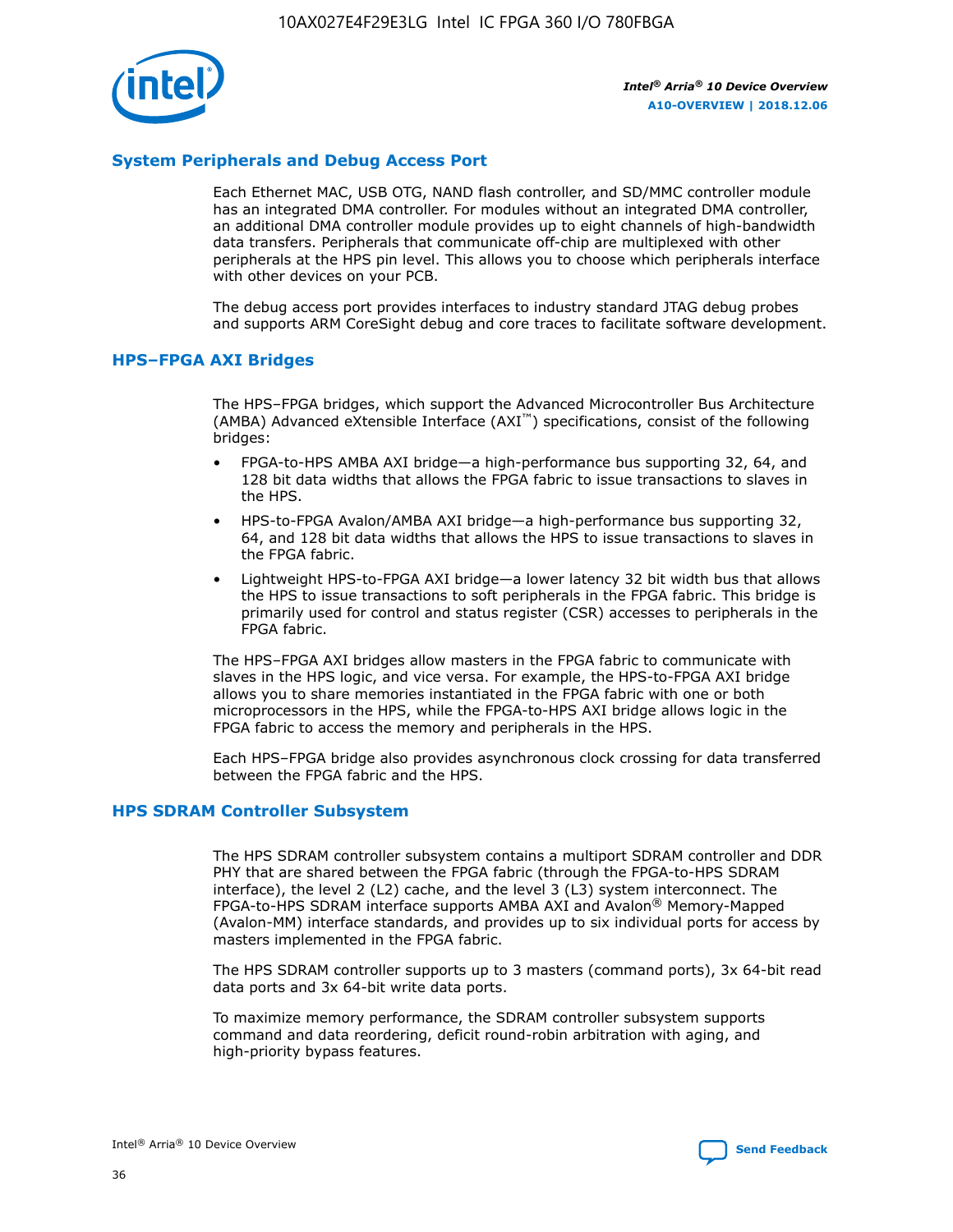## System Peripherals and Debug Access Port

Each Ethernet MAC, USB OTG, NAND flash controller, and SD/MMC controller module has an integrated DMA controller. For modules without an integrated DMA controller, an additional DMA controller module provides up to eight channels of high-bandwidth data transfers. Peripherals that communicate off-chip are multiplexed with other peripherals at the HPS pin level. This allows you to choose which peripherals interface with other devices on your PCB.

The debug access port provides interfaces to industry standard JTAG debug probes and supports ARM CoreSight debug and core traces to facilitate software development.

## HPS–FPGA AXI Bridges

The HPS–FPGA bridges, which support the Advanced Microcontroller Bus Architecture (AMBA) Advanced eXtensible Interface (AXI™) specifications, consist of the following bridges:

- FPGA-to-HPS AMBA AXI bridge—a high-performance bus supporting 32, 64, and 128 bit data widths that allows the FPGA fabric to issue transactions to slaves in the HPS.
- HPS-to-FPGA Avalon/AMBA AXI bridge—a high-performance bus supporting 32, 64, and 128 bit data widths that allows the HPS to issue transactions to slaves in the FPGA fabric.
- Lightweight HPS-to-FPGA AXI bridge—a lower latency 32 bit width bus that allows the HPS to issue transactions to soft peripherals in the FPGA fabric. This bridge is primarily used for control and status register (CSR) accesses to peripherals in the FPGA fabric.

The HPS–FPGA AXI bridges allow masters in the FPGA fabric to communicate with slaves in the HPS logic, and vice versa. For example, the HPS-to-FPGA AXI bridge allows you to share memories instantiated in the FPGA fabric with one or both microprocessors in the HPS, while the FPGA-to-HPS AXI bridge allows logic in the FPGA fabric to access the memory and peripherals in the HPS.

Each HPS–FPGA bridge also provides asynchronous clock crossing for data transferred between the FPGA fabric and the HPS.

## HPS SDRAM Controller Subsystem

The HPS SDRAM controller subsystem contains a multiport SDRAM controller and DDR PHY that are shared between the FPGA fabric (through the FPGA-to-HPS SDRAM interface), the level 2 (L2) cache, and the level 3 (L3) system interconnect. The FPGA-to-HPS SDRAM interface supports AMBA AXI and Avalon® Memory-Mapped (Avalon-MM) interface standards, and provides up to six individual ports for access by masters implemented in the FPGA fabric.

The HPS SDRAM controller supports up to 3 masters (command ports), 3x 64-bit read data ports and 3x 64-bit write data ports.

To maximize memory performance, the SDRAM controller subsystem supports command and data reordering, deficit round-robin arbitration with aging, and high-priority bypass features.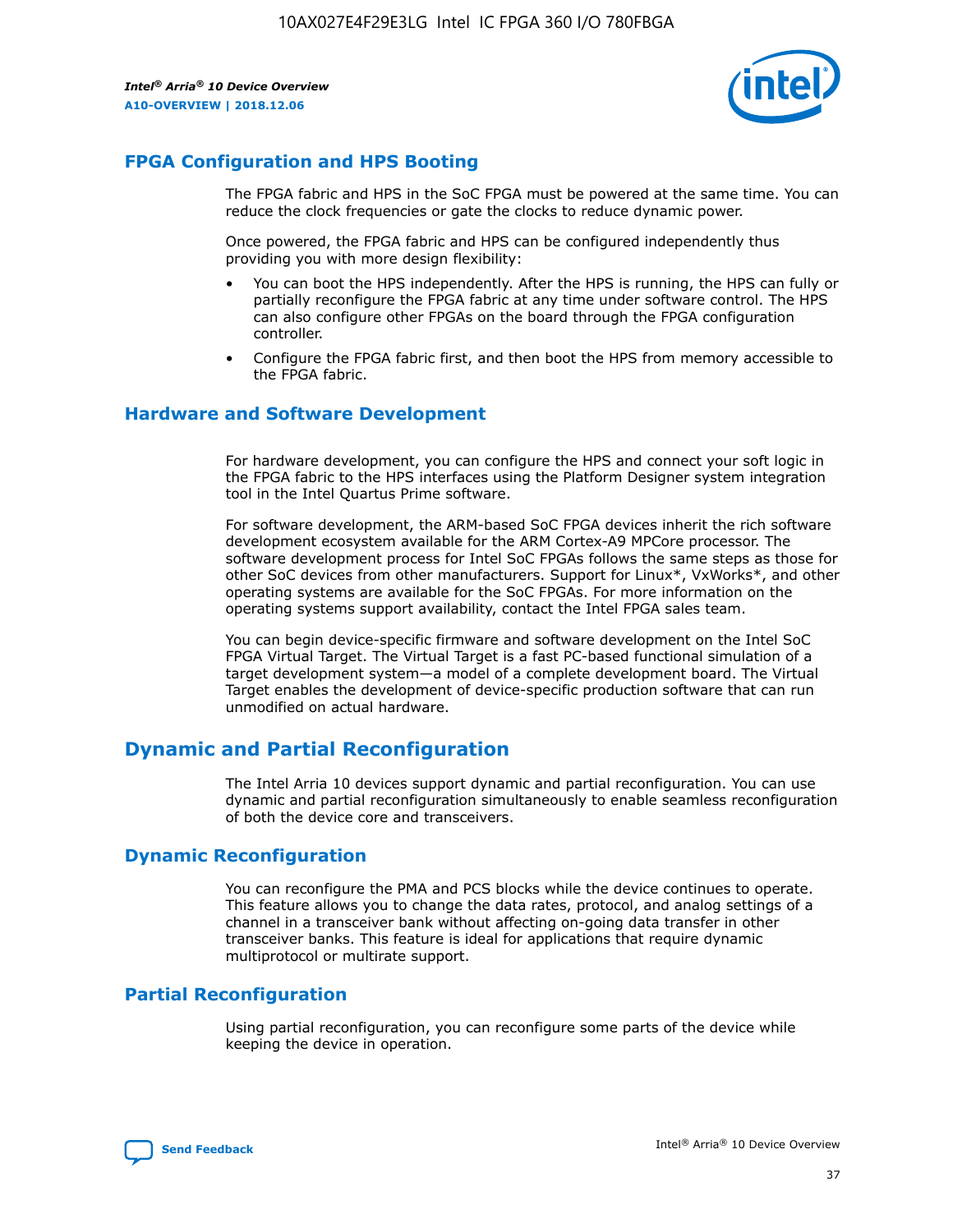## FPGA Configuration and HPS Booting

The FPGA fabric and HPS in the SoC FPGA must be powered at the same time. You can reduce the clock frequencies or gate the clocks to reduce dynamic power.

Once powered, the FPGA fabric and HPS can be configured independently thus providing you with more design flexibility:

- You can boot the HPS independently. After the HPS is running, the HPS can fully or partially reconfigure the FPGA fabric at any time under software control. The HPS can also configure other FPGAs on the board through the FPGA configuration controller.
- Configure the FPGA fabric first, and then boot the HPS from memory accessible to the FPGA fabric.

## Hardware and Software Development

For hardware development, you can configure the HPS and connect your soft logic in the FPGA fabric to the HPS interfaces using the Platform Designer system integration tool in the Intel Quartus Prime software.

For software development, the ARM-based SoC FPGA devices inherit the rich software development ecosystem available for the ARM Cortex-A9 MPCore processor. The software development process for Intel SoC FPGAs follows the same steps as those for other SoC devices from other manufacturers. Support for Linux*, VxWorks*, and other operating systems are available for the SoC FPGAs. For more information on the operating systems support availability, contact the Intel FPGA sales team.

You can begin device-specific firmware and software development on the Intel SoC FPGA Virtual Target. The Virtual Target is a fast PC-based functional simulation of a target development system—a model of a complete development board. The Virtual Target enables the development of device-specific production software that can run unmodified on actual hardware.

# Dynamic and Partial Reconfiguration

The Intel Arria 10 devices support dynamic and partial reconfiguration. You can use dynamic and partial reconfiguration simultaneously to enable seamless reconfiguration of both the device core and transceivers.

## Dynamic Reconfiguration

You can reconfigure the PMA and PCS blocks while the device continues to operate. This feature allows you to change the data rates, protocol, and analog settings of a channel in a transceiver bank without affecting on-going data transfer in other transceiver banks. This feature is ideal for applications that require dynamic multiprotocol or multirate support.

## Partial Reconfiguration

Using partial reconfiguration, you can reconfigure some parts of the device while keeping the device in operation.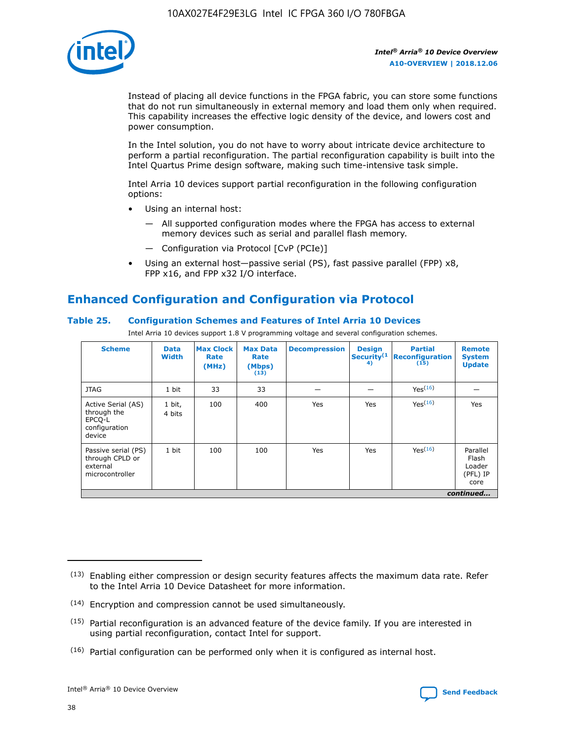Instead of placing all device functions in the FPGA fabric, you can store some functions that do not run simultaneously in external memory and load them only when required. This capability increases the effective logic density of the device, and lowers cost and power consumption.

In the Intel solution, you do not have to worry about intricate device architecture to perform a partial reconfiguration. The partial reconfiguration capability is built into the Intel Quartus Prime design software, making such time-intensive task simple.

Intel Arria 10 devices support partial reconfiguration in the following configuration options:

- Using an internal host:
  - — All supported configuration modes where the FPGA has access to external memory devices such as serial and parallel flash memory.
  - — Configuration via Protocol [CvP (PCIe)]
- Using an external host—passive serial (PS), fast passive parallel (FPP) x8, FPP x16, and FPP x32 I/O interface.

## Enhanced Configuration and Configuration via Protocol

**Table 25. Configuration Schemes and Features of Intel Arria 10 Devices**

Intel Arria 10 devices support 1.8 V programming voltage and several configuration schemes.

| Scheme | Data Width | Max Clock Rate (MHz) | Max Data Rate (Mbps) (13) | Decompression | Design Security (14) | Partial Reconfiguration (15) | Remote System Update |
|---|---|---|---|---|---|---|---|
| JTAG | 1 bit | 33 | 33 | — | — | Yes(16) | — |
| Active Serial (AS) through the EPCQ-L configuration device | 1 bit, 4 bits | 100 | 400 | Yes | Yes | Yes(16) | Yes |
| Passive serial (PS) through CPLD or external microcontroller | 1 bit | 100 | 100 | Yes | Yes | Yes(16) | Parallel Flash Loader (PFL) IP core |

*continued...*

(13) Enabling either compression or design security features affects the maximum data rate. Refer to the Intel Arria 10 Device Datasheet for more information.

(14) Encryption and compression cannot be used simultaneously.

(15) Partial reconfiguration is an advanced feature of the device family. If you are interested in using partial reconfiguration, contact Intel for support.

(16) Partial configuration can be performed only when it is configured as internal host.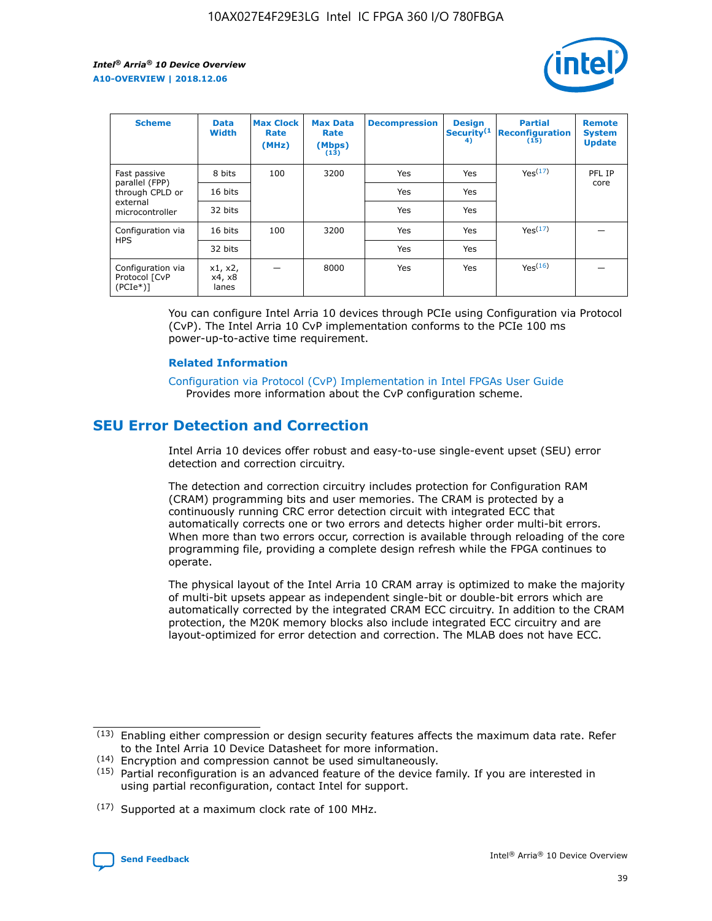| Scheme | Data Width | Max Clock Rate (MHz) | Max Data Rate (Mbps) (13) | Decompression | Design Security(14) | Partial Reconfiguration (15) | Remote System Update |
|---|---|---|---|---|---|---|---|
| Fast passive parallel (FPP) through CPLD or external microcontroller | 8 bits | 100 | 3200 | Yes | Yes | Yes(17) | PFL IP core |
| | 16 bits | | | Yes | Yes | | |
| | 32 bits | | | Yes | Yes | | |
| Configuration via HPS | 16 bits | 100 | 3200 | Yes | Yes | Yes(17) | — |
| | 32 bits | | | Yes | Yes | | |
| Configuration via Protocol [CvP (PCIe*)] | x1, x2, x4, x8 lanes | — | 8000 | Yes | Yes | Yes(16) | — |

You can configure Intel Arria 10 devices through PCIe using Configuration via Protocol (CvP). The Intel Arria 10 CvP implementation conforms to the PCIe 100 ms power-up-to-active time requirement.

**Related Information**

Configuration via Protocol (CvP) Implementation in Intel FPGAs User Guide
Provides more information about the CvP configuration scheme.

## SEU Error Detection and Correction

Intel Arria 10 devices offer robust and easy-to-use single-event upset (SEU) error detection and correction circuitry.

The detection and correction circuitry includes protection for Configuration RAM (CRAM) programming bits and user memories. The CRAM is protected by a continuously running CRC error detection circuit with integrated ECC that automatically corrects one or two errors and detects higher order multi-bit errors. When more than two errors occur, correction is available through reloading of the core programming file, providing a complete design refresh while the FPGA continues to operate.

The physical layout of the Intel Arria 10 CRAM array is optimized to make the majority of multi-bit upsets appear as independent single-bit or double-bit errors which are automatically corrected by the integrated CRAM ECC circuitry. In addition to the CRAM protection, the M20K memory blocks also include integrated ECC circuitry and are layout-optimized for error detection and correction. The MLAB does not have ECC.

(13) Enabling either compression or design security features affects the maximum data rate. Refer to the Intel Arria 10 Device Datasheet for more information.

(14) Encryption and compression cannot be used simultaneously.

(15) Partial reconfiguration is an advanced feature of the device family. If you are interested in using partial reconfiguration, contact Intel for support.

(17) Supported at a maximum clock rate of 100 MHz.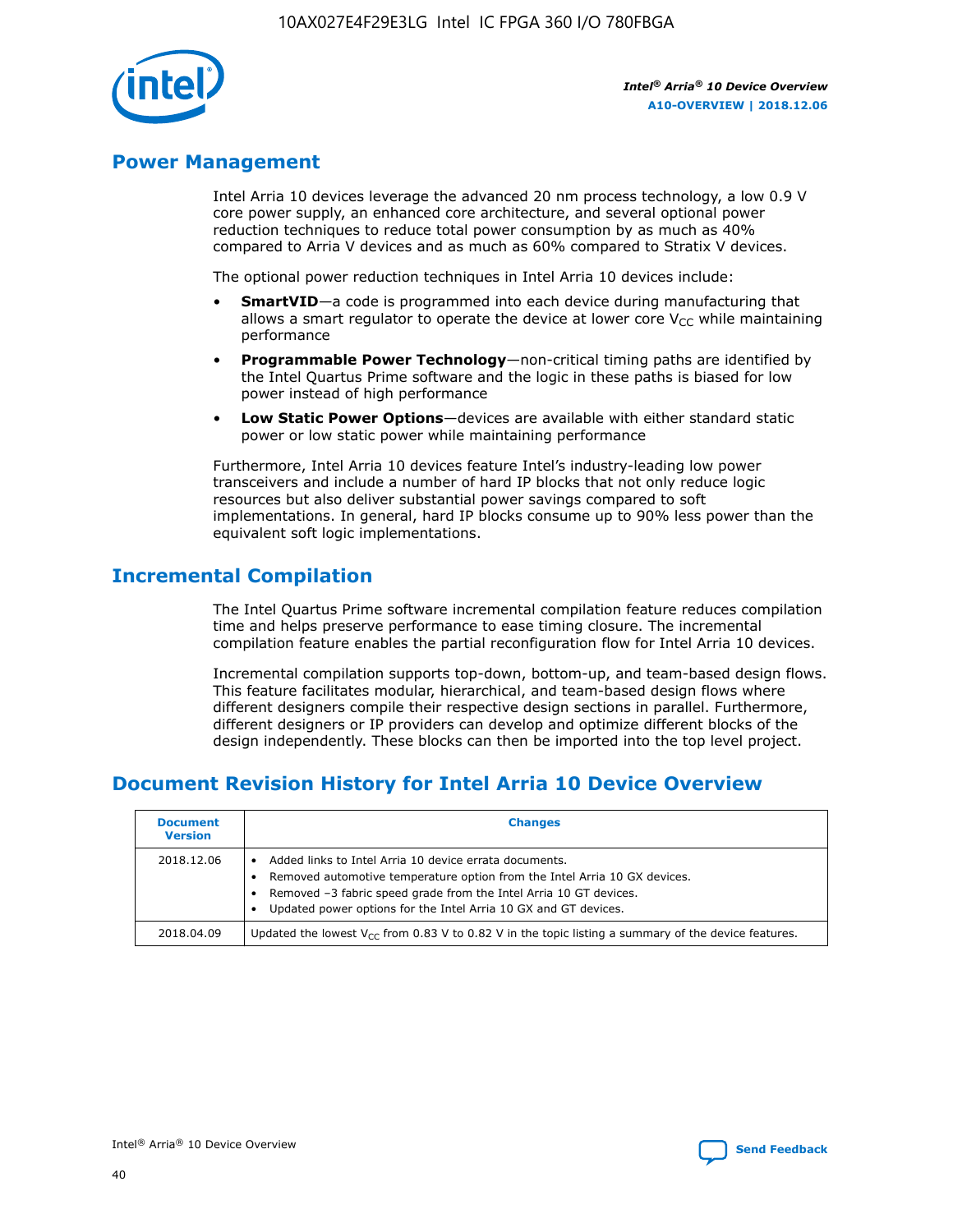## Power Management

Intel Arria 10 devices leverage the advanced 20 nm process technology, a low 0.9 V core power supply, an enhanced core architecture, and several optional power reduction techniques to reduce total power consumption by as much as 40% compared to Arria V devices and as much as 60% compared to Stratix V devices.

The optional power reduction techniques in Intel Arria 10 devices include:

- **SmartVID**—a code is programmed into each device during manufacturing that allows a smart regulator to operate the device at lower core $V_{CC}$ while maintaining performance
- **Programmable Power Technology**—non-critical timing paths are identified by the Intel Quartus Prime software and the logic in these paths is biased for low power instead of high performance
- **Low Static Power Options**—devices are available with either standard static power or low static power while maintaining performance

Furthermore, Intel Arria 10 devices feature Intel's industry-leading low power transceivers and include a number of hard IP blocks that not only reduce logic resources but also deliver substantial power savings compared to soft implementations. In general, hard IP blocks consume up to 90% less power than the equivalent soft logic implementations.

## Incremental Compilation

The Intel Quartus Prime software incremental compilation feature reduces compilation time and helps preserve performance to ease timing closure. The incremental compilation feature enables the partial reconfiguration flow for Intel Arria 10 devices.

Incremental compilation supports top-down, bottom-up, and team-based design flows. This feature facilitates modular, hierarchical, and team-based design flows where different designers compile their respective design sections in parallel. Furthermore, different designers or IP providers can develop and optimize different blocks of the design independently. These blocks can then be imported into the top level project.

## Document Revision History for Intel Arria 10 Device Overview

| Document Version | Changes |
| --- | --- |
| 2018.12.06 | • Added links to Intel Arria 10 device errata documents.<br>• Removed automotive temperature option from the Intel Arria 10 GX devices.<br>• Removed –3 fabric speed grade from the Intel Arria 10 GT devices.<br>• Updated power options for the Intel Arria 10 GX and GT devices. |
| 2018.04.09 | Updated the lowest $V_{CC}$ from 0.83 V to 0.82 V in the topic listing a summary of the device features. |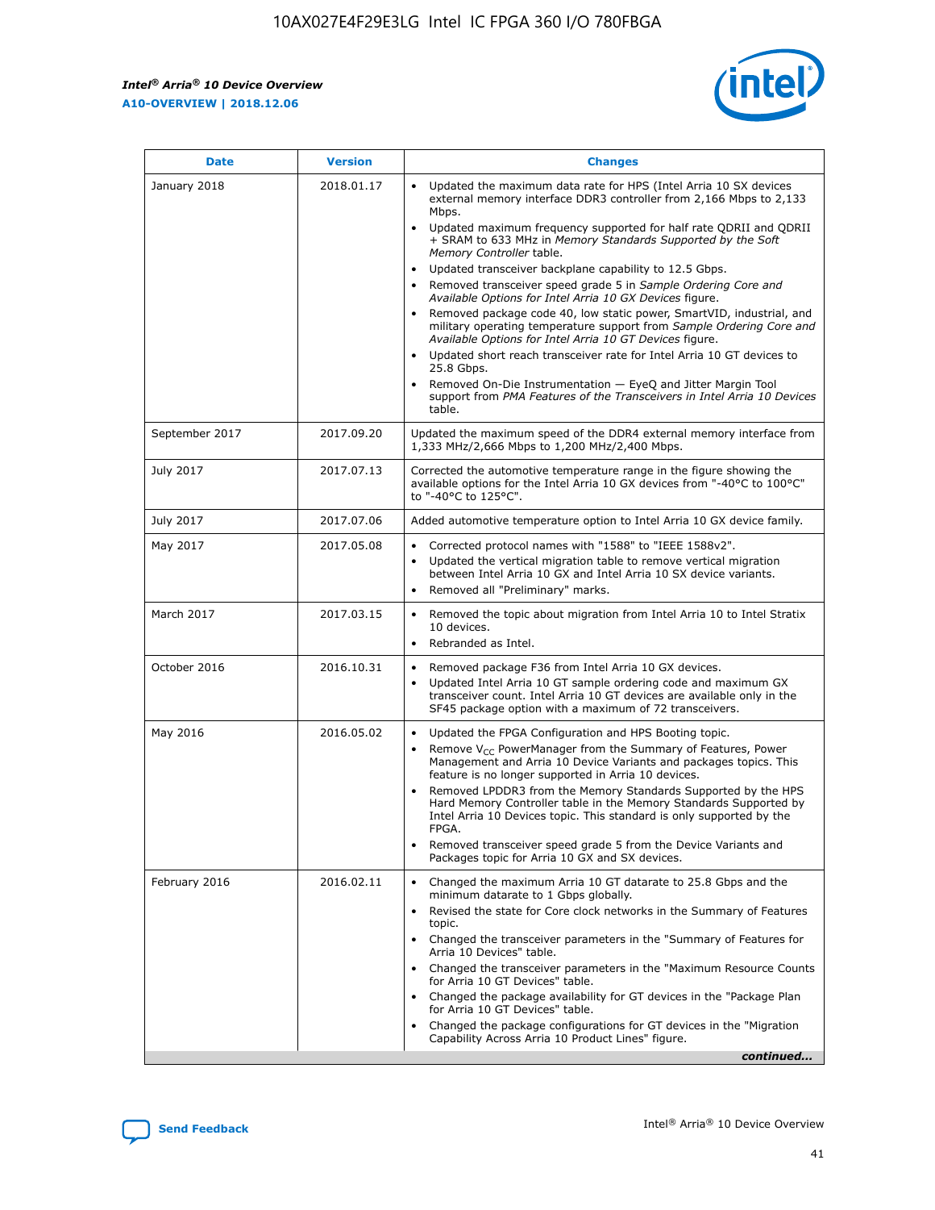| Date | Version | Changes |
| --- | --- | --- |
| January 2018 | 2018.01.17 | • Updated the maximum data rate for HPS (Intel Arria 10 SX devices external memory interface DDR3 controller from 2,166 Mbps to 2,133 Mbps.<br>• Updated maximum frequency supported for half rate QDRII and QDRII + SRAM to 633 MHz in *Memory Standards Supported by the Soft Memory Controller* table.<br>• Updated transceiver backplane capability to 12.5 Gbps.<br>• Removed transceiver speed grade 5 in *Sample Ordering Core and Available Options for Intel Arria 10 GX Devices* figure.<br>• Removed package code 40, low static power, SmartVID, industrial, and military operating temperature support from *Sample Ordering Core and Available Options for Intel Arria 10 GT Devices* figure.<br>• Updated short reach transceiver rate for Intel Arria 10 GT devices to 25.8 Gbps.<br>• Removed On-Die Instrumentation — EyeQ and Jitter Margin Tool support from *PMA Features of the Transceivers in Intel Arria 10 Devices* table. |
| September 2017 | 2017.09.20 | Updated the maximum speed of the DDR4 external memory interface from 1,333 MHz/2,666 Mbps to 1,200 MHz/2,400 Mbps. |
| July 2017 | 2017.07.13 | Corrected the automotive temperature range in the figure showing the available options for the Intel Arria 10 GX devices from "-40°C to 100°C" to "-40°C to 125°C". |
| July 2017 | 2017.07.06 | Added automotive temperature option to Intel Arria 10 GX device family. |
| May 2017 | 2017.05.08 | • Corrected protocol names with "1588" to "IEEE 1588v2".<br>• Updated the vertical migration table to remove vertical migration between Intel Arria 10 GX and Intel Arria 10 SX device variants.<br>• Removed all "Preliminary" marks. |
| March 2017 | 2017.03.15 | • Removed the topic about migration from Intel Arria 10 to Intel Stratix 10 devices.<br>• Rebranded as Intel. |
| October 2016 | 2016.10.31 | • Removed package F36 from Intel Arria 10 GX devices.<br>• Updated Intel Arria 10 GT sample ordering code and maximum GX transceiver count. Intel Arria 10 GT devices are available only in the SF45 package option with a maximum of 72 transceivers. |
| May 2016 | 2016.05.02 | • Updated the FPGA Configuration and HPS Booting topic.<br>• Remove $V_{CC}$ PowerManager from the Summary of Features, Power Management and Arria 10 Device Variants and packages topics. This feature is no longer supported in Arria 10 devices.<br>• Removed LPDDR3 from the Memory Standards Supported by the HPS Hard Memory Controller table in the Memory Standards Supported by Intel Arria 10 Devices topic. This standard is only supported by the FPGA.<br>• Removed transceiver speed grade 5 from the Device Variants and Packages topic for Arria 10 GX and SX devices. |
| February 2016 | 2016.02.11 | • Changed the maximum Arria 10 GT datarate to 25.8 Gbps and the minimum datarate to 1 Gbps globally.<br>• Revised the state for Core clock networks in the Summary of Features topic.<br>• Changed the transceiver parameters in the "Summary of Features for Arria 10 Devices" table.<br>• Changed the transceiver parameters in the "Maximum Resource Counts for Arria 10 GT Devices" table.<br>• Changed the package availability for GT devices in the "Package Plan for Arria 10 GT Devices" table.<br>• Changed the package configurations for GT devices in the "Migration Capability Across Arria 10 Product Lines" figure. |

*continued...*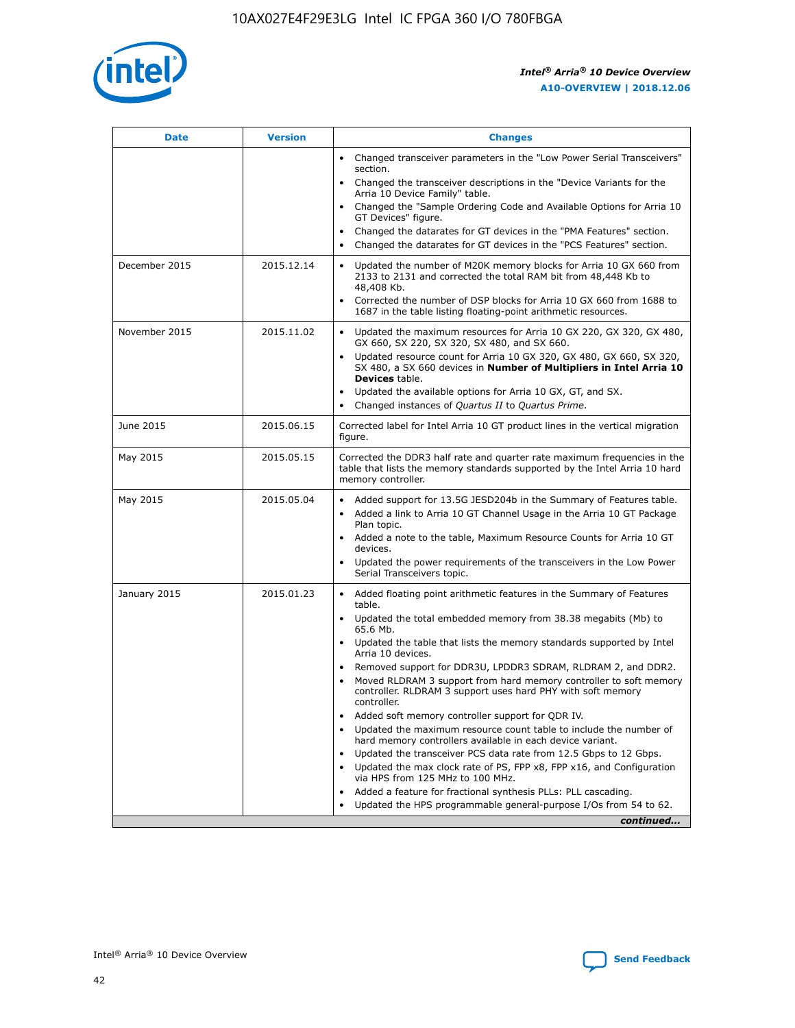| Date | Version | Changes |
| --- | --- | --- |
| | | • Changed transceiver parameters in the "Low Power Serial Transceivers" section.<br>• Changed the transceiver descriptions in the "Device Variants for the Arria 10 Device Family" table.<br>• Changed the "Sample Ordering Code and Available Options for Arria 10 GT Devices" figure.<br>• Changed the datarates for GT devices in the "PMA Features" section.<br>• Changed the datarates for GT devices in the "PCS Features" section. |
| December 2015 | 2015.12.14 | • Updated the number of M20K memory blocks for Arria 10 GX 660 from 2133 to 2131 and corrected the total RAM bit from 48,448 Kb to 48,408 Kb.<br>• Corrected the number of DSP blocks for Arria 10 GX 660 from 1688 to 1687 in the table listing floating-point arithmetic resources. |
| November 2015 | 2015.11.02 | • Updated the maximum resources for Arria 10 GX 220, GX 320, GX 480, GX 660, SX 220, SX 320, SX 480, and SX 660.<br>• Updated resource count for Arria 10 GX 320, GX 480, GX 660, SX 320, SX 480, a SX 660 devices in **Number of Multipliers in Intel Arria 10 Devices** table.<br>• Updated the available options for Arria 10 GX, GT, and SX.<br>• Changed instances of *Quartus II* to *Quartus Prime*. |
| June 2015 | 2015.06.15 | Corrected label for Intel Arria 10 GT product lines in the vertical migration figure. |
| May 2015 | 2015.05.15 | Corrected the DDR3 half rate and quarter rate maximum frequencies in the table that lists the memory standards supported by the Intel Arria 10 hard memory controller. |
| May 2015 | 2015.05.04 | • Added support for 13.5G JESD204b in the Summary of Features table.<br>• Added a link to Arria 10 GT Channel Usage in the Arria 10 GT Package Plan topic.<br>• Added a note to the table, Maximum Resource Counts for Arria 10 GT devices.<br>• Updated the power requirements of the transceivers in the Low Power Serial Transceivers topic. |
| January 2015 | 2015.01.23 | • Added floating point arithmetic features in the Summary of Features table.<br>• Updated the total embedded memory from 38.38 megabits (Mb) to 65.6 Mb.<br>• Updated the table that lists the memory standards supported by Intel Arria 10 devices.<br>• Removed support for DDR3U, LPDDR3 SDRAM, RLDRAM 2, and DDR2.<br>• Moved RLDRAM 3 support from hard memory controller to soft memory controller. RLDRAM 3 support uses hard PHY with soft memory controller.<br>• Added soft memory controller support for QDR IV.<br>• Updated the maximum resource count table to include the number of hard memory controllers available in each device variant.<br>• Updated the transceiver PCS data rate from 12.5 Gbps to 12 Gbps.<br>• Updated the max clock rate of PS, FPP x8, FPP x16, and Configuration via HPS from 125 MHz to 100 MHz.<br>• Added a feature for fractional synthesis PLLs: PLL cascading.<br>• Updated the HPS programmable general-purpose I/Os from 54 to 62. |

*continued...*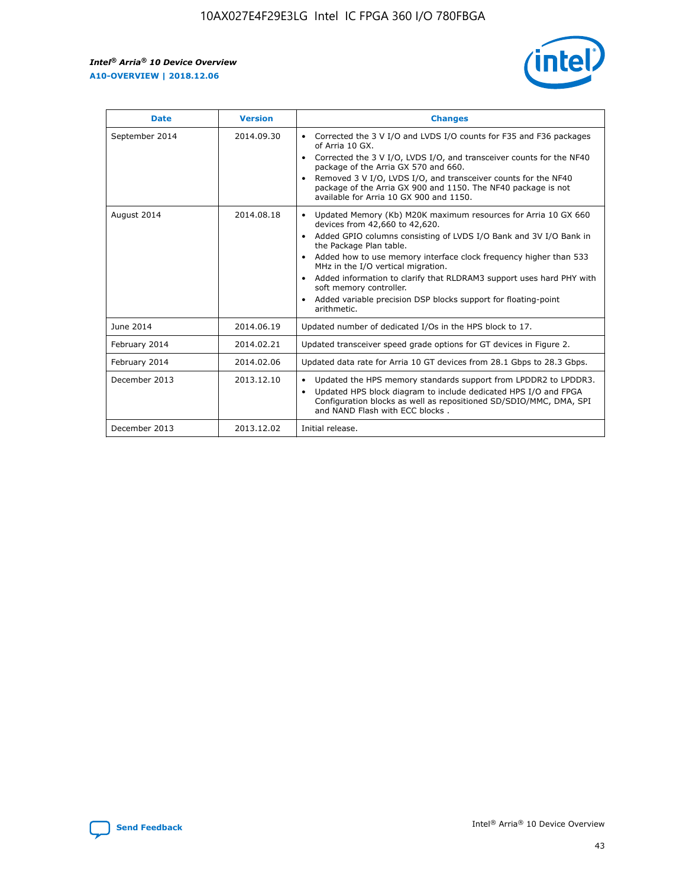| Date | Version | Changes |
| --- | --- | --- |
| September 2014 | 2014.09.30 | • Corrected the 3 V I/O and LVDS I/O counts for F35 and F36 packages of Arria 10 GX.<br>• Corrected the 3 V I/O, LVDS I/O, and transceiver counts for the NF40 package of the Arria GX 570 and 660.<br>• Removed 3 V I/O, LVDS I/O, and transceiver counts for the NF40 package of the Arria GX 900 and 1150. The NF40 package is not available for Arria 10 GX 900 and 1150. |
| August 2014 | 2014.08.18 | • Updated Memory (Kb) M20K maximum resources for Arria 10 GX 660 devices from 42,660 to 42,620.<br>• Added GPIO columns consisting of LVDS I/O Bank and 3V I/O Bank in the Package Plan table.<br>• Added how to use memory interface clock frequency higher than 533 MHz in the I/O vertical migration.<br>• Added information to clarify that RLDRAM3 support uses hard PHY with soft memory controller.<br>• Added variable precision DSP blocks support for floating-point arithmetic. |
| June 2014 | 2014.06.19 | Updated number of dedicated I/Os in the HPS block to 17. |
| February 2014 | 2014.02.21 | Updated transceiver speed grade options for GT devices in Figure 2. |
| February 2014 | 2014.02.06 | Updated data rate for Arria 10 GT devices from 28.1 Gbps to 28.3 Gbps. |
| December 2013 | 2013.12.10 | • Updated the HPS memory standards support from LPDDR2 to LPDDR3.<br>• Updated HPS block diagram to include dedicated HPS I/O and FPGA Configuration blocks as well as repositioned SD/SDIO/MMC, DMA, SPI and NAND Flash with ECC blocks . |
| December 2013 | 2013.12.02 | Initial release. |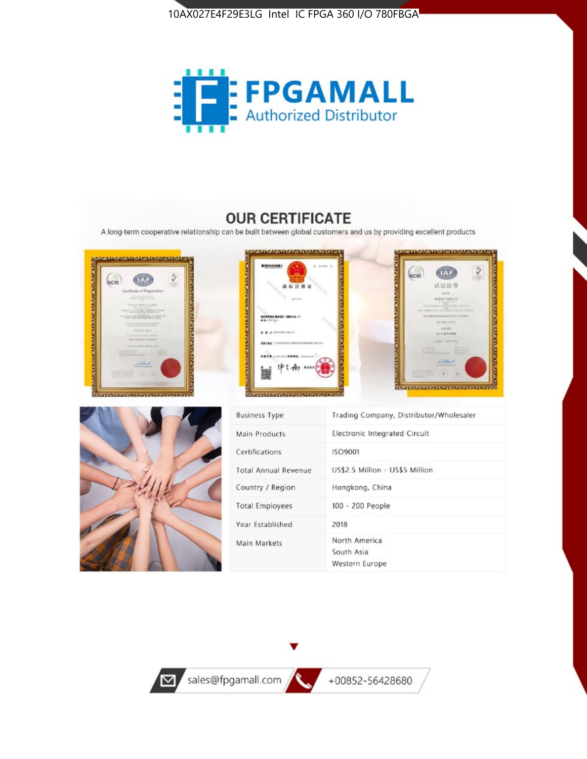FPGAMALL
Authorized Distributor

## OUR CERTIFICATE

A long-term cooperative relationship can be built between global customers and us by providing excellent products

| | |
|---|---|
| Business Type | Trading Company, Distributor/Wholesaler |
| Main Products | Electronic Integrated Circuit |
| Certifications | ISO9001 |
| Total Annual Revenue | US$2.5 Million - US$5 Million |
| Country / Region | Hongkong, China |
| Total Employees | 100 - 200 People |
| Year Established | 2018 |
| Main Markets | North America<br>South Asia<br>Western Europe |

sales@fpgamall.com

+00852-56428680